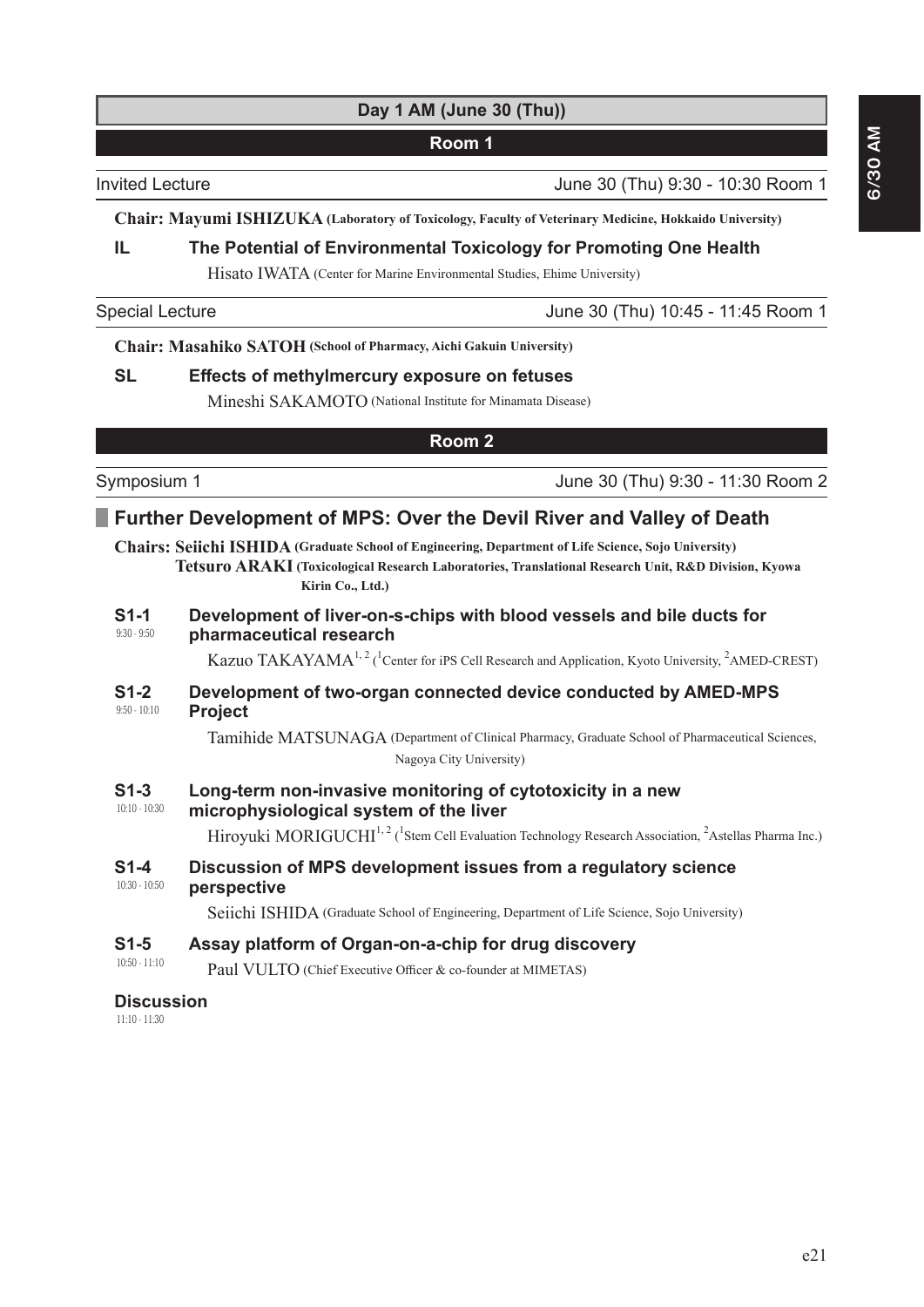# Day 1 AM (June 30 (Thu))

## Room 1

Invited Lecture — June 30 (Thu) 9:30 - 10:30 Room 1

**Chair: Mayumi ISHIZUKA** (Laboratory of Toxicology, Faculty of Veterinary Medicine, Hokkaido University)

**IL** **The Potential of Environmental Toxicology for Promoting One Health**

Hisato IWATA (Center for Marine Environmental Studies, Ehime University)

Special Lecture — June 30 (Thu) 10:45 - 11:45 Room 1

**Chair: Masahiko SATOH** (School of Pharmacy, Aichi Gakuin University)

**SL** **Effects of methylmercury exposure on fetuses**

Mineshi SAKAMOTO (National Institute for Minamata Disease)

## Room 2

Symposium 1 — June 30 (Thu) 9:30 - 11:30 Room 2

### Further Development of MPS: Over the Devil River and Valley of Death

**Chairs: Seiichi ISHIDA** (Graduate School of Engineering, Department of Life Science, Sojo University)
**Tetsuro ARAKI** (Toxicological Research Laboratories, Translational Research Unit, R&D Division, Kyowa Kirin Co., Ltd.)

**S1-1** (9:30 - 9:50) **Development of liver-on-s-chips with blood vessels and bile ducts for pharmaceutical research**

Kazuo TAKAYAMA[1,2] ([1]Center for iPS Cell Research and Application, Kyoto University, [2]AMED-CREST)

**S1-2** (9:50 - 10:10) **Development of two-organ connected device conducted by AMED-MPS Project**

Tamihide MATSUNAGA (Department of Clinical Pharmacy, Graduate School of Pharmaceutical Sciences, Nagoya City University)

**S1-3** (10:10 - 10:30) **Long-term non-invasive monitoring of cytotoxicity in a new microphysiological system of the liver**

Hiroyuki MORIGUCHI[1,2] ([1]Stem Cell Evaluation Technology Research Association, [2]Astellas Pharma Inc.)

**S1-4** (10:30 - 10:50) **Discussion of MPS development issues from a regulatory science perspective**

Seiichi ISHIDA (Graduate School of Engineering, Department of Life Science, Sojo University)

**S1-5** (10:50 - 11:10) **Assay platform of Organ-on-a-chip for drug discovery**

Paul VULTO (Chief Executive Officer & co-founder at MIMETAS)

**Discussion** (11:10 - 11:30)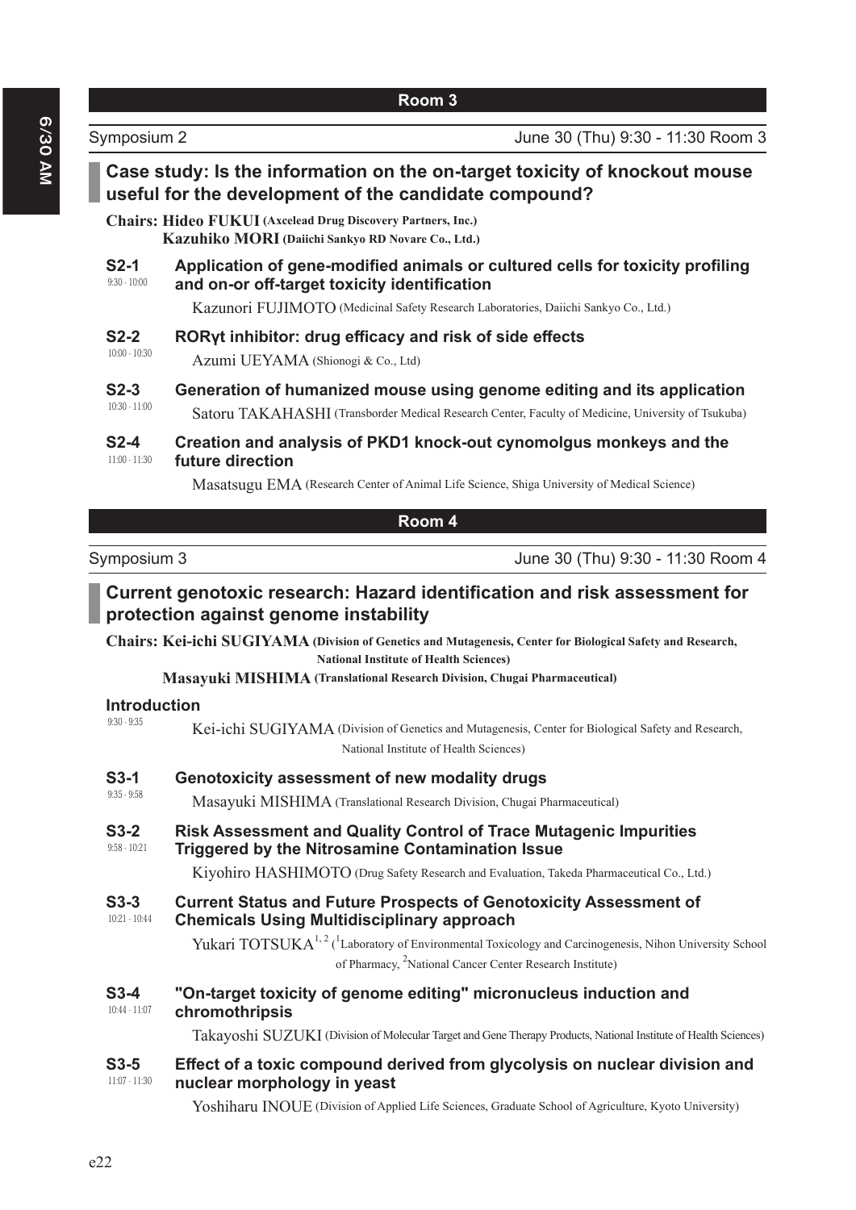## Room 3

Symposium 2 — June 30 (Thu) 9:30 - 11:30 Room 3

### Case study: Is the information on the on-target toxicity of knockout mouse useful for the development of the candidate compound?

**Chairs: Hideo FUKUI (Axcelead Drug Discovery Partners, Inc.)**
**Kazuhiko MORI (Daiichi Sankyo RD Novare Co., Ltd.)**

**S2-1** 9:30 - 10:00
**Application of gene-modified animals or cultured cells for toxicity profiling and on-or off-target toxicity identification**
Kazunori FUJIMOTO (Medicinal Safety Research Laboratories, Daiichi Sankyo Co., Ltd.)

**S2-2** 10:00 - 10:30
**RORγt inhibitor: drug efficacy and risk of side effects**
Azumi UEYAMA (Shionogi & Co., Ltd)

**S2-3** 10:30 - 11:00
**Generation of humanized mouse using genome editing and its application**
Satoru TAKAHASHI (Transborder Medical Research Center, Faculty of Medicine, University of Tsukuba)

**S2-4** 11:00 - 11:30
**Creation and analysis of PKD1 knock-out cynomolgus monkeys and the future direction**
Masatsugu EMA (Research Center of Animal Life Science, Shiga University of Medical Science)

## Room 4

Symposium 3 — June 30 (Thu) 9:30 - 11:30 Room 4

### Current genotoxic research: Hazard identification and risk assessment for protection against genome instability

**Chairs: Kei-ichi SUGIYAMA (Division of Genetics and Mutagenesis, Center for Biological Safety and Research, National Institute of Health Sciences)**
**Masayuki MISHIMA (Translational Research Division, Chugai Pharmaceutical)**

**Introduction** 9:30 - 9:35
Kei-ichi SUGIYAMA (Division of Genetics and Mutagenesis, Center for Biological Safety and Research, National Institute of Health Sciences)

**S3-1** 9:35 - 9:58
**Genotoxicity assessment of new modality drugs**
Masayuki MISHIMA (Translational Research Division, Chugai Pharmaceutical)

**S3-2** 9:58 - 10:21
**Risk Assessment and Quality Control of Trace Mutagenic Impurities Triggered by the Nitrosamine Contamination Issue**
Kiyohiro HASHIMOTO (Drug Safety Research and Evaluation, Takeda Pharmaceutical Co., Ltd.)

**S3-3** 10:21 - 10:44
**Current Status and Future Prospects of Genotoxicity Assessment of Chemicals Using Multidisciplinary approach**
Yukari TOTSUKA[1, 2] ([1]Laboratory of Environmental Toxicology and Carcinogenesis, Nihon University School of Pharmacy, [2]National Cancer Center Research Institute)

**S3-4** 10:44 - 11:07
**"On-target toxicity of genome editing" micronucleus induction and chromothripsis**
Takayoshi SUZUKI (Division of Molecular Target and Gene Therapy Products, National Institute of Health Sciences)

**S3-5** 11:07 - 11:30
**Effect of a toxic compound derived from glycolysis on nuclear division and nuclear morphology in yeast**
Yoshiharu INOUE (Division of Applied Life Sciences, Graduate School of Agriculture, Kyoto University)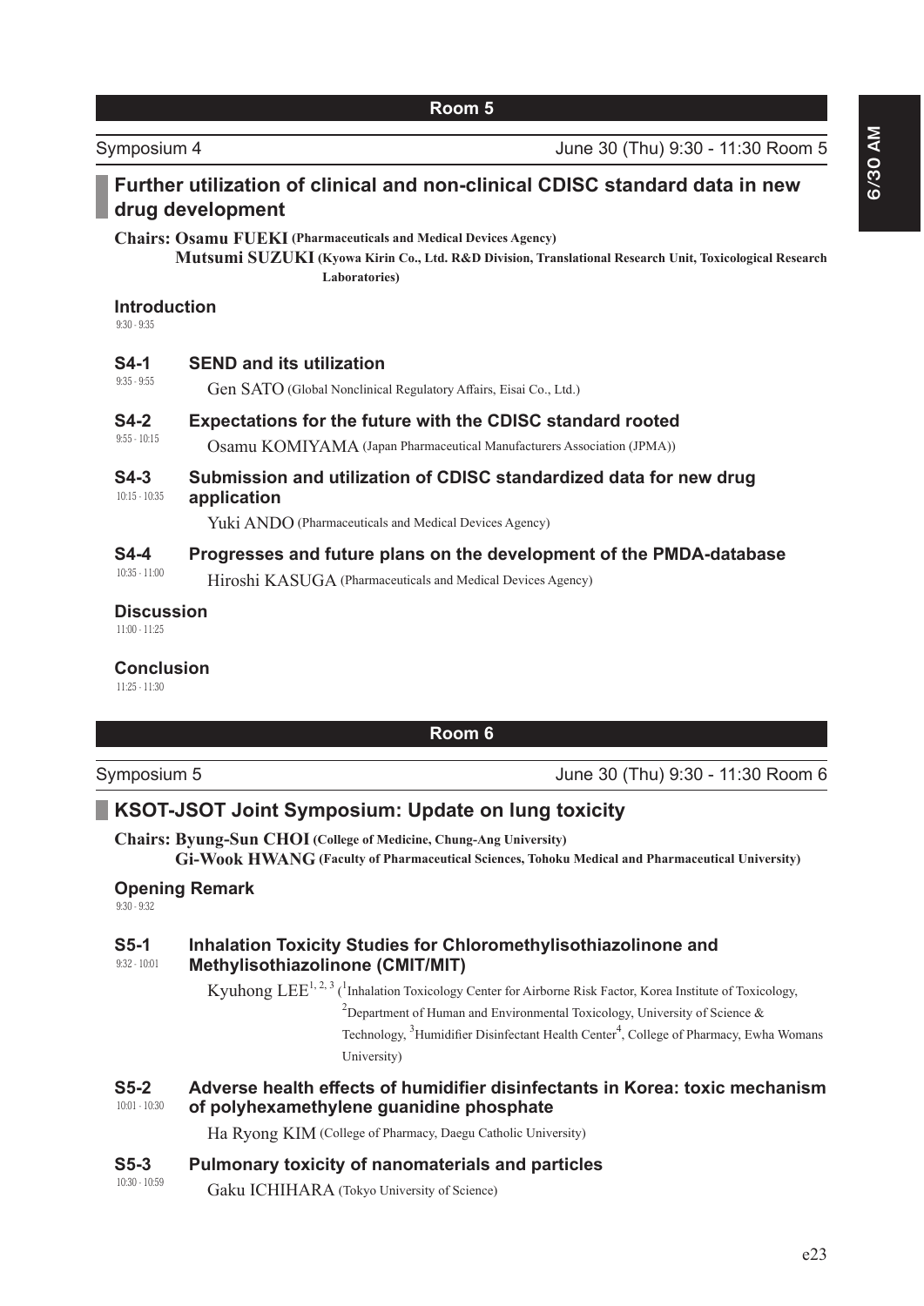## Room 5

Symposium 4 June 30 (Thu) 9:30 - 11:30 Room 5

### Further utilization of clinical and non-clinical CDISC standard data in new drug development

**Chairs: Osamu FUEKI (Pharmaceuticals and Medical Devices Agency)**
**Mutsumi SUZUKI (Kyowa Kirin Co., Ltd. R&D Division, Translational Research Unit, Toxicological Research Laboratories)**

**Introduction**
9:30 - 9:35

**S4-1** 9:35 - 9:55
**SEND and its utilization**
Gen SATO (Global Nonclinical Regulatory Affairs, Eisai Co., Ltd.)

**S4-2** 9:55 - 10:15
**Expectations for the future with the CDISC standard rooted**
Osamu KOMIYAMA (Japan Pharmaceutical Manufacturers Association (JPMA))

**S4-3** 10:15 - 10:35
**Submission and utilization of CDISC standardized data for new drug application**
Yuki ANDO (Pharmaceuticals and Medical Devices Agency)

**S4-4** 10:35 - 11:00
**Progresses and future plans on the development of the PMDA-database**
Hiroshi KASUGA (Pharmaceuticals and Medical Devices Agency)

**Discussion**
11:00 - 11:25

**Conclusion**
11:25 - 11:30

## Room 6

Symposium 5 June 30 (Thu) 9:30 - 11:30 Room 6

### KSOT-JSOT Joint Symposium: Update on lung toxicity

**Chairs: Byung-Sun CHOI (College of Medicine, Chung-Ang University)**
**Gi-Wook HWANG (Faculty of Pharmaceutical Sciences, Tohoku Medical and Pharmaceutical University)**

**Opening Remark**
9:30 - 9:32

**S5-1** 9:32 - 10:01
**Inhalation Toxicity Studies for Chloromethylisothiazolinone and Methylisothiazolinone (CMIT/MIT)**
Kyuhong LEE[1, 2, 3] ([1]Inhalation Toxicology Center for Airborne Risk Factor, Korea Institute of Toxicology, [2]Department of Human and Environmental Toxicology, University of Science & Technology, [3]Humidifier Disinfectant Health Center[4], College of Pharmacy, Ewha Womans University)

**S5-2** 10:01 - 10:30
**Adverse health effects of humidifier disinfectants in Korea: toxic mechanism of polyhexamethylene guanidine phosphate**
Ha Ryong KIM (College of Pharmacy, Daegu Catholic University)

**S5-3** 10:30 - 10:59
**Pulmonary toxicity of nanomaterials and particles**
Gaku ICHIHARA (Tokyo University of Science)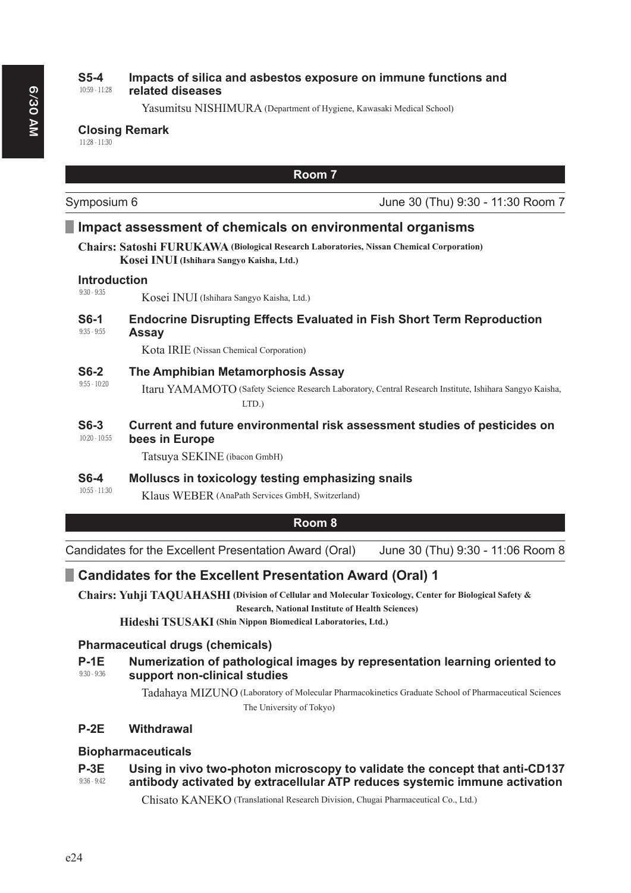**S5-4** 10:59 - 11:28 **Impacts of silica and asbestos exposure on immune functions and related diseases**

Yasumitsu NISHIMURA (Department of Hygiene, Kawasaki Medical School)

**Closing Remark**
11:28 - 11:30

## Room 7

Symposium 6 — June 30 (Thu) 9:30 - 11:30 Room 7

### Impact assessment of chemicals on environmental organisms

**Chairs: Satoshi FURUKAWA (Biological Research Laboratories, Nissan Chemical Corporation)**
**Kosei INUI (Ishihara Sangyo Kaisha, Ltd.)**

**Introduction**
9:30 - 9:35
Kosei INUI (Ishihara Sangyo Kaisha, Ltd.)

**S6-1** 9:35 - 9:55 **Endocrine Disrupting Effects Evaluated in Fish Short Term Reproduction Assay**

Kota IRIE (Nissan Chemical Corporation)

**S6-2** 9:55 - 10:20 **The Amphibian Metamorphosis Assay**

Itaru YAMAMOTO (Safety Science Research Laboratory, Central Research Institute, Ishihara Sangyo Kaisha, LTD.)

**S6-3** 10:20 - 10:55 **Current and future environmental risk assessment studies of pesticides on bees in Europe**

Tatsuya SEKINE (ibacon GmbH)

**S6-4** 10:55 - 11:30 **Molluscs in toxicology testing emphasizing snails**

Klaus WEBER (AnaPath Services GmbH, Switzerland)

## Room 8

Candidates for the Excellent Presentation Award (Oral) — June 30 (Thu) 9:30 - 11:06 Room 8

### Candidates for the Excellent Presentation Award (Oral) 1

**Chairs: Yuhji TAQUAHASHI (Division of Cellular and Molecular Toxicology, Center for Biological Safety & Research, National Institute of Health Sciences)**
**Hideshi TSUSAKI (Shin Nippon Biomedical Laboratories, Ltd.)**

**Pharmaceutical drugs (chemicals)**

**P-1E** 9:30 - 9:36 **Numerization of pathological images by representation learning oriented to support non-clinical studies**

Tadahaya MIZUNO (Laboratory of Molecular Pharmacokinetics Graduate School of Pharmaceutical Sciences The University of Tokyo)

**P-2E** **Withdrawal**

**Biopharmaceuticals**

**P-3E** 9:36 - 9:42 **Using in vivo two-photon microscopy to validate the concept that anti-CD137 antibody activated by extracellular ATP reduces systemic immune activation**

Chisato KANEKO (Translational Research Division, Chugai Pharmaceutical Co., Ltd.)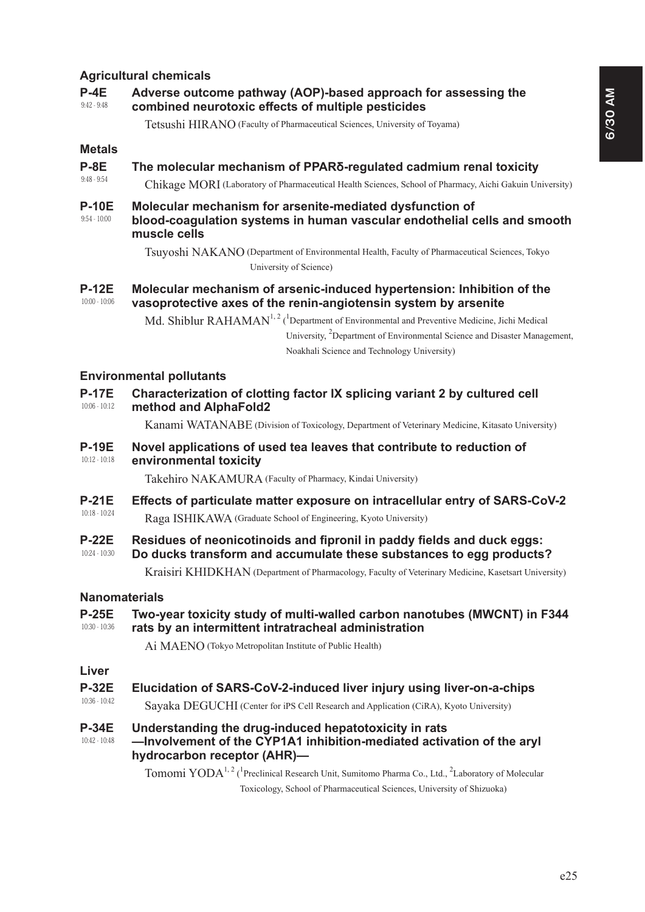## Agricultural chemicals

**P-4E** 9:42 - 9:48 **Adverse outcome pathway (AOP)-based approach for assessing the combined neurotoxic effects of multiple pesticides**

Tetsushi HIRANO (Faculty of Pharmaceutical Sciences, University of Toyama)

## Metals

**P-8E** 9:48 - 9:54 **The molecular mechanism of PPARδ-regulated cadmium renal toxicity**

Chikage MORI (Laboratory of Pharmaceutical Health Sciences, School of Pharmacy, Aichi Gakuin University)

**P-10E** 9:54 - 10:00 **Molecular mechanism for arsenite-mediated dysfunction of blood-coagulation systems in human vascular endothelial cells and smooth muscle cells**

Tsuyoshi NAKANO (Department of Environmental Health, Faculty of Pharmaceutical Sciences, Tokyo University of Science)

**P-12E** 10:00 - 10:06 **Molecular mechanism of arsenic-induced hypertension: Inhibition of the vasoprotective axes of the renin-angiotensin system by arsenite**

Md. Shiblur RAHAMAN[1, 2] ([1]Department of Environmental and Preventive Medicine, Jichi Medical University, [2]Department of Environmental Science and Disaster Management, Noakhali Science and Technology University)

## Environmental pollutants

**P-17E** 10:06 - 10:12 **Characterization of clotting factor IX splicing variant 2 by cultured cell method and AlphaFold2**

Kanami WATANABE (Division of Toxicology, Department of Veterinary Medicine, Kitasato University)

**P-19E** 10:12 - 10:18 **Novel applications of used tea leaves that contribute to reduction of environmental toxicity**

Takehiro NAKAMURA (Faculty of Pharmacy, Kindai University)

**P-21E** 10:18 - 10:24 **Effects of particulate matter exposure on intracellular entry of SARS-CoV-2**

Raga ISHIKAWA (Graduate School of Engineering, Kyoto University)

**P-22E** 10:24 - 10:30 **Residues of neonicotinoids and fipronil in paddy fields and duck eggs: Do ducks transform and accumulate these substances to egg products?**

Kraisiri KHIDKHAN (Department of Pharmacology, Faculty of Veterinary Medicine, Kasetsart University)

## Nanomaterials

**P-25E** 10:30 - 10:36 **Two-year toxicity study of multi-walled carbon nanotubes (MWCNT) in F344 rats by an intermittent intratracheal administration**

Ai MAENO (Tokyo Metropolitan Institute of Public Health)

## Liver

**P-32E** 10:36 - 10:42 **Elucidation of SARS-CoV-2-induced liver injury using liver-on-a-chips**

Sayaka DEGUCHI (Center for iPS Cell Research and Application (CiRA), Kyoto University)

**P-34E** 10:42 - 10:48 **Understanding the drug-induced hepatotoxicity in rats —Involvement of the CYP1A1 inhibition-mediated activation of the aryl hydrocarbon receptor (AHR)—**

Tomomi YODA[1, 2] ([1]Preclinical Research Unit, Sumitomo Pharma Co., Ltd., [2]Laboratory of Molecular Toxicology, School of Pharmaceutical Sciences, University of Shizuoka)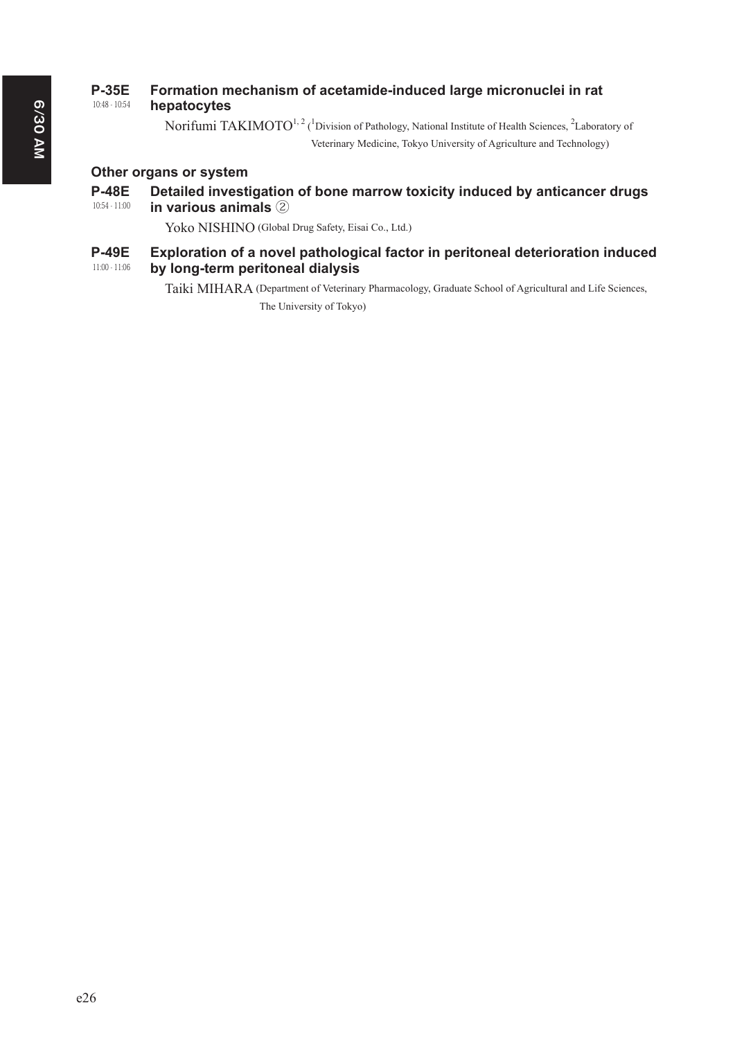**P-35E** 10:48 - 10:54
**Formation mechanism of acetamide-induced large micronuclei in rat hepatocytes**

Norifumi TAKIMOTO[1, 2] ([1]Division of Pathology, National Institute of Health Sciences, [2]Laboratory of Veterinary Medicine, Tokyo University of Agriculture and Technology)

## Other organs or system

**P-48E** 10:54 - 11:00
**Detailed investigation of bone marrow toxicity induced by anticancer drugs in various animals ②**

Yoko NISHINO (Global Drug Safety, Eisai Co., Ltd.)

**P-49E** 11:00 - 11:06
**Exploration of a novel pathological factor in peritoneal deterioration induced by long-term peritoneal dialysis**

Taiki MIHARA (Department of Veterinary Pharmacology, Graduate School of Agricultural and Life Sciences, The University of Tokyo)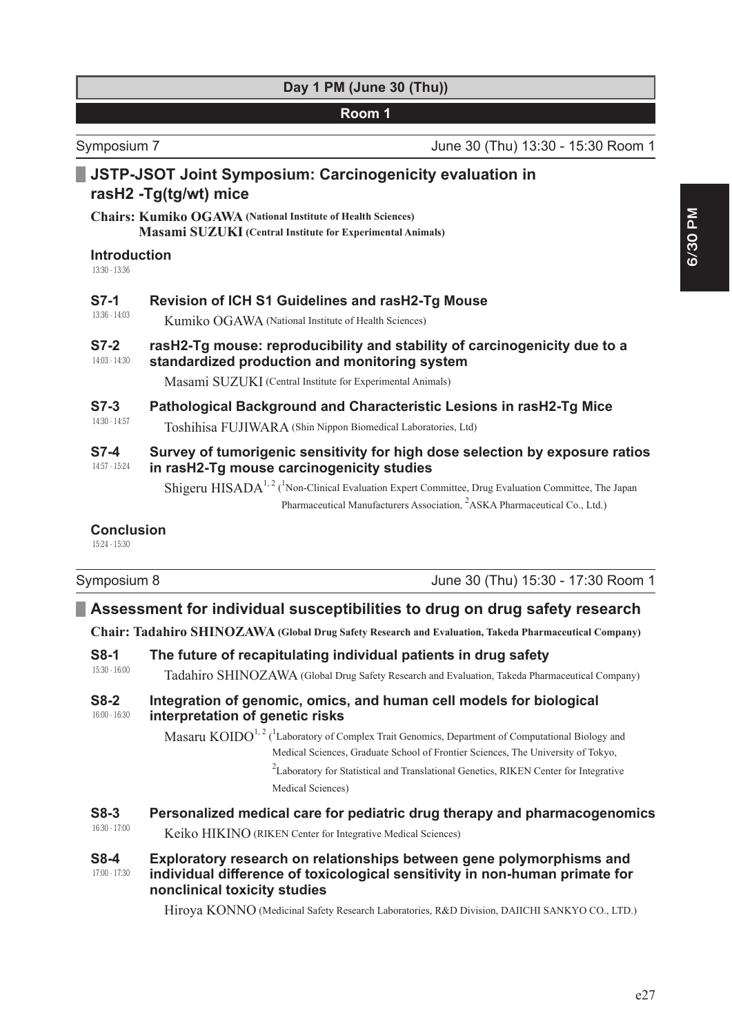## Day 1 PM (June 30 (Thu))

### Room 1

Symposium 7 — June 30 (Thu) 13:30 - 15:30 Room 1

### JSTP-JSOT Joint Symposium: Carcinogenicity evaluation in rasH2 -Tg(tg/wt) mice

**Chairs: Kumiko OGAWA (National Institute of Health Sciences)**
**Masami SUZUKI (Central Institute for Experimental Animals)**

**Introduction**
13:30 - 13:36

**S7-1** 13:36 - 14:03
**Revision of ICH S1 Guidelines and rasH2-Tg Mouse**
Kumiko OGAWA (National Institute of Health Sciences)

**S7-2** 14:03 - 14:30
**rasH2-Tg mouse: reproducibility and stability of carcinogenicity due to a standardized production and monitoring system**
Masami SUZUKI (Central Institute for Experimental Animals)

**S7-3** 14:30 - 14:57
**Pathological Background and Characteristic Lesions in rasH2-Tg Mice**
Toshihisa FUJIWARA (Shin Nippon Biomedical Laboratories, Ltd)

**S7-4** 14:57 - 15:24
**Survey of tumorigenic sensitivity for high dose selection by exposure ratios in rasH2-Tg mouse carcinogenicity studies**
Shigeru HISADA[1,2] ([1]Non-Clinical Evaluation Expert Committee, Drug Evaluation Committee, The Japan Pharmaceutical Manufacturers Association, [2]ASKA Pharmaceutical Co., Ltd.)

**Conclusion**
15:24 - 15:30

Symposium 8 — June 30 (Thu) 15:30 - 17:30 Room 1

### Assessment for individual susceptibilities to drug on drug safety research

**Chair: Tadahiro SHINOZAWA (Global Drug Safety Research and Evaluation, Takeda Pharmaceutical Company)**

**S8-1** 15:30 - 16:00
**The future of recapitulating individual patients in drug safety**
Tadahiro SHINOZAWA (Global Drug Safety Research and Evaluation, Takeda Pharmaceutical Company)

**S8-2** 16:00 - 16:30
**Integration of genomic, omics, and human cell models for biological interpretation of genetic risks**
Masaru KOIDO[1,2] ([1]Laboratory of Complex Trait Genomics, Department of Computational Biology and Medical Sciences, Graduate School of Frontier Sciences, The University of Tokyo, [2]Laboratory for Statistical and Translational Genetics, RIKEN Center for Integrative Medical Sciences)

**S8-3** 16:30 - 17:00
**Personalized medical care for pediatric drug therapy and pharmacogenomics**
Keiko HIKINO (RIKEN Center for Integrative Medical Sciences)

**S8-4** 17:00 - 17:30
**Exploratory research on relationships between gene polymorphisms and individual difference of toxicological sensitivity in non-human primate for nonclinical toxicity studies**
Hiroya KONNO (Medicinal Safety Research Laboratories, R&D Division, DAIICHI SANKYO CO., LTD.)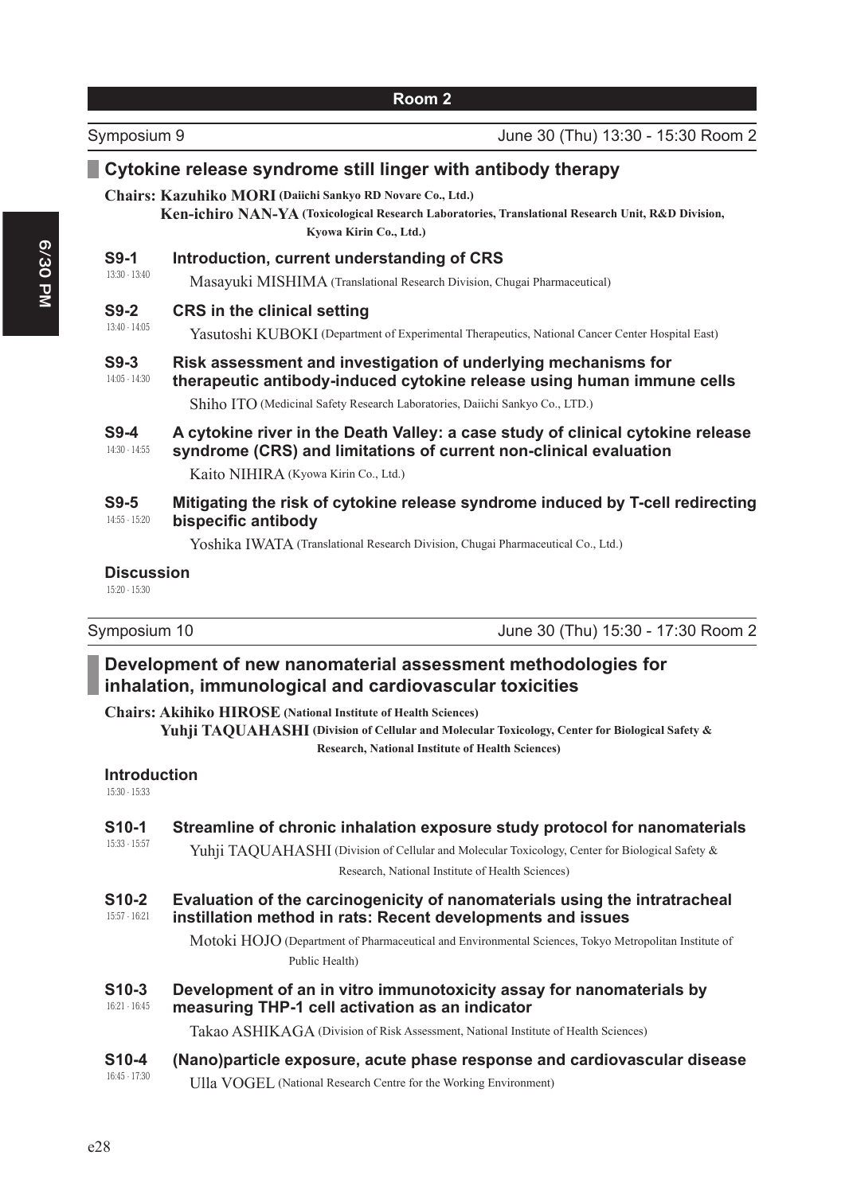**Room 2**

Symposium 9 — June 30 (Thu) 13:30 - 15:30 Room 2

## Cytokine release syndrome still linger with antibody therapy

**Chairs: Kazuhiko MORI (Daiichi Sankyo RD Novare Co., Ltd.)**
**Ken-ichiro NAN-YA (Toxicological Research Laboratories, Translational Research Unit, R&D Division, Kyowa Kirin Co., Ltd.)**

**S9-1** (13:30 - 13:40)
**Introduction, current understanding of CRS**
Masayuki MISHIMA (Translational Research Division, Chugai Pharmaceutical)

**S9-2** (13:40 - 14:05)
**CRS in the clinical setting**
Yasutoshi KUBOKI (Department of Experimental Therapeutics, National Cancer Center Hospital East)

**S9-3** (14:05 - 14:30)
**Risk assessment and investigation of underlying mechanisms for therapeutic antibody-induced cytokine release using human immune cells**
Shiho ITO (Medicinal Safety Research Laboratories, Daiichi Sankyo Co., LTD.)

**S9-4** (14:30 - 14:55)
**A cytokine river in the Death Valley: a case study of clinical cytokine release syndrome (CRS) and limitations of current non-clinical evaluation**
Kaito NIHIRA (Kyowa Kirin Co., Ltd.)

**S9-5** (14:55 - 15:20)
**Mitigating the risk of cytokine release syndrome induced by T-cell redirecting bispecific antibody**
Yoshika IWATA (Translational Research Division, Chugai Pharmaceutical Co., Ltd.)

**Discussion** (15:20 - 15:30)

Symposium 10 — June 30 (Thu) 15:30 - 17:30 Room 2

## Development of new nanomaterial assessment methodologies for inhalation, immunological and cardiovascular toxicities

**Chairs: Akihiko HIROSE (National Institute of Health Sciences)**
**Yuhji TAQUAHASHI (Division of Cellular and Molecular Toxicology, Center for Biological Safety & Research, National Institute of Health Sciences)**

**Introduction** (15:30 - 15:33)

**S10-1** (15:33 - 15:57)
**Streamline of chronic inhalation exposure study protocol for nanomaterials**
Yuhji TAQUAHASHI (Division of Cellular and Molecular Toxicology, Center for Biological Safety & Research, National Institute of Health Sciences)

**S10-2** (15:57 - 16:21)
**Evaluation of the carcinogenicity of nanomaterials using the intratracheal instillation method in rats: Recent developments and issues**
Motoki HOJO (Department of Pharmaceutical and Environmental Sciences, Tokyo Metropolitan Institute of Public Health)

**S10-3** (16:21 - 16:45)
**Development of an in vitro immunotoxicity assay for nanomaterials by measuring THP-1 cell activation as an indicator**
Takao ASHIKAGA (Division of Risk Assessment, National Institute of Health Sciences)

**S10-4** (16:45 - 17:30)
**(Nano)particle exposure, acute phase response and cardiovascular disease**
Ulla VOGEL (National Research Centre for the Working Environment)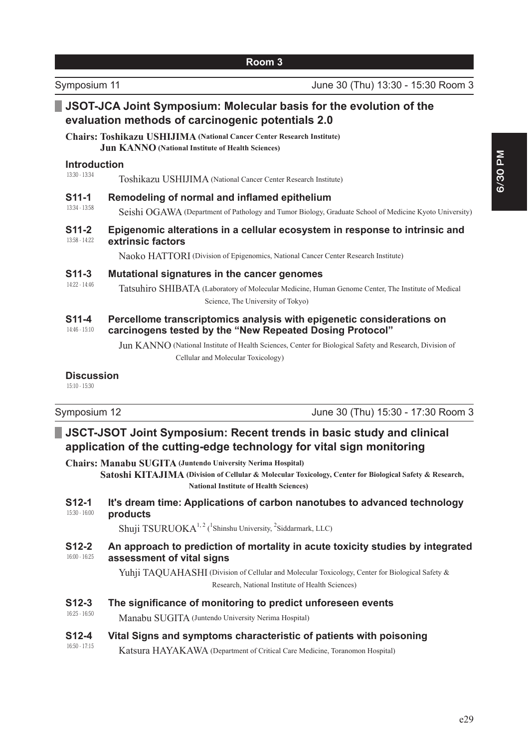## Room 3

Symposium 11 June 30 (Thu) 13:30 - 15:30 Room 3

### JSOT-JCA Joint Symposium: Molecular basis for the evolution of the evaluation methods of carcinogenic potentials 2.0

**Chairs: Toshikazu USHIJIMA (National Cancer Center Research Institute)**
**Jun KANNO (National Institute of Health Sciences)**

**Introduction**
13:30 - 13:34
Toshikazu USHIJIMA (National Cancer Center Research Institute)

**S11-1** **Remodeling of normal and inflamed epithelium**
13:34 - 13:58
Seishi OGAWA (Department of Pathology and Tumor Biology, Graduate School of Medicine Kyoto University)

**S11-2** **Epigenomic alterations in a cellular ecosystem in response to intrinsic and extrinsic factors**
13:58 - 14:22
Naoko HATTORI (Division of Epigenomics, National Cancer Center Research Institute)

**S11-3** **Mutational signatures in the cancer genomes**
14:22 - 14:46
Tatsuhiro SHIBATA (Laboratory of Molecular Medicine, Human Genome Center, The Institute of Medical Science, The University of Tokyo)

**S11-4** **Percellome transcriptomics analysis with epigenetic considerations on carcinogens tested by the "New Repeated Dosing Protocol"**
14:46 - 15:10
Jun KANNO (National Institute of Health Sciences, Center for Biological Safety and Research, Division of Cellular and Molecular Toxicology)

**Discussion**
15:10 - 15:30

Symposium 12 June 30 (Thu) 15:30 - 17:30 Room 3

### JSCT-JSOT Joint Symposium: Recent trends in basic study and clinical application of the cutting-edge technology for vital sign monitoring

**Chairs: Manabu SUGITA (Juntendo University Nerima Hospital)**
**Satoshi KITAJIMA (Division of Cellular & Molecular Toxicology, Center for Biological Safety & Research, National Institute of Health Sciences)**

**S12-1** **It's dream time: Applications of carbon nanotubes to advanced technology products**
15:30 - 16:00
Shuji TSURUOKA[1,2] ([1]Shinshu University, [2]Siddarmark, LLC)

**S12-2** **An approach to prediction of mortality in acute toxicity studies by integrated assessment of vital signs**
16:00 - 16:25
Yuhji TAQUAHASHI (Division of Cellular and Molecular Toxicology, Center for Biological Safety & Research, National Institute of Health Sciences)

**S12-3** **The significance of monitoring to predict unforeseen events**
16:25 - 16:50
Manabu SUGITA (Juntendo University Nerima Hospital)

**S12-4** **Vital Signs and symptoms characteristic of patients with poisoning**
16:50 - 17:15
Katsura HAYAKAWA (Department of Critical Care Medicine, Toranomon Hospital)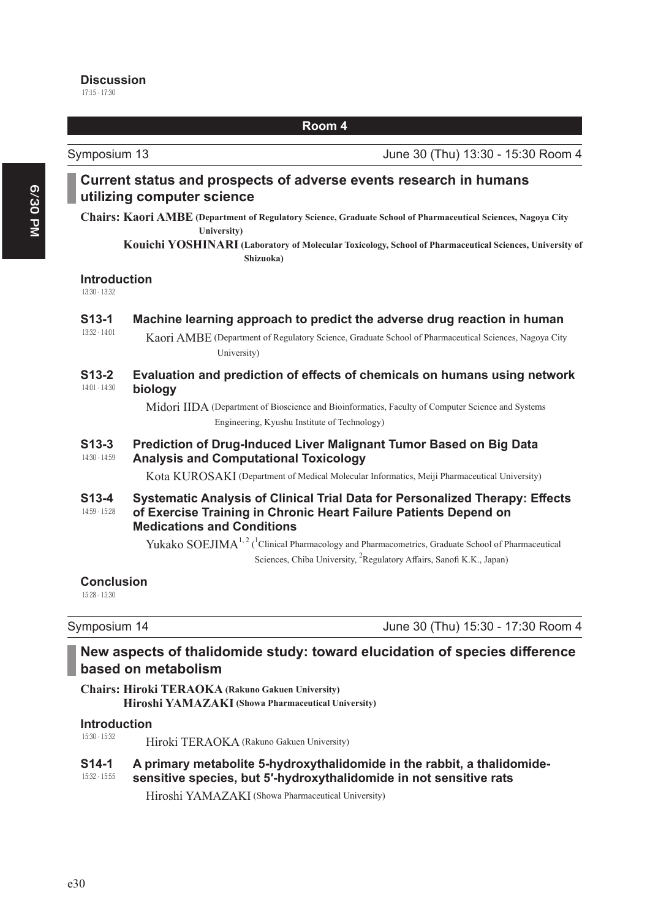**Discussion**
17:15 - 17:30

## Room 4

Symposium 13 — June 30 (Thu) 13:30 - 15:30 Room 4

### Current status and prospects of adverse events research in humans utilizing computer science

**Chairs: Kaori AMBE (Department of Regulatory Science, Graduate School of Pharmaceutical Sciences, Nagoya City University)**
**Kouichi YOSHINARI (Laboratory of Molecular Toxicology, School of Pharmaceutical Sciences, University of Shizuoka)**

**Introduction**
13:30 - 13:32

**S13-1** (13:32 - 14:01)
**Machine learning approach to predict the adverse drug reaction in human**
Kaori AMBE (Department of Regulatory Science, Graduate School of Pharmaceutical Sciences, Nagoya City University)

**S13-2** (14:01 - 14:30)
**Evaluation and prediction of effects of chemicals on humans using network biology**
Midori IIDA (Department of Bioscience and Bioinformatics, Faculty of Computer Science and Systems Engineering, Kyushu Institute of Technology)

**S13-3** (14:30 - 14:59)
**Prediction of Drug-Induced Liver Malignant Tumor Based on Big Data Analysis and Computational Toxicology**
Kota KUROSAKI (Department of Medical Molecular Informatics, Meiji Pharmaceutical University)

**S13-4** (14:59 - 15:28)
**Systematic Analysis of Clinical Trial Data for Personalized Therapy: Effects of Exercise Training in Chronic Heart Failure Patients Depend on Medications and Conditions**
Yukako SOEJIMA[1,2] ([1]Clinical Pharmacology and Pharmacometrics, Graduate School of Pharmaceutical Sciences, Chiba University, [2]Regulatory Affairs, Sanofi K.K., Japan)

**Conclusion**
15:28 - 15:30

Symposium 14 — June 30 (Thu) 15:30 - 17:30 Room 4

### New aspects of thalidomide study: toward elucidation of species difference based on metabolism

**Chairs: Hiroki TERAOKA (Rakuno Gakuen University)**
**Hiroshi YAMAZAKI (Showa Pharmaceutical University)**

**Introduction**
15:30 - 15:32
Hiroki TERAOKA (Rakuno Gakuen University)

**S14-1** (15:32 - 15:55)
**A primary metabolite 5-hydroxythalidomide in the rabbit, a thalidomide-sensitive species, but 5′-hydroxythalidomide in not sensitive rats**
Hiroshi YAMAZAKI (Showa Pharmaceutical University)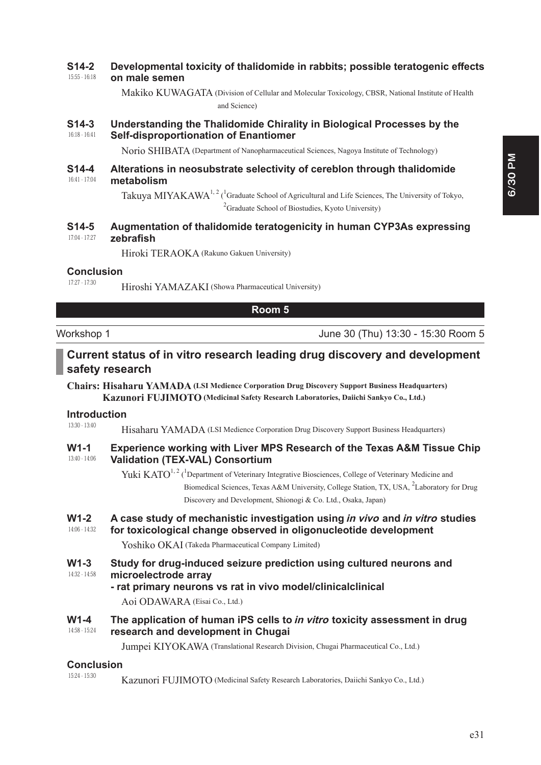**S14-2**
15:55 - 16:18

**Developmental toxicity of thalidomide in rabbits; possible teratogenic effects on male semen**

Makiko KUWAGATA (Division of Cellular and Molecular Toxicology, CBSR, National Institute of Health and Science)

**S14-3**
16:18 - 16:41

**Understanding the Thalidomide Chirality in Biological Processes by the Self-disproportionation of Enantiomer**

Norio SHIBATA (Department of Nanopharmaceutical Sciences, Nagoya Institute of Technology)

**S14-4**
16:41 - 17:04

**Alterations in neosubstrate selectivity of cereblon through thalidomide metabolism**

Takuya MIYAKAWA[1, 2] ([1]Graduate School of Agricultural and Life Sciences, The University of Tokyo, [2]Graduate School of Biostudies, Kyoto University)

**S14-5**
17:04 - 17:27

**Augmentation of thalidomide teratogenicity in human CYP3As expressing zebrafish**

Hiroki TERAOKA (Rakuno Gakuen University)

**Conclusion**
17:27 - 17:30

Hiroshi YAMAZAKI (Showa Pharmaceutical University)

## Room 5

Workshop 1 — June 30 (Thu) 13:30 - 15:30 Room 5

## Current status of in vitro research leading drug discovery and development safety research

**Chairs: Hisaharu YAMADA (LSI Medience Corporation Drug Discovery Support Business Headquarters)**
**Kazunori FUJIMOTO (Medicinal Safety Research Laboratories, Daiichi Sankyo Co., Ltd.)**

**Introduction**
13:30 - 13:40

Hisaharu YAMADA (LSI Medience Corporation Drug Discovery Support Business Headquarters)

**W1-1**
13:40 - 14:06

**Experience working with Liver MPS Research of the Texas A&M Tissue Chip Validation (TEX-VAL) Consortium**

Yuki KATO[1, 2] ([1]Department of Veterinary Integrative Biosciences, College of Veterinary Medicine and Biomedical Sciences, Texas A&M University, College Station, TX, USA, [2]Laboratory for Drug Discovery and Development, Shionogi & Co. Ltd., Osaka, Japan)

**W1-2**
14:06 - 14:32

**A case study of mechanistic investigation using *in vivo* and *in vitro* studies for toxicological change observed in oligonucleotide development**

Yoshiko OKAI (Takeda Pharmaceutical Company Limited)

**W1-3**
14:32 - 14:58

**Study for drug-induced seizure prediction using cultured neurons and microelectrode array**
**- rat primary neurons vs rat in vivo model/clinicalclinical**

Aoi ODAWARA (Eisai Co., Ltd.)

**W1-4**
14:58 - 15:24

**The application of human iPS cells to *in vitro* toxicity assessment in drug research and development in Chugai**

Jumpei KIYOKAWA (Translational Research Division, Chugai Pharmaceutical Co., Ltd.)

**Conclusion**
15:24 - 15:30

Kazunori FUJIMOTO (Medicinal Safety Research Laboratories, Daiichi Sankyo Co., Ltd.)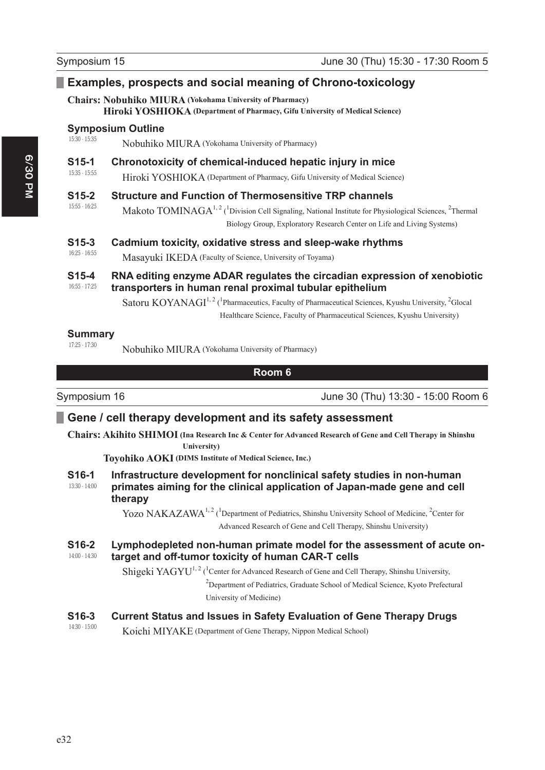Symposium 15 — June 30 (Thu) 15:30 - 17:30 Room 5

## Examples, prospects and social meaning of Chrono-toxicology

**Chairs: Nobuhiko MIURA (Yokohama University of Pharmacy)**
**Hiroki YOSHIOKA (Department of Pharmacy, Gifu University of Medical Science)**

**Symposium Outline**
15:30 - 15:35
Nobuhiko MIURA (Yokohama University of Pharmacy)

**S15-1** 15:35 - 15:55
**Chronotoxicity of chemical-induced hepatic injury in mice**
Hiroki YOSHIOKA (Department of Pharmacy, Gifu University of Medical Science)

**S15-2** 15:55 - 16:25
**Structure and Function of Thermosensitive TRP channels**
Makoto TOMINAGA[1, 2] ([1]Division Cell Signaling, National Institute for Physiological Sciences, [2]Thermal Biology Group, Exploratory Research Center on Life and Living Systems)

**S15-3** 16:25 - 16:55
**Cadmium toxicity, oxidative stress and sleep-wake rhythms**
Masayuki IKEDA (Faculty of Science, University of Toyama)

**S15-4** 16:55 - 17:25
**RNA editing enzyme ADAR regulates the circadian expression of xenobiotic transporters in human renal proximal tubular epithelium**
Satoru KOYANAGI[1, 2] ([1]Pharmaceutics, Faculty of Pharmaceutical Sciences, Kyushu University, [2]Glocal Healthcare Science, Faculty of Pharmaceutical Sciences, Kyushu University)

**Summary**
17:25 - 17:30
Nobuhiko MIURA (Yokohama University of Pharmacy)

# Room 6

Symposium 16 — June 30 (Thu) 13:30 - 15:00 Room 6

## Gene / cell therapy development and its safety assessment

**Chairs: Akihito SHIMOI (Ina Research Inc & Center for Advanced Research of Gene and Cell Therapy in Shinshu University)**
**Toyohiko AOKI (DIMS Institute of Medical Science, Inc.)**

**S16-1** 13:30 - 14:00
**Infrastructure development for nonclinical safety studies in non-human primates aiming for the clinical application of Japan-made gene and cell therapy**
Yozo NAKAZAWA[1, 2] ([1]Department of Pediatrics, Shinshu University School of Medicine, [2]Center for Advanced Research of Gene and Cell Therapy, Shinshu University)

**S16-2** 14:00 - 14:30
**Lymphodepleted non-human primate model for the assessment of acute on-target and off-tumor toxicity of human CAR-T cells**
Shigeki YAGYU[1, 2] ([1]Center for Advanced Research of Gene and Cell Therapy, Shinshu University, [2]Department of Pediatrics, Graduate School of Medical Science, Kyoto Prefectural University of Medicine)

**S16-3** 14:30 - 15:00
**Current Status and Issues in Safety Evaluation of Gene Therapy Drugs**
Koichi MIYAKE (Department of Gene Therapy, Nippon Medical School)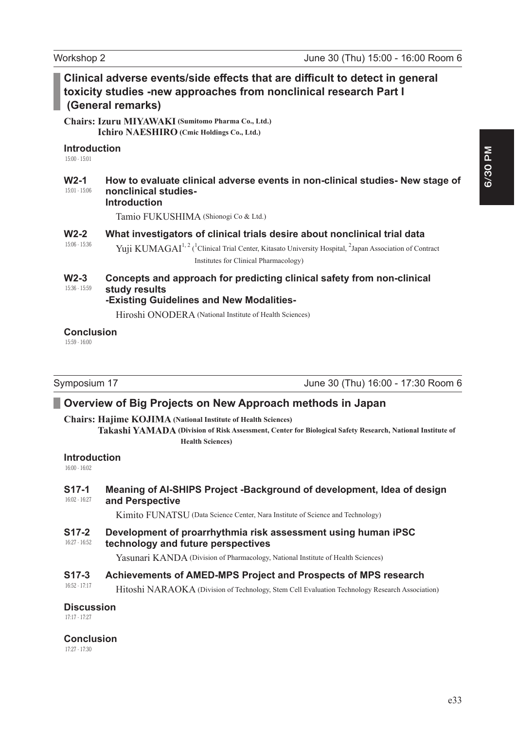Workshop 2 June 30 (Thu) 15:00 - 16:00 Room 6

## Clinical adverse events/side effects that are difficult to detect in general toxicity studies -new approaches from nonclinical research Part I (General remarks)

**Chairs: Izuru MIYAWAKI (Sumitomo Pharma Co., Ltd.)**
**Ichiro NAESHIRO (Cmic Holdings Co., Ltd.)**

### Introduction
15:00 - 15:01

### W2-1
15:01 - 15:06

**How to evaluate clinical adverse events in non-clinical studies- New stage of nonclinical studies-**
**Introduction**

Tamio FUKUSHIMA (Shionogi Co & Ltd.)

### W2-2
15:06 - 15:36

**What investigators of clinical trials desire about nonclinical trial data**

Yuji KUMAGAI[1, 2] ([1]Clinical Trial Center, Kitasato University Hospital, [2]Japan Association of Contract Institutes for Clinical Pharmacology)

### W2-3
15:36 - 15:59

**Concepts and approach for predicting clinical safety from non-clinical study results**
**-Existing Guidelines and New Modalities-**

Hiroshi ONODERA (National Institute of Health Sciences)

### Conclusion
15:59 - 16:00

---

Symposium 17 June 30 (Thu) 16:00 - 17:30 Room 6

## Overview of Big Projects on New Approach methods in Japan

**Chairs: Hajime KOJIMA (National Institute of Health Sciences)**
**Takashi YAMADA (Division of Risk Assessment, Center for Biological Safety Research, National Institute of Health Sciences)**

### Introduction
16:00 - 16:02

### S17-1
16:02 - 16:27

**Meaning of AI-SHIPS Project -Background of development, Idea of design and Perspective**

Kimito FUNATSU (Data Science Center, Nara Institute of Science and Technology)

### S17-2
16:27 - 16:52

**Development of proarrhythmia risk assessment using human iPSC technology and future perspectives**

Yasunari KANDA (Division of Pharmacology, National Institute of Health Sciences)

### S17-3
16:52 - 17:17

**Achievements of AMED-MPS Project and Prospects of MPS research**

Hitoshi NARAOKA (Division of Technology, Stem Cell Evaluation Technology Research Association)

### Discussion
17:17 - 17:27

### Conclusion
17:27 - 17:30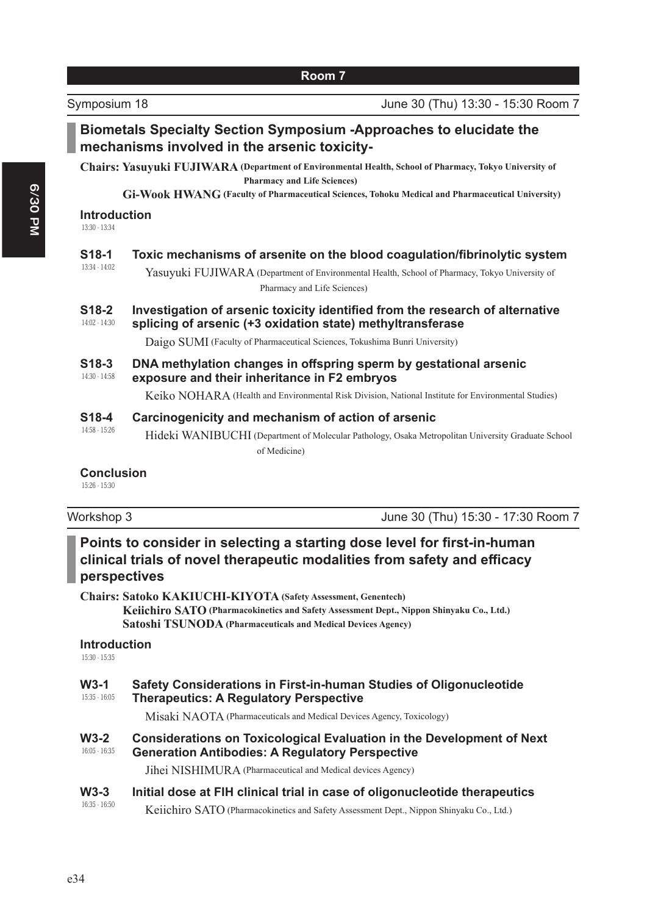## Room 7

Symposium 18 — June 30 (Thu) 13:30 - 15:30 Room 7

### Biometals Specialty Section Symposium -Approaches to elucidate the mechanisms involved in the arsenic toxicity-

**Chairs: Yasuyuki FUJIWARA (Department of Environmental Health, School of Pharmacy, Tokyo University of Pharmacy and Life Sciences)**
**Gi-Wook HWANG (Faculty of Pharmaceutical Sciences, Tohoku Medical and Pharmaceutical University)**

**Introduction**
13:30 - 13:34

**S18-1** 13:34 - 14:02
**Toxic mechanisms of arsenite on the blood coagulation/fibrinolytic system**
Yasuyuki FUJIWARA (Department of Environmental Health, School of Pharmacy, Tokyo University of Pharmacy and Life Sciences)

**S18-2** 14:02 - 14:30
**Investigation of arsenic toxicity identified from the research of alternative splicing of arsenic (+3 oxidation state) methyltransferase**
Daigo SUMI (Faculty of Pharmaceutical Sciences, Tokushima Bunri University)

**S18-3** 14:30 - 14:58
**DNA methylation changes in offspring sperm by gestational arsenic exposure and their inheritance in F2 embryos**
Keiko NOHARA (Health and Environmental Risk Division, National Institute for Environmental Studies)

**S18-4** 14:58 - 15:26
**Carcinogenicity and mechanism of action of arsenic**
Hideki WANIBUCHI (Department of Molecular Pathology, Osaka Metropolitan University Graduate School of Medicine)

**Conclusion**
15:26 - 15:30

Workshop 3 — June 30 (Thu) 15:30 - 17:30 Room 7

### Points to consider in selecting a starting dose level for first-in-human clinical trials of novel therapeutic modalities from safety and efficacy perspectives

**Chairs: Satoko KAKIUCHI-KIYOTA (Safety Assessment, Genentech)**
**Keiichiro SATO (Pharmacokinetics and Safety Assessment Dept., Nippon Shinyaku Co., Ltd.)**
**Satoshi TSUNODA (Pharmaceuticals and Medical Devices Agency)**

**Introduction**
15:30 - 15:35

**W3-1** 15:35 - 16:05
**Safety Considerations in First-in-human Studies of Oligonucleotide Therapeutics: A Regulatory Perspective**
Misaki NAOTA (Pharmaceuticals and Medical Devices Agency, Toxicology)

**W3-2** 16:05 - 16:35
**Considerations on Toxicological Evaluation in the Development of Next Generation Antibodies: A Regulatory Perspective**
Jihei NISHIMURA (Pharmaceutical and Medical devices Agency)

**W3-3** 16:35 - 16:50
**Initial dose at FIH clinical trial in case of oligonucleotide therapeutics**
Keiichiro SATO (Pharmacokinetics and Safety Assessment Dept., Nippon Shinyaku Co., Ltd.)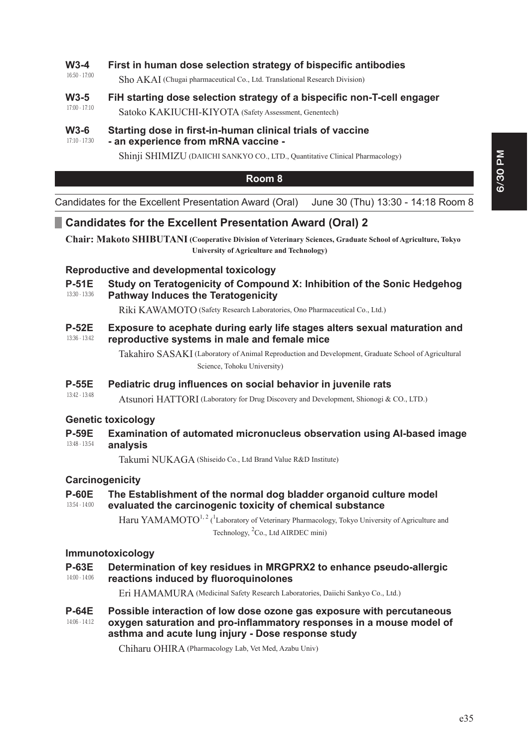**W3-4** 16:50 - 17:00
**First in human dose selection strategy of bispecific antibodies**
Sho AKAI (Chugai pharmaceutical Co., Ltd. Translational Research Division)

**W3-5** 17:00 - 17:10
**FiH starting dose selection strategy of a bispecific non-T-cell engager**
Satoko KAKIUCHI-KIYOTA (Safety Assessment, Genentech)

**W3-6** 17:10 - 17:30
**Starting dose in first-in-human clinical trials of vaccine - an experience from mRNA vaccine -**
Shinji SHIMIZU (DAIICHI SANKYO CO., LTD., Quantitative Clinical Pharmacology)

## Room 8

Candidates for the Excellent Presentation Award (Oral) June 30 (Thu) 13:30 - 14:18 Room 8

### Candidates for the Excellent Presentation Award (Oral) 2

**Chair: Makoto SHIBUTANI (Cooperative Division of Veterinary Sciences, Graduate School of Agriculture, Tokyo University of Agriculture and Technology)**

#### Reproductive and developmental toxicology

**P-51E** 13:30 - 13:36
**Study on Teratogenicity of Compound X: Inhibition of the Sonic Hedgehog Pathway Induces the Teratogenicity**
Riki KAWAMOTO (Safety Research Laboratories, Ono Pharmaceutical Co., Ltd.)

**P-52E** 13:36 - 13:42
**Exposure to acephate during early life stages alters sexual maturation and reproductive systems in male and female mice**
Takahiro SASAKI (Laboratory of Animal Reproduction and Development, Graduate School of Agricultural Science, Tohoku University)

**P-55E** 13:42 - 13:48
**Pediatric drug influences on social behavior in juvenile rats**
Atsunori HATTORI (Laboratory for Drug Discovery and Development, Shionogi & CO., LTD.)

#### Genetic toxicology

**P-59E** 13:48 - 13:54
**Examination of automated micronucleus observation using AI-based image analysis**
Takumi NUKAGA (Shiseido Co., Ltd Brand Value R&D Institute)

#### Carcinogenicity

**P-60E** 13:54 - 14:00
**The Establishment of the normal dog bladder organoid culture model evaluated the carcinogenic toxicity of chemical substance**
Haru YAMAMOTO[1,2] ([1]Laboratory of Veterinary Pharmacology, Tokyo University of Agriculture and Technology, [2]Co., Ltd AIRDEC mini)

#### Immunotoxicology

**P-63E** 14:00 - 14:06
**Determination of key residues in MRGPRX2 to enhance pseudo-allergic reactions induced by fluoroquinolones**
Eri HAMAMURA (Medicinal Safety Research Laboratories, Daiichi Sankyo Co., Ltd.)

**P-64E** 14:06 - 14:12
**Possible interaction of low dose ozone gas exposure with percutaneous oxygen saturation and pro-inflammatory responses in a mouse model of asthma and acute lung injury - Dose response study**
Chiharu OHIRA (Pharmacology Lab, Vet Med, Azabu Univ)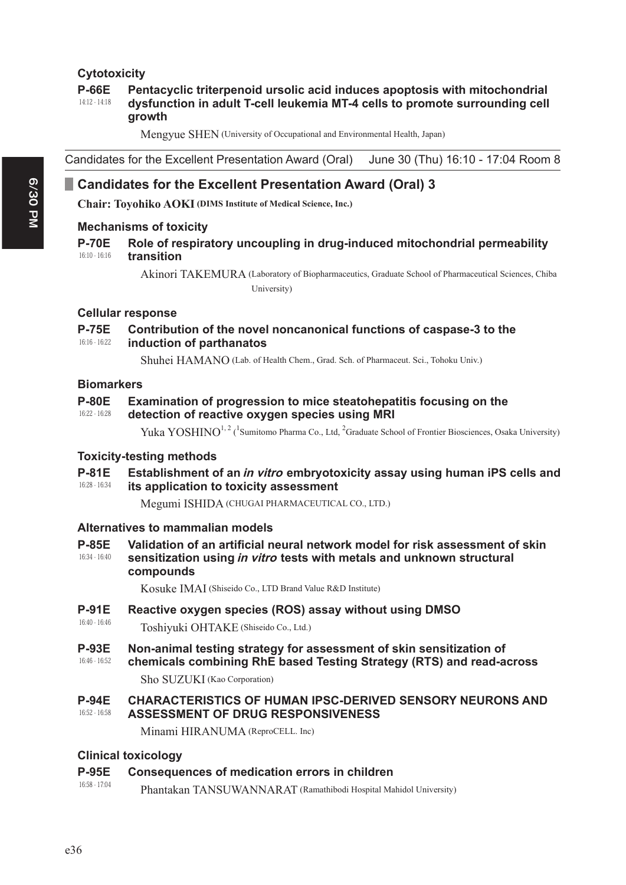### Cytotoxicity

**P-66E** 14:12 - 14:18 **Pentacyclic triterpenoid ursolic acid induces apoptosis with mitochondrial dysfunction in adult T-cell leukemia MT-4 cells to promote surrounding cell growth**

Mengyue SHEN (University of Occupational and Environmental Health, Japan)

---

Candidates for the Excellent Presentation Award (Oral) June 30 (Thu) 16:10 - 17:04 Room 8

---

## Candidates for the Excellent Presentation Award (Oral) 3

**Chair: Toyohiko AOKI (DIMS Institute of Medical Science, Inc.)**

### Mechanisms of toxicity

**P-70E** 16:10 - 16:16 **Role of respiratory uncoupling in drug-induced mitochondrial permeability transition**

Akinori TAKEMURA (Laboratory of Biopharmaceutics, Graduate School of Pharmaceutical Sciences, Chiba University)

### Cellular response

**P-75E** 16:16 - 16:22 **Contribution of the novel noncanonical functions of caspase-3 to the induction of parthanatos**

Shuhei HAMANO (Lab. of Health Chem., Grad. Sch. of Pharmaceut. Sci., Tohoku Univ.)

### Biomarkers

**P-80E** 16:22 - 16:28 **Examination of progression to mice steatohepatitis focusing on the detection of reactive oxygen species using MRI**

Yuka YOSHINO[1,2] ([1]Sumitomo Pharma Co., Ltd, [2]Graduate School of Frontier Biosciences, Osaka University)

### Toxicity-testing methods

**P-81E** 16:28 - 16:34 **Establishment of an *in vitro* embryotoxicity assay using human iPS cells and its application to toxicity assessment**

Megumi ISHIDA (CHUGAI PHARMACEUTICAL CO., LTD.)

### Alternatives to mammalian models

**P-85E** 16:34 - 16:40 **Validation of an artificial neural network model for risk assessment of skin sensitization using *in vitro* tests with metals and unknown structural compounds**

Kosuke IMAI (Shiseido Co., LTD Brand Value R&D Institute)

**P-91E** 16:40 - 16:46 **Reactive oxygen species (ROS) assay without using DMSO**

Toshiyuki OHTAKE (Shiseido Co., Ltd.)

**P-93E** 16:46 - 16:52 **Non-animal testing strategy for assessment of skin sensitization of chemicals combining RhE based Testing Strategy (RTS) and read-across**

Sho SUZUKI (Kao Corporation)

**P-94E** 16:52 - 16:58 **CHARACTERISTICS OF HUMAN IPSC-DERIVED SENSORY NEURONS AND ASSESSMENT OF DRUG RESPONSIVENESS**

Minami HIRANUMA (ReproCELL. Inc)

### Clinical toxicology

**P-95E** 16:58 - 17:04 **Consequences of medication errors in children**

Phantakan TANSUWANNARAT (Ramathibodi Hospital Mahidol University)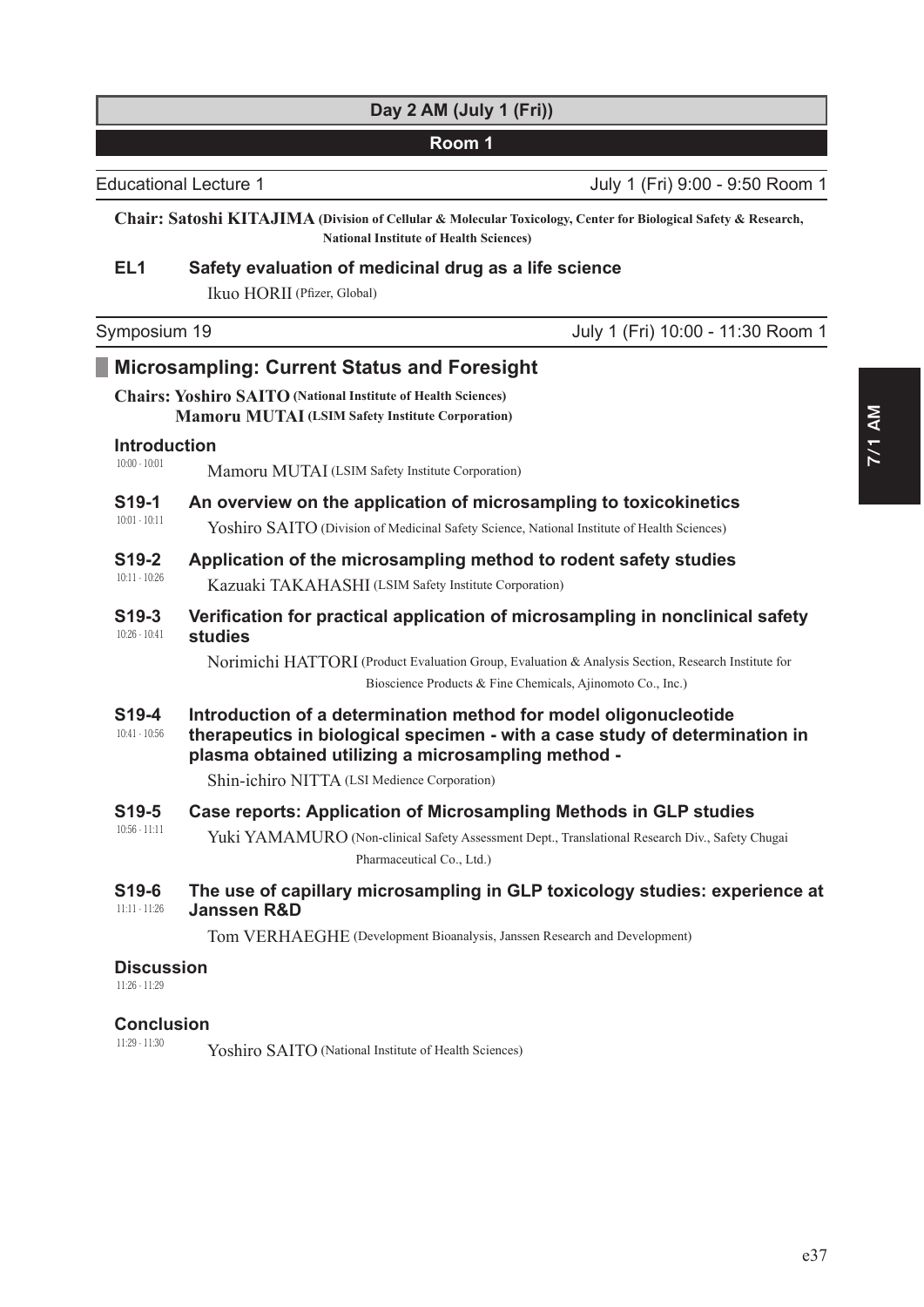## Day 2 AM (July 1 (Fri))

### Room 1

Educational Lecture 1 — July 1 (Fri) 9:00 - 9:50 Room 1

**Chair: Satoshi KITAJIMA** (Division of Cellular & Molecular Toxicology, Center for Biological Safety & Research, National Institute of Health Sciences)

**EL1 Safety evaluation of medicinal drug as a life science**

Ikuo HORII (Pfizer, Global)

Symposium 19 — July 1 (Fri) 10:00 - 11:30 Room 1

### Microsampling: Current Status and Foresight

**Chairs: Yoshiro SAITO** (National Institute of Health Sciences)
**Mamoru MUTAI** (LSIM Safety Institute Corporation)

**Introduction**
10:00 - 10:01

Mamoru MUTAI (LSIM Safety Institute Corporation)

**S19-1 An overview on the application of microsampling to toxicokinetics**
10:01 - 10:11

Yoshiro SAITO (Division of Medicinal Safety Science, National Institute of Health Sciences)

**S19-2 Application of the microsampling method to rodent safety studies**
10:11 - 10:26

Kazuaki TAKAHASHI (LSIM Safety Institute Corporation)

**S19-3 Verification for practical application of microsampling in nonclinical safety studies**
10:26 - 10:41

Norimichi HATTORI (Product Evaluation Group, Evaluation & Analysis Section, Research Institute for Bioscience Products & Fine Chemicals, Ajinomoto Co., Inc.)

**S19-4 Introduction of a determination method for model oligonucleotide therapeutics in biological specimen - with a case study of determination in plasma obtained utilizing a microsampling method -**
10:41 - 10:56

Shin-ichiro NITTA (LSI Medience Corporation)

**S19-5 Case reports: Application of Microsampling Methods in GLP studies**
10:56 - 11:11

Yuki YAMAMURO (Non-clinical Safety Assessment Dept., Translational Research Div., Safety Chugai Pharmaceutical Co., Ltd.)

**S19-6 The use of capillary microsampling in GLP toxicology studies: experience at Janssen R&D**
11:11 - 11:26

Tom VERHAEGHE (Development Bioanalysis, Janssen Research and Development)

**Discussion**
11:26 - 11:29

**Conclusion**
11:29 - 11:30

Yoshiro SAITO (National Institute of Health Sciences)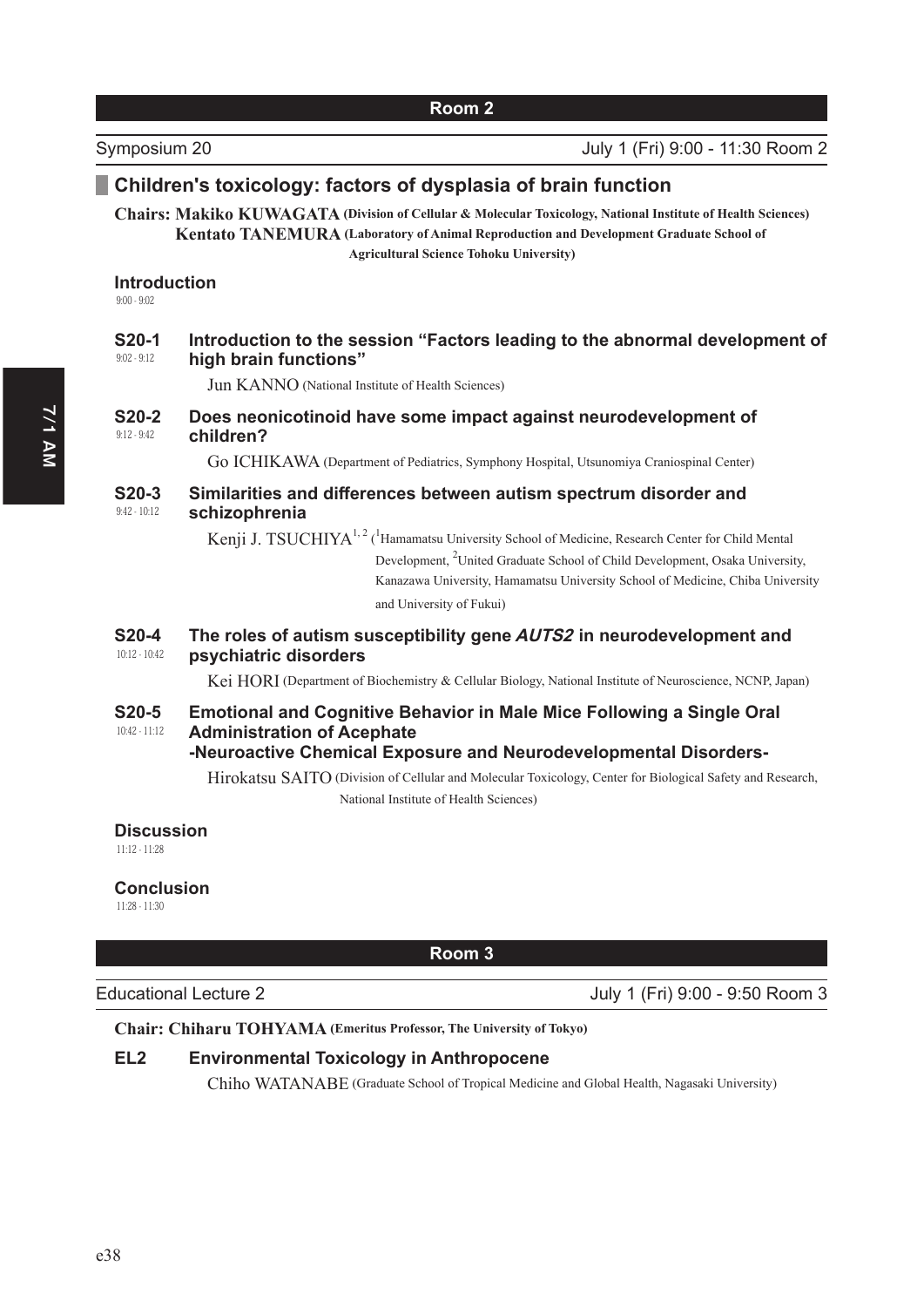## Room 2

Symposium 20 — July 1 (Fri) 9:00 - 11:30 Room 2

### Children's toxicology: factors of dysplasia of brain function

**Chairs: Makiko KUWAGATA (Division of Cellular & Molecular Toxicology, National Institute of Health Sciences)**
**Kentato TANEMURA (Laboratory of Animal Reproduction and Development Graduate School of Agricultural Science Tohoku University)**

**Introduction**
9:00 - 9:02

**S20-1** (9:02 - 9:12) **Introduction to the session "Factors leading to the abnormal development of high brain functions"**

Jun KANNO (National Institute of Health Sciences)

**S20-2** (9:12 - 9:42) **Does neonicotinoid have some impact against neurodevelopment of children?**

Go ICHIKAWA (Department of Pediatrics, Symphony Hospital, Utsunomiya Craniospinal Center)

**S20-3** (9:42 - 10:12) **Similarities and differences between autism spectrum disorder and schizophrenia**

Kenji J. TSUCHIYA[1,2] ([1]Hamamatsu University School of Medicine, Research Center for Child Mental Development, [2]United Graduate School of Child Development, Osaka University, Kanazawa University, Hamamatsu University School of Medicine, Chiba University and University of Fukui)

**S20-4** (10:12 - 10:42) **The roles of autism susceptibility gene *AUTS2* in neurodevelopment and psychiatric disorders**

Kei HORI (Department of Biochemistry & Cellular Biology, National Institute of Neuroscience, NCNP, Japan)

**S20-5** (10:42 - 11:12) **Emotional and Cognitive Behavior in Male Mice Following a Single Oral Administration of Acephate -Neuroactive Chemical Exposure and Neurodevelopmental Disorders-**

Hirokatsu SAITO (Division of Cellular and Molecular Toxicology, Center for Biological Safety and Research, National Institute of Health Sciences)

**Discussion**
11:12 - 11:28

**Conclusion**
11:28 - 11:30

## Room 3

Educational Lecture 2 — July 1 (Fri) 9:00 - 9:50 Room 3

**Chair: Chiharu TOHYAMA (Emeritus Professor, The University of Tokyo)**

**EL2** **Environmental Toxicology in Anthropocene**

Chiho WATANABE (Graduate School of Tropical Medicine and Global Health, Nagasaki University)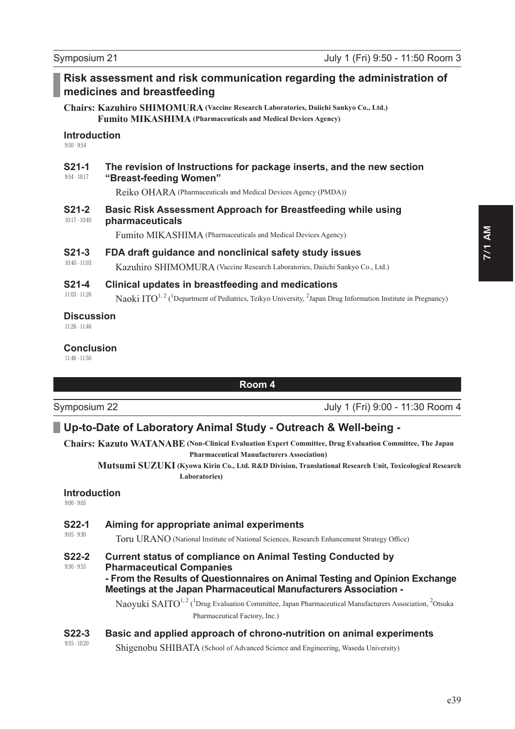Symposium 21 July 1 (Fri) 9:50 - 11:50 Room 3

## Risk assessment and risk communication regarding the administration of medicines and breastfeeding

**Chairs: Kazuhiro SHIMOMURA (Vaccine Research Laboratories, Daiichi Sankyo Co., Ltd.)**
**Fumito MIKASHIMA (Pharmaceuticals and Medical Devices Agency)**

### Introduction
9:50 - 9:54

### S21-1 The revision of Instructions for package inserts, and the new section "Breast-feeding Women"
9:54 - 10:17

Reiko OHARA (Pharmaceuticals and Medical Devices Agency (PMDA))

### S21-2 Basic Risk Assessment Approach for Breastfeeding while using pharmaceuticals
10:17 - 10:40

Fumito MIKASHIMA (Pharmaceuticals and Medical Devices Agency)

### S21-3 FDA draft guidance and nonclinical safety study issues
10:40 - 11:03

Kazuhiro SHIMOMURA (Vaccine Research Laboratories, Daiichi Sankyo Co., Ltd.)

### S21-4 Clinical updates in breastfeeding and medications
11:03 - 11:26

Naoki ITO[1,2] ([1]Department of Pediatrics, Teikyo University, [2]Japan Drug Information Institute in Pregnancy)

### Discussion
11:26 - 11:46

### Conclusion
11:46 - 11:50

# Room 4

Symposium 22 July 1 (Fri) 9:00 - 11:30 Room 4

## Up-to-Date of Laboratory Animal Study - Outreach & Well-being -

**Chairs: Kazuto WATANABE (Non-Clinical Evaluation Expert Committee, Drug Evaluation Committee, The Japan Pharmaceutical Manufacturers Association)**
**Mutsumi SUZUKI (Kyowa Kirin Co., Ltd. R&D Division, Translational Research Unit, Toxicological Research Laboratories)**

### Introduction
9:00 - 9:05

### S22-1 Aiming for appropriate animal experiments
9:05 - 9:30

Toru URANO (National Institute of National Sciences, Research Enhancement Strategy Office)

### S22-2 Current status of compliance on Animal Testing Conducted by Pharmaceutical Companies - From the Results of Questionnaires on Animal Testing and Opinion Exchange Meetings at the Japan Pharmaceutical Manufacturers Association -
9:30 - 9:55

Naoyuki SAITO[1,2] ([1]Drug Evaluation Committee, Japan Pharmaceutical Manufacturers Association, [2]Otsuka Pharmaceutical Factory, Inc.)

### S22-3 Basic and applied approach of chrono-nutrition on animal experiments
9:55 - 10:20

Shigenobu SHIBATA (School of Advanced Science and Engineering, Waseda University)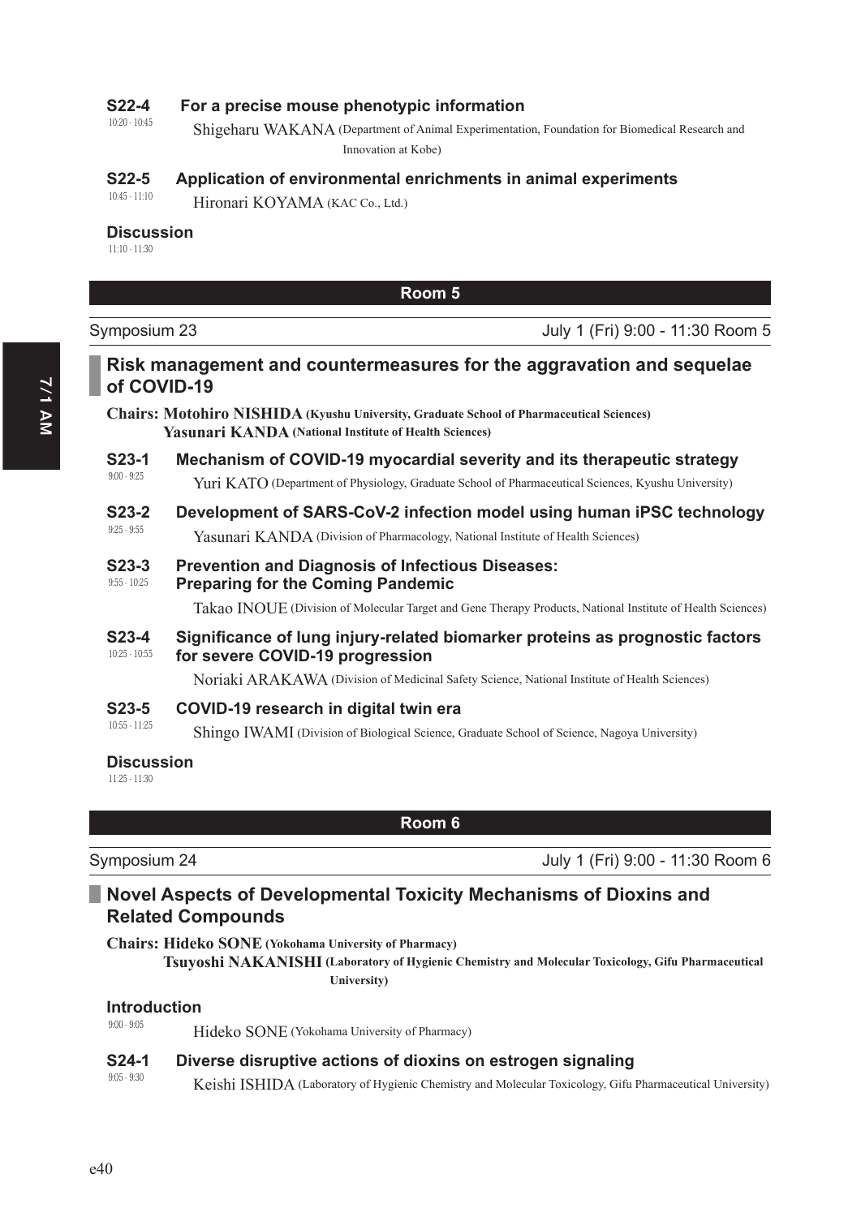**S22-4** For a precise mouse phenotypic information
10:20 - 10:45
Shigeharu WAKANA (Department of Animal Experimentation, Foundation for Biomedical Research and Innovation at Kobe)

**S22-5** Application of environmental enrichments in animal experiments
10:45 - 11:10
Hironari KOYAMA (KAC Co., Ltd.)

**Discussion**
11:10 - 11:30

## Room 5

Symposium 23 — July 1 (Fri) 9:00 - 11:30 Room 5

### Risk management and countermeasures for the aggravation and sequelae of COVID-19

**Chairs: Motohiro NISHIDA** (Kyushu University, Graduate School of Pharmaceutical Sciences)
**Yasunari KANDA** (National Institute of Health Sciences)

**S23-1** Mechanism of COVID-19 myocardial severity and its therapeutic strategy
9:00 - 9:25
Yuri KATO (Department of Physiology, Graduate School of Pharmaceutical Sciences, Kyushu University)

**S23-2** Development of SARS-CoV-2 infection model using human iPSC technology
9:25 - 9:55
Yasunari KANDA (Division of Pharmacology, National Institute of Health Sciences)

**S23-3** Prevention and Diagnosis of Infectious Diseases: Preparing for the Coming Pandemic
9:55 - 10:25
Takao INOUE (Division of Molecular Target and Gene Therapy Products, National Institute of Health Sciences)

**S23-4** Significance of lung injury-related biomarker proteins as prognostic factors for severe COVID-19 progression
10:25 - 10:55
Noriaki ARAKAWA (Division of Medicinal Safety Science, National Institute of Health Sciences)

**S23-5** COVID-19 research in digital twin era
10:55 - 11:25
Shingo IWAMI (Division of Biological Science, Graduate School of Science, Nagoya University)

**Discussion**
11:25 - 11:30

## Room 6

Symposium 24 — July 1 (Fri) 9:00 - 11:30 Room 6

### Novel Aspects of Developmental Toxicity Mechanisms of Dioxins and Related Compounds

**Chairs: Hideko SONE** (Yokohama University of Pharmacy)
**Tsuyoshi NAKANISHI** (Laboratory of Hygienic Chemistry and Molecular Toxicology, Gifu Pharmaceutical University)

**Introduction**
9:00 - 9:05
Hideko SONE (Yokohama University of Pharmacy)

**S24-1** Diverse disruptive actions of dioxins on estrogen signaling
9:05 - 9:30
Keishi ISHIDA (Laboratory of Hygienic Chemistry and Molecular Toxicology, Gifu Pharmaceutical University)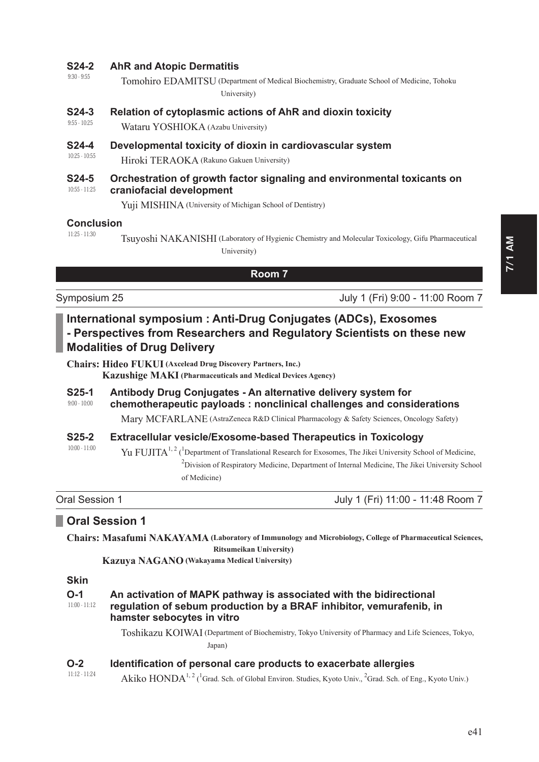**S24-2** 9:30 - 9:55 **AhR and Atopic Dermatitis**

Tomohiro EDAMITSU (Department of Medical Biochemistry, Graduate School of Medicine, Tohoku University)

**S24-3** 9:55 - 10:25 **Relation of cytoplasmic actions of AhR and dioxin toxicity**

Wataru YOSHIOKA (Azabu University)

**S24-4** 10:25 - 10:55 **Developmental toxicity of dioxin in cardiovascular system**

Hiroki TERAOKA (Rakuno Gakuen University)

**S24-5** 10:55 - 11:25 **Orchestration of growth factor signaling and environmental toxicants on craniofacial development**

Yuji MISHINA (University of Michigan School of Dentistry)

**Conclusion**
11:25 - 11:30

Tsuyoshi NAKANISHI (Laboratory of Hygienic Chemistry and Molecular Toxicology, Gifu Pharmaceutical University)

## Room 7

Symposium 25 — July 1 (Fri) 9:00 - 11:00 Room 7

### International symposium : Anti-Drug Conjugates (ADCs), Exosomes - Perspectives from Researchers and Regulatory Scientists on these new Modalities of Drug Delivery

**Chairs: Hideo FUKUI (Axcelead Drug Discovery Partners, Inc.)**
**Kazushige MAKI (Pharmaceuticals and Medical Devices Agency)**

**S25-1** 9:00 - 10:00 **Antibody Drug Conjugates - An alternative delivery system for chemotherapeutic payloads : nonclinical challenges and considerations**

Mary MCFARLANE (AstraZeneca R&D Clinical Pharmacology & Safety Sciences, Oncology Safety)

**S25-2** 10:00 - 11:00 **Extracellular vesicle/Exosome-based Therapeutics in Toxicology**

Yu FUJITA[1, 2] ([1]Department of Translational Research for Exosomes, The Jikei University School of Medicine, [2]Division of Respiratory Medicine, Department of Internal Medicine, The Jikei University School of Medicine)

Oral Session 1 — July 1 (Fri) 11:00 - 11:48 Room 7

### Oral Session 1

**Chairs: Masafumi NAKAYAMA (Laboratory of Immunology and Microbiology, College of Pharmaceutical Sciences, Ritsumeikan University)**
**Kazuya NAGANO (Wakayama Medical University)**

**Skin**

**O-1** 11:00 - 11:12 **An activation of MAPK pathway is associated with the bidirectional regulation of sebum production by a BRAF inhibitor, vemurafenib, in hamster sebocytes in vitro**

Toshikazu KOIWAI (Department of Biochemistry, Tokyo University of Pharmacy and Life Sciences, Tokyo, Japan)

**O-2** 11:12 - 11:24 **Identification of personal care products to exacerbate allergies**

Akiko HONDA[1, 2] ([1]Grad. Sch. of Global Environ. Studies, Kyoto Univ., [2]Grad. Sch. of Eng., Kyoto Univ.)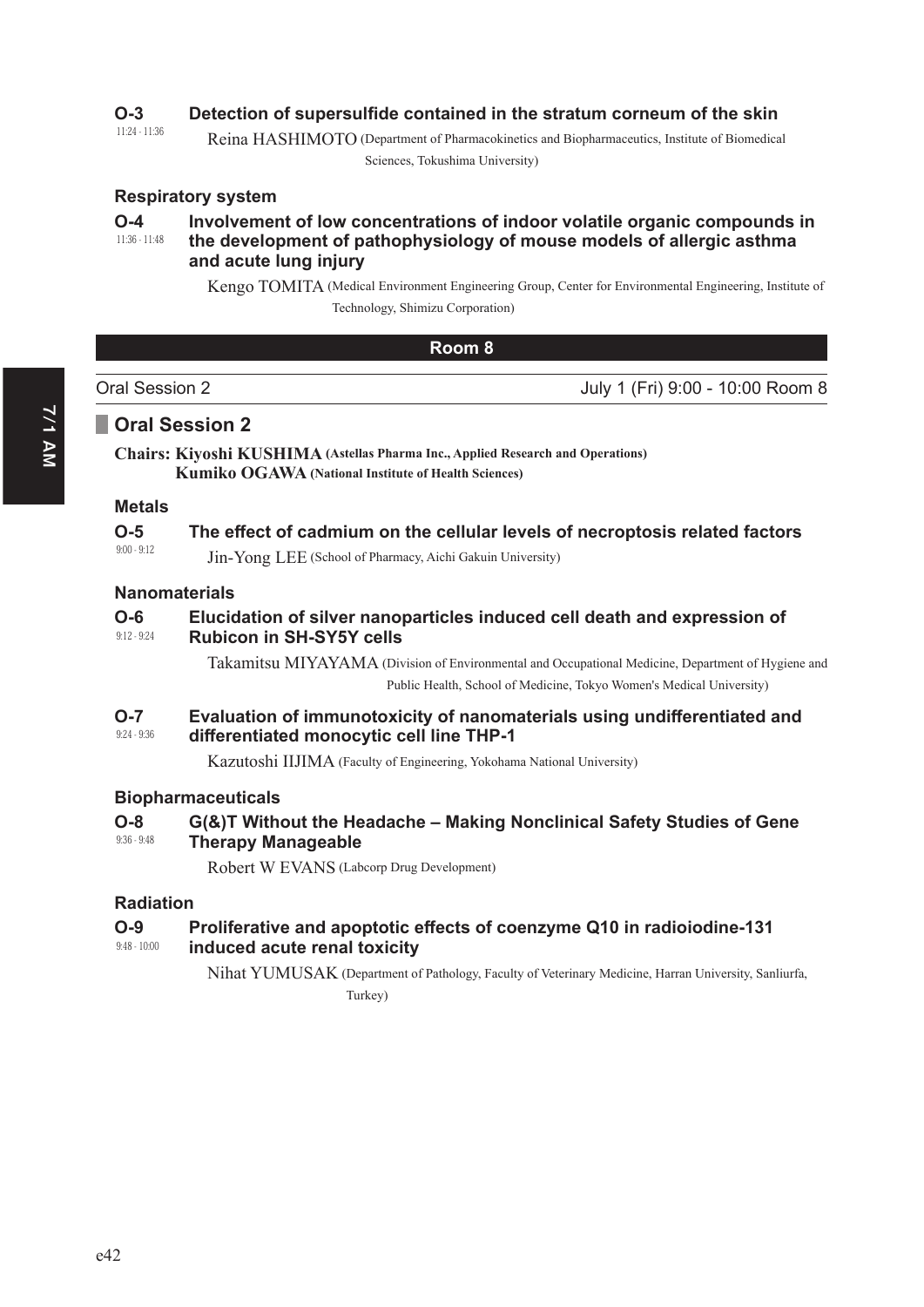**O-3** 11:24 - 11:36
**Detection of supersulfide contained in the stratum corneum of the skin**

Reina HASHIMOTO (Department of Pharmacokinetics and Biopharmaceutics, Institute of Biomedical Sciences, Tokushima University)

### Respiratory system

**O-4** 11:36 - 11:48
**Involvement of low concentrations of indoor volatile organic compounds in the development of pathophysiology of mouse models of allergic asthma and acute lung injury**

Kengo TOMITA (Medical Environment Engineering Group, Center for Environmental Engineering, Institute of Technology, Shimizu Corporation)

## Room 8

Oral Session 2 — July 1 (Fri) 9:00 - 10:00 Room 8

## Oral Session 2

**Chairs: Kiyoshi KUSHIMA (Astellas Pharma Inc., Applied Research and Operations)**
**Kumiko OGAWA (National Institute of Health Sciences)**

### Metals

**O-5** 9:00 - 9:12
**The effect of cadmium on the cellular levels of necroptosis related factors**

Jin-Yong LEE (School of Pharmacy, Aichi Gakuin University)

### Nanomaterials

**O-6** 9:12 - 9:24
**Elucidation of silver nanoparticles induced cell death and expression of Rubicon in SH-SY5Y cells**

Takamitsu MIYAYAMA (Division of Environmental and Occupational Medicine, Department of Hygiene and Public Health, School of Medicine, Tokyo Women's Medical University)

**O-7** 9:24 - 9:36
**Evaluation of immunotoxicity of nanomaterials using undifferentiated and differentiated monocytic cell line THP-1**

Kazutoshi IIJIMA (Faculty of Engineering, Yokohama National University)

### Biopharmaceuticals

**O-8** 9:36 - 9:48
**G(&)T Without the Headache – Making Nonclinical Safety Studies of Gene Therapy Manageable**

Robert W EVANS (Labcorp Drug Development)

### Radiation

**O-9** 9:48 - 10:00
**Proliferative and apoptotic effects of coenzyme Q10 in radioiodine-131 induced acute renal toxicity**

Nihat YUMUSAK (Department of Pathology, Faculty of Veterinary Medicine, Harran University, Sanliurfa, Turkey)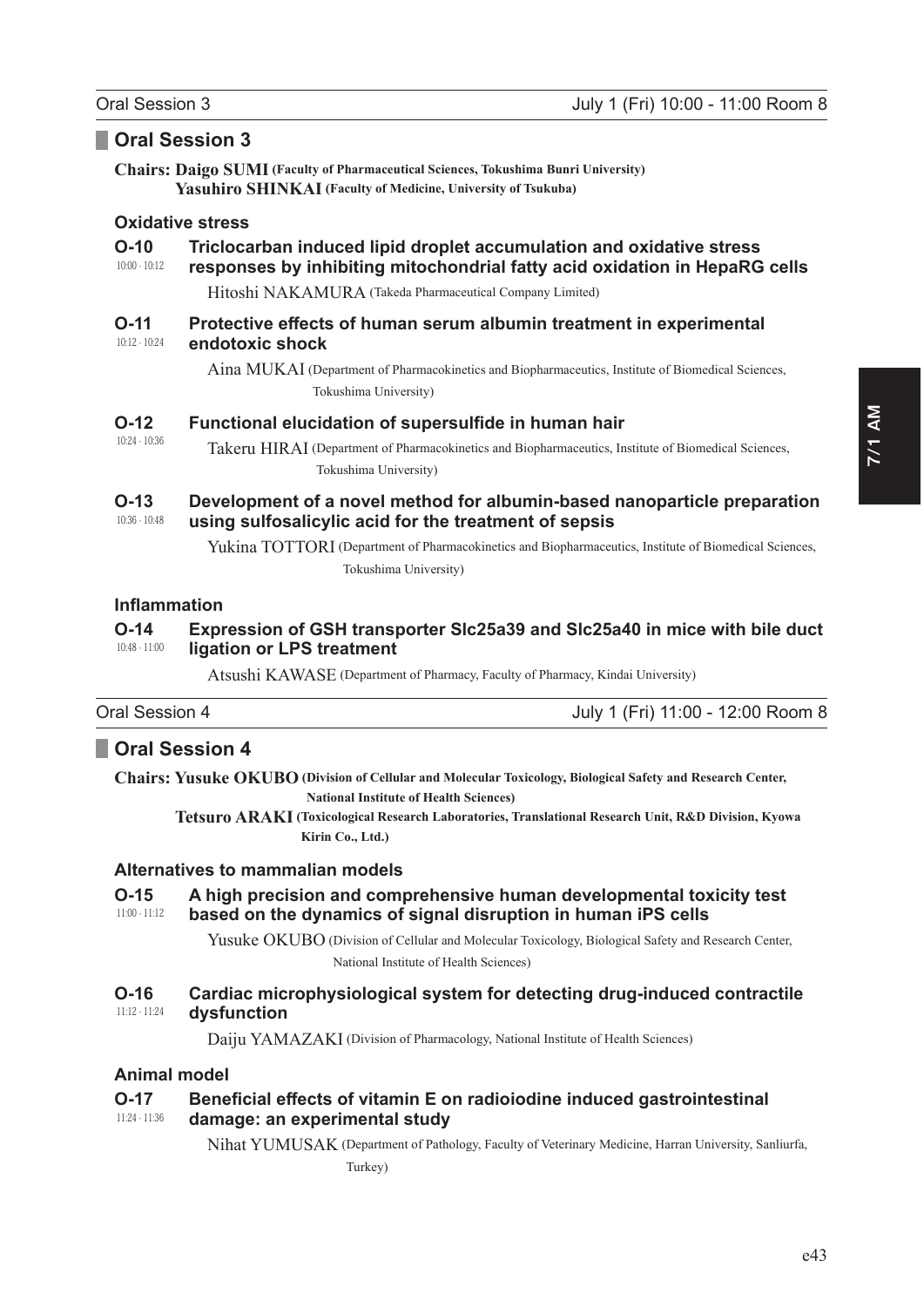## Oral Session 3

July 1 (Fri) 10:00 - 11:00 Room 8

**Chairs: Daigo SUMI** (Faculty of Pharmaceutical Sciences, Tokushima Bunri University)
**Yasuhiro SHINKAI** (Faculty of Medicine, University of Tsukuba)

### Oxidative stress

**O-10** 10:00 - 10:12
**Triclocarban induced lipid droplet accumulation and oxidative stress responses by inhibiting mitochondrial fatty acid oxidation in HepaRG cells**
Hitoshi NAKAMURA (Takeda Pharmaceutical Company Limited)

**O-11** 10:12 - 10:24
**Protective effects of human serum albumin treatment in experimental endotoxic shock**
Aina MUKAI (Department of Pharmacokinetics and Biopharmaceutics, Institute of Biomedical Sciences, Tokushima University)

**O-12** 10:24 - 10:36
**Functional elucidation of supersulfide in human hair**
Takeru HIRAI (Department of Pharmacokinetics and Biopharmaceutics, Institute of Biomedical Sciences, Tokushima University)

**O-13** 10:36 - 10:48
**Development of a novel method for albumin-based nanoparticle preparation using sulfosalicylic acid for the treatment of sepsis**
Yukina TOTTORI (Department of Pharmacokinetics and Biopharmaceutics, Institute of Biomedical Sciences, Tokushima University)

### Inflammation

**O-14** 10:48 - 11:00
**Expression of GSH transporter Slc25a39 and Slc25a40 in mice with bile duct ligation or LPS treatment**
Atsushi KAWASE (Department of Pharmacy, Faculty of Pharmacy, Kindai University)

## Oral Session 4

July 1 (Fri) 11:00 - 12:00 Room 8

**Chairs: Yusuke OKUBO** (Division of Cellular and Molecular Toxicology, Biological Safety and Research Center, National Institute of Health Sciences)
**Tetsuro ARAKI** (Toxicological Research Laboratories, Translational Research Unit, R&D Division, Kyowa Kirin Co., Ltd.)

### Alternatives to mammalian models

**O-15** 11:00 - 11:12
**A high precision and comprehensive human developmental toxicity test based on the dynamics of signal disruption in human iPS cells**
Yusuke OKUBO (Division of Cellular and Molecular Toxicology, Biological Safety and Research Center, National Institute of Health Sciences)

**O-16** 11:12 - 11:24
**Cardiac microphysiological system for detecting drug-induced contractile dysfunction**
Daiju YAMAZAKI (Division of Pharmacology, National Institute of Health Sciences)

### Animal model

**O-17** 11:24 - 11:36
**Beneficial effects of vitamin E on radioiodine induced gastrointestinal damage: an experimental study**
Nihat YUMUSAK (Department of Pathology, Faculty of Veterinary Medicine, Harran University, Sanliurfa, Turkey)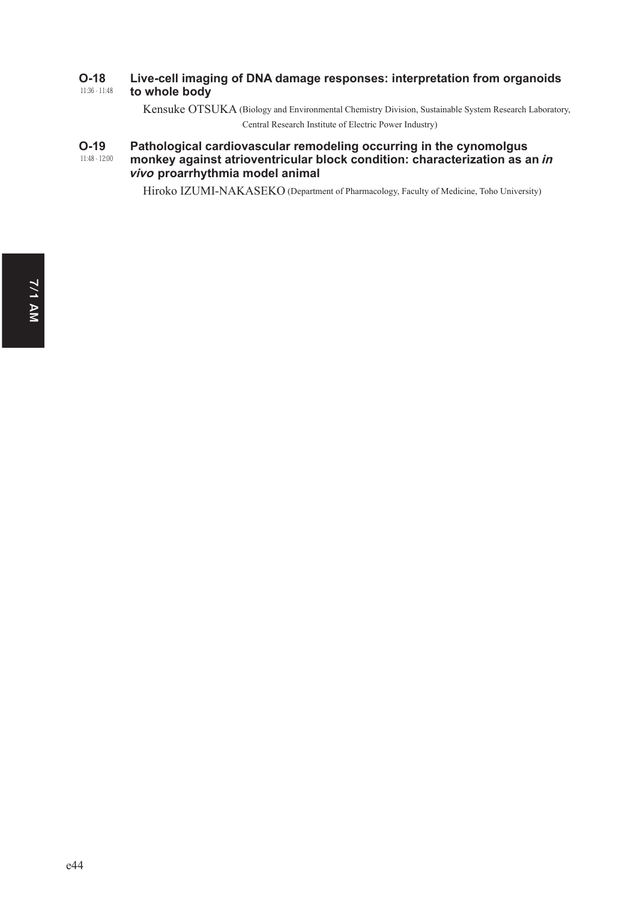**O-18** 11:36 - 11:48 **Live-cell imaging of DNA damage responses: interpretation from organoids to whole body**

Kensuke OTSUKA (Biology and Environmental Chemistry Division, Sustainable System Research Laboratory, Central Research Institute of Electric Power Industry)

**O-19** 11:48 - 12:00 **Pathological cardiovascular remodeling occurring in the cynomolgus monkey against atrioventricular block condition: characterization as an *in vivo* proarrhythmia model animal**

Hiroko IZUMI-NAKASEKO (Department of Pharmacology, Faculty of Medicine, Toho University)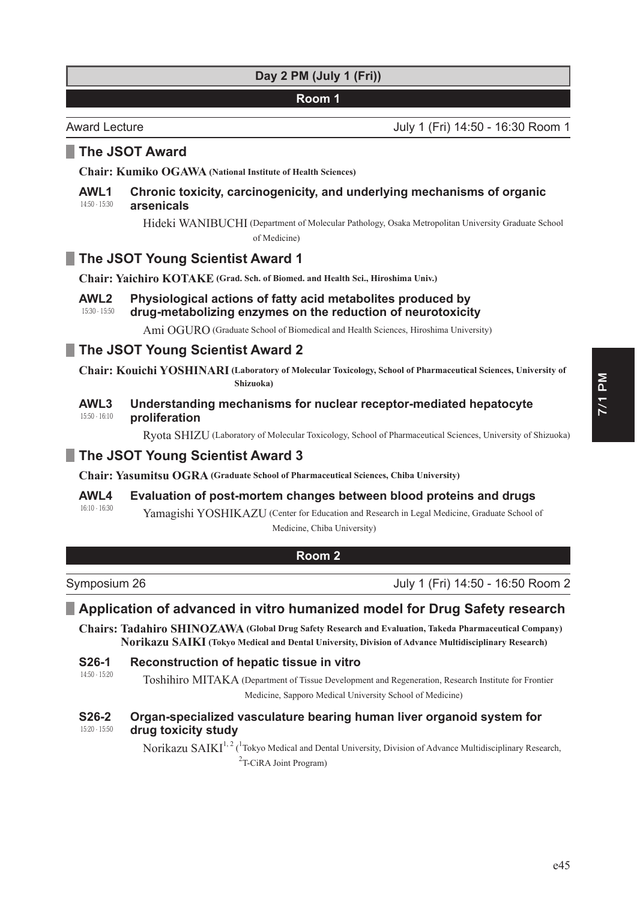# Day 2 PM (July 1 (Fri))

## Room 1

Award Lecture — July 1 (Fri) 14:50 - 16:30 Room 1

### The JSOT Award

**Chair: Kumiko OGAWA (National Institute of Health Sciences)**

**AWL1** (14:50 - 15:30) **Chronic toxicity, carcinogenicity, and underlying mechanisms of organic arsenicals**

Hideki WANIBUCHI (Department of Molecular Pathology, Osaka Metropolitan University Graduate School of Medicine)

### The JSOT Young Scientist Award 1

**Chair: Yaichiro KOTAKE (Grad. Sch. of Biomed. and Health Sci., Hiroshima Univ.)**

**AWL2** (15:30 - 15:50) **Physiological actions of fatty acid metabolites produced by drug-metabolizing enzymes on the reduction of neurotoxicity**

Ami OGURO (Graduate School of Biomedical and Health Sciences, Hiroshima University)

### The JSOT Young Scientist Award 2

**Chair: Kouichi YOSHINARI (Laboratory of Molecular Toxicology, School of Pharmaceutical Sciences, University of Shizuoka)**

**AWL3** (15:50 - 16:10) **Understanding mechanisms for nuclear receptor-mediated hepatocyte proliferation**

Ryota SHIZU (Laboratory of Molecular Toxicology, School of Pharmaceutical Sciences, University of Shizuoka)

### The JSOT Young Scientist Award 3

**Chair: Yasumitsu OGRA (Graduate School of Pharmaceutical Sciences, Chiba University)**

**AWL4** (16:10 - 16:30) **Evaluation of post-mortem changes between blood proteins and drugs**

Yamagishi YOSHIKAZU (Center for Education and Research in Legal Medicine, Graduate School of Medicine, Chiba University)

## Room 2

Symposium 26 — July 1 (Fri) 14:50 - 16:50 Room 2

### Application of advanced in vitro humanized model for Drug Safety research

**Chairs: Tadahiro SHINOZAWA (Global Drug Safety Research and Evaluation, Takeda Pharmaceutical Company)**
**Norikazu SAIKI (Tokyo Medical and Dental University, Division of Advance Multidisciplinary Research)**

**S26-1** (14:50 - 15:20) **Reconstruction of hepatic tissue in vitro**

Toshihiro MITAKA (Department of Tissue Development and Regeneration, Research Institute for Frontier Medicine, Sapporo Medical University School of Medicine)

**S26-2** (15:20 - 15:50) **Organ-specialized vasculature bearing human liver organoid system for drug toxicity study**

Norikazu SAIKI[1, 2] ([1]Tokyo Medical and Dental University, Division of Advance Multidisciplinary Research, [2]T-CiRA Joint Program)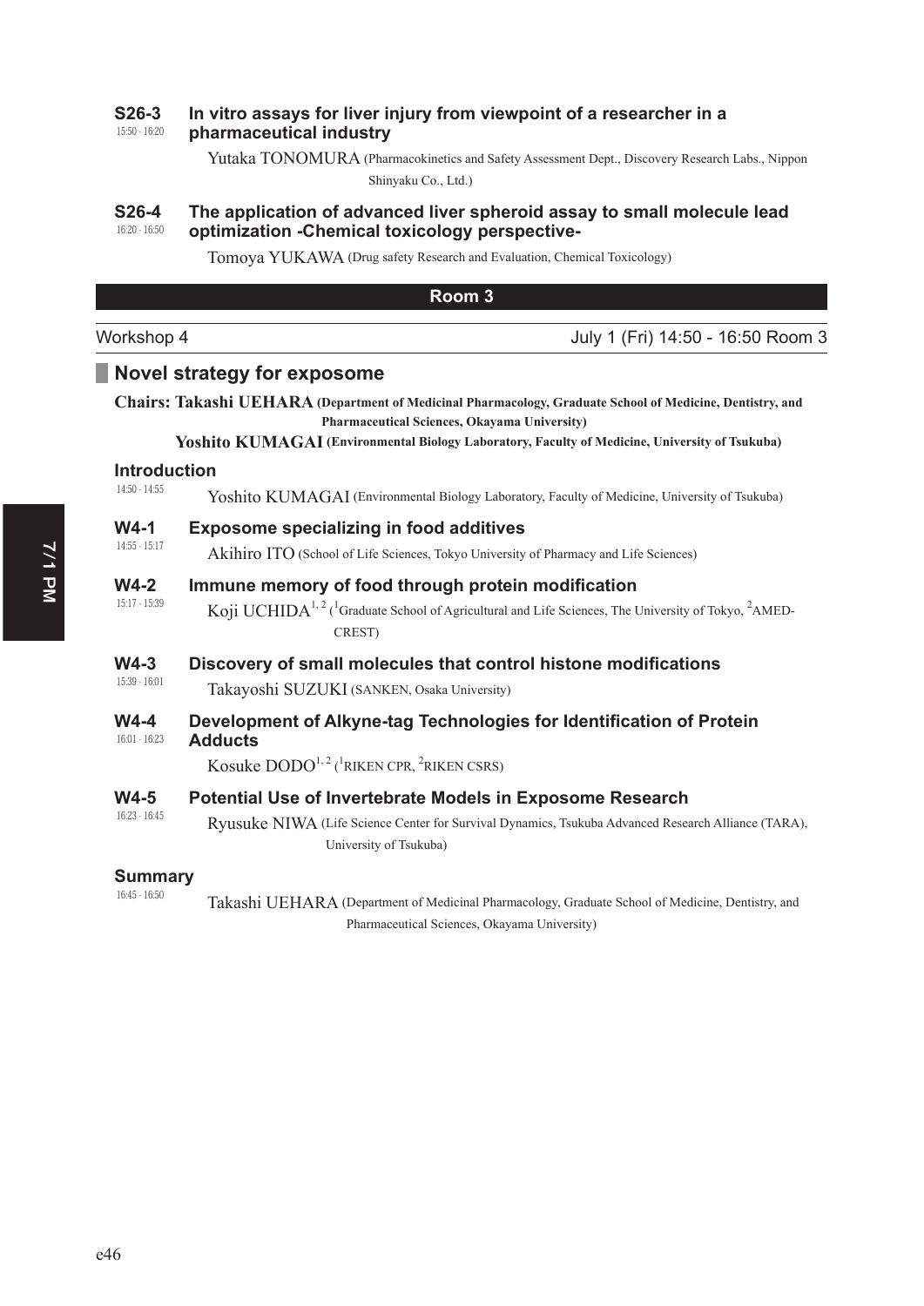**S26-3** 15:50 - 16:20
**In vitro assays for liver injury from viewpoint of a researcher in a pharmaceutical industry**

Yutaka TONOMURA (Pharmacokinetics and Safety Assessment Dept., Discovery Research Labs., Nippon Shinyaku Co., Ltd.)

**S26-4** 16:20 - 16:50
**The application of advanced liver spheroid assay to small molecule lead optimization -Chemical toxicology perspective-**

Tomoya YUKAWA (Drug safety Research and Evaluation, Chemical Toxicology)

## Room 3

Workshop 4 — July 1 (Fri) 14:50 - 16:50 Room 3

### Novel strategy for exposome

**Chairs: Takashi UEHARA (Department of Medicinal Pharmacology, Graduate School of Medicine, Dentistry, and Pharmaceutical Sciences, Okayama University)**
**Yoshito KUMAGAI (Environmental Biology Laboratory, Faculty of Medicine, University of Tsukuba)**

**Introduction** 14:50 - 14:55

Yoshito KUMAGAI (Environmental Biology Laboratory, Faculty of Medicine, University of Tsukuba)

**W4-1** 14:55 - 15:17
**Exposome specializing in food additives**

Akihiro ITO (School of Life Sciences, Tokyo University of Pharmacy and Life Sciences)

**W4-2** 15:17 - 15:39
**Immune memory of food through protein modification**

Koji UCHIDA[1,2] ([1]Graduate School of Agricultural and Life Sciences, The University of Tokyo, [2]AMED-CREST)

**W4-3** 15:39 - 16:01
**Discovery of small molecules that control histone modifications**

Takayoshi SUZUKI (SANKEN, Osaka University)

**W4-4** 16:01 - 16:23
**Development of Alkyne-tag Technologies for Identification of Protein Adducts**

Kosuke DODO[1,2] ([1]RIKEN CPR, [2]RIKEN CSRS)

**W4-5** 16:23 - 16:45
**Potential Use of Invertebrate Models in Exposome Research**

Ryusuke NIWA (Life Science Center for Survival Dynamics, Tsukuba Advanced Research Alliance (TARA), University of Tsukuba)

**Summary** 16:45 - 16:50

Takashi UEHARA (Department of Medicinal Pharmacology, Graduate School of Medicine, Dentistry, and Pharmaceutical Sciences, Okayama University)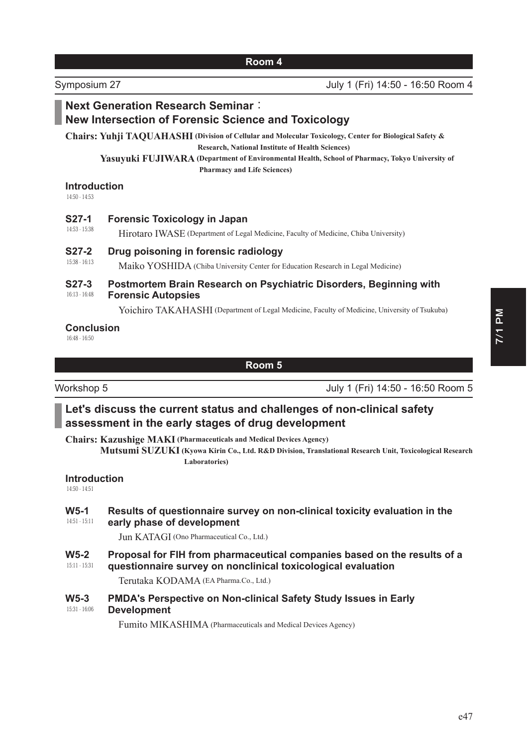## Room 4

Symposium 27 — July 1 (Fri) 14:50 - 16:50 Room 4

### Next Generation Research Seminar：New Intersection of Forensic Science and Toxicology

**Chairs: Yuhji TAQUAHASHI (Division of Cellular and Molecular Toxicology, Center for Biological Safety & Research, National Institute of Health Sciences)**
**Yasuyuki FUJIWARA (Department of Environmental Health, School of Pharmacy, Tokyo University of Pharmacy and Life Sciences)**

**Introduction**
14:50 - 14:53

**S27-1** 14:53 - 15:38
**Forensic Toxicology in Japan**
Hirotaro IWASE (Department of Legal Medicine, Faculty of Medicine, Chiba University)

**S27-2** 15:38 - 16:13
**Drug poisoning in forensic radiology**
Maiko YOSHIDA (Chiba University Center for Education Research in Legal Medicine)

**S27-3** 16:13 - 16:48
**Postmortem Brain Research on Psychiatric Disorders, Beginning with Forensic Autopsies**
Yoichiro TAKAHASHI (Department of Legal Medicine, Faculty of Medicine, University of Tsukuba)

**Conclusion**
16:48 - 16:50

## Room 5

Workshop 5 — July 1 (Fri) 14:50 - 16:50 Room 5

### Let's discuss the current status and challenges of non-clinical safety assessment in the early stages of drug development

**Chairs: Kazushige MAKI (Pharmaceuticals and Medical Devices Agency)**
**Mutsumi SUZUKI (Kyowa Kirin Co., Ltd. R&D Division, Translational Research Unit, Toxicological Research Laboratories)**

**Introduction**
14:50 - 14:51

**W5-1** 14:51 - 15:11
**Results of questionnaire survey on non-clinical toxicity evaluation in the early phase of development**
Jun KATAGI (Ono Pharmaceutical Co., Ltd.)

**W5-2** 15:11 - 15:31
**Proposal for FIH from pharmaceutical companies based on the results of a questionnaire survey on nonclinical toxicological evaluation**
Terutaka KODAMA (EA Pharma.Co., Ltd.)

**W5-3** 15:31 - 16:06
**PMDA's Perspective on Non-clinical Safety Study Issues in Early Development**
Fumito MIKASHIMA (Pharmaceuticals and Medical Devices Agency)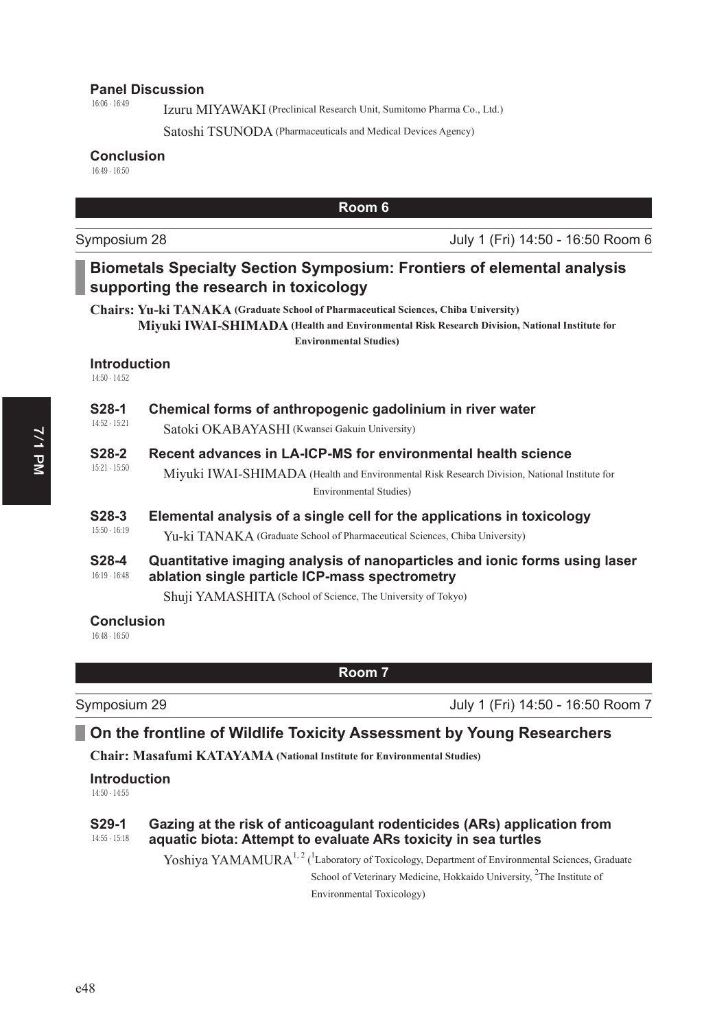**Panel Discussion**
16:06 - 16:49

Izuru MIYAWAKI (Preclinical Research Unit, Sumitomo Pharma Co., Ltd.)

Satoshi TSUNODA (Pharmaceuticals and Medical Devices Agency)

**Conclusion**
16:49 - 16:50

## Room 6

Symposium 28 — July 1 (Fri) 14:50 - 16:50 Room 6

### Biometals Specialty Section Symposium: Frontiers of elemental analysis supporting the research in toxicology

**Chairs: Yu-ki TANAKA (Graduate School of Pharmaceutical Sciences, Chiba University)**
**Miyuki IWAI-SHIMADA (Health and Environmental Risk Research Division, National Institute for Environmental Studies)**

**Introduction**
14:50 - 14:52

**S28-1** (14:52 - 15:21) **Chemical forms of anthropogenic gadolinium in river water**
Satoki OKABAYASHI (Kwansei Gakuin University)

**S28-2** (15:21 - 15:50) **Recent advances in LA-ICP-MS for environmental health science**
Miyuki IWAI-SHIMADA (Health and Environmental Risk Research Division, National Institute for Environmental Studies)

**S28-3** (15:50 - 16:19) **Elemental analysis of a single cell for the applications in toxicology**
Yu-ki TANAKA (Graduate School of Pharmaceutical Sciences, Chiba University)

**S28-4** (16:19 - 16:48) **Quantitative imaging analysis of nanoparticles and ionic forms using laser ablation single particle ICP-mass spectrometry**
Shuji YAMASHITA (School of Science, The University of Tokyo)

**Conclusion**
16:48 - 16:50

## Room 7

Symposium 29 — July 1 (Fri) 14:50 - 16:50 Room 7

### On the frontline of Wildlife Toxicity Assessment by Young Researchers

**Chair: Masafumi KATAYAMA (National Institute for Environmental Studies)**

**Introduction**
14:50 - 14:55

**S29-1** (14:55 - 15:18) **Gazing at the risk of anticoagulant rodenticides (ARs) application from aquatic biota: Attempt to evaluate ARs toxicity in sea turtles**
Yoshiya YAMAMURA[1,2] ([1]Laboratory of Toxicology, Department of Environmental Sciences, Graduate School of Veterinary Medicine, Hokkaido University, [2]The Institute of Environmental Toxicology)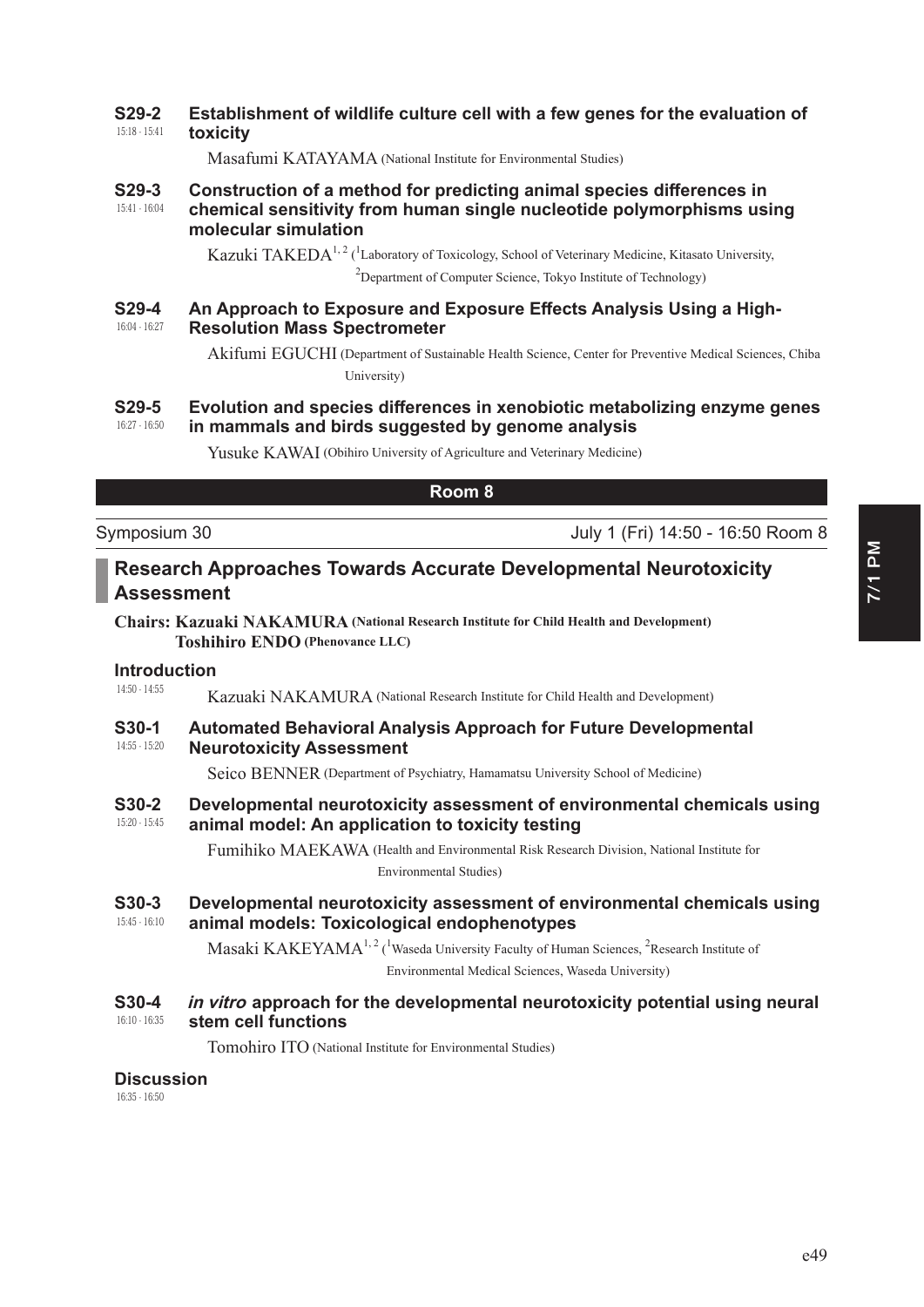**S29-2** 15:18 - 15:41
**Establishment of wildlife culture cell with a few genes for the evaluation of toxicity**

Masafumi KATAYAMA (National Institute for Environmental Studies)

**S29-3** 15:41 - 16:04
**Construction of a method for predicting animal species differences in chemical sensitivity from human single nucleotide polymorphisms using molecular simulation**

Kazuki TAKEDA[1,2] ([1]Laboratory of Toxicology, School of Veterinary Medicine, Kitasato University, [2]Department of Computer Science, Tokyo Institute of Technology)

**S29-4** 16:04 - 16:27
**An Approach to Exposure and Exposure Effects Analysis Using a High-Resolution Mass Spectrometer**

Akifumi EGUCHI (Department of Sustainable Health Science, Center for Preventive Medical Sciences, Chiba University)

**S29-5** 16:27 - 16:50
**Evolution and species differences in xenobiotic metabolizing enzyme genes in mammals and birds suggested by genome analysis**

Yusuke KAWAI (Obihiro University of Agriculture and Veterinary Medicine)

## Room 8

Symposium 30 — July 1 (Fri) 14:50 - 16:50 Room 8

### Research Approaches Towards Accurate Developmental Neurotoxicity Assessment

**Chairs: Kazuaki NAKAMURA (National Research Institute for Child Health and Development)**
**Toshihiro ENDO (Phenovance LLC)**

**Introduction**
14:50 - 14:55

Kazuaki NAKAMURA (National Research Institute for Child Health and Development)

**S30-1** 14:55 - 15:20
**Automated Behavioral Analysis Approach for Future Developmental Neurotoxicity Assessment**

Seico BENNER (Department of Psychiatry, Hamamatsu University School of Medicine)

**S30-2** 15:20 - 15:45
**Developmental neurotoxicity assessment of environmental chemicals using animal model: An application to toxicity testing**

Fumihiko MAEKAWA (Health and Environmental Risk Research Division, National Institute for Environmental Studies)

**S30-3** 15:45 - 16:10
**Developmental neurotoxicity assessment of environmental chemicals using animal models: Toxicological endophenotypes**

Masaki KAKEYAMA[1,2] ([1]Waseda University Faculty of Human Sciences, [2]Research Institute of Environmental Medical Sciences, Waseda University)

**S30-4** 16:10 - 16:35
***in vitro* approach for the developmental neurotoxicity potential using neural stem cell functions**

Tomohiro ITO (National Institute for Environmental Studies)

**Discussion**
16:35 - 16:50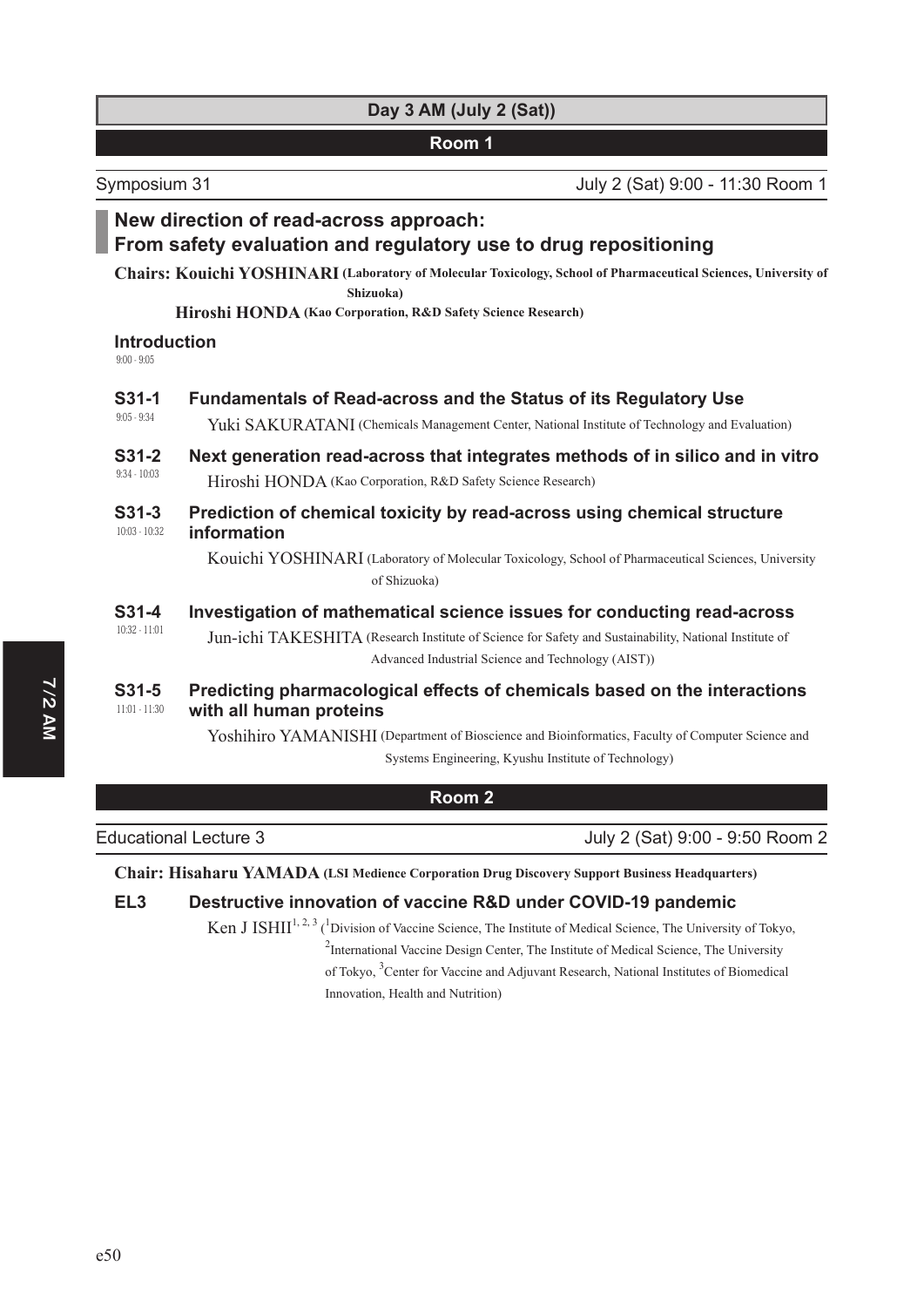## Day 3 AM (July 2 (Sat))

### Room 1

Symposium 31 — July 2 (Sat) 9:00 - 11:30 Room 1

### New direction of read-across approach: From safety evaluation and regulatory use to drug repositioning

**Chairs: Kouichi YOSHINARI (Laboratory of Molecular Toxicology, School of Pharmaceutical Sciences, University of Shizuoka)**
**Hiroshi HONDA (Kao Corporation, R&D Safety Science Research)**

**Introduction**
9:00 - 9:05

**S31-1** 9:05 - 9:34
**Fundamentals of Read-across and the Status of its Regulatory Use**
Yuki SAKURATANI (Chemicals Management Center, National Institute of Technology and Evaluation)

**S31-2** 9:34 - 10:03
**Next generation read-across that integrates methods of in silico and in vitro**
Hiroshi HONDA (Kao Corporation, R&D Safety Science Research)

**S31-3** 10:03 - 10:32
**Prediction of chemical toxicity by read-across using chemical structure information**
Kouichi YOSHINARI (Laboratory of Molecular Toxicology, School of Pharmaceutical Sciences, University of Shizuoka)

**S31-4** 10:32 - 11:01
**Investigation of mathematical science issues for conducting read-across**
Jun-ichi TAKESHITA (Research Institute of Science for Safety and Sustainability, National Institute of Advanced Industrial Science and Technology (AIST))

**S31-5** 11:01 - 11:30
**Predicting pharmacological effects of chemicals based on the interactions with all human proteins**
Yoshihiro YAMANISHI (Department of Bioscience and Bioinformatics, Faculty of Computer Science and Systems Engineering, Kyushu Institute of Technology)

### Room 2

Educational Lecture 3 — July 2 (Sat) 9:00 - 9:50 Room 2

**Chair: Hisaharu YAMADA (LSI Medience Corporation Drug Discovery Support Business Headquarters)**

**EL3**
**Destructive innovation of vaccine R&D under COVID-19 pandemic**
Ken J ISHII[1, 2, 3] ([1]Division of Vaccine Science, The Institute of Medical Science, The University of Tokyo, [2]International Vaccine Design Center, The Institute of Medical Science, The University of Tokyo, [3]Center for Vaccine and Adjuvant Research, National Institutes of Biomedical Innovation, Health and Nutrition)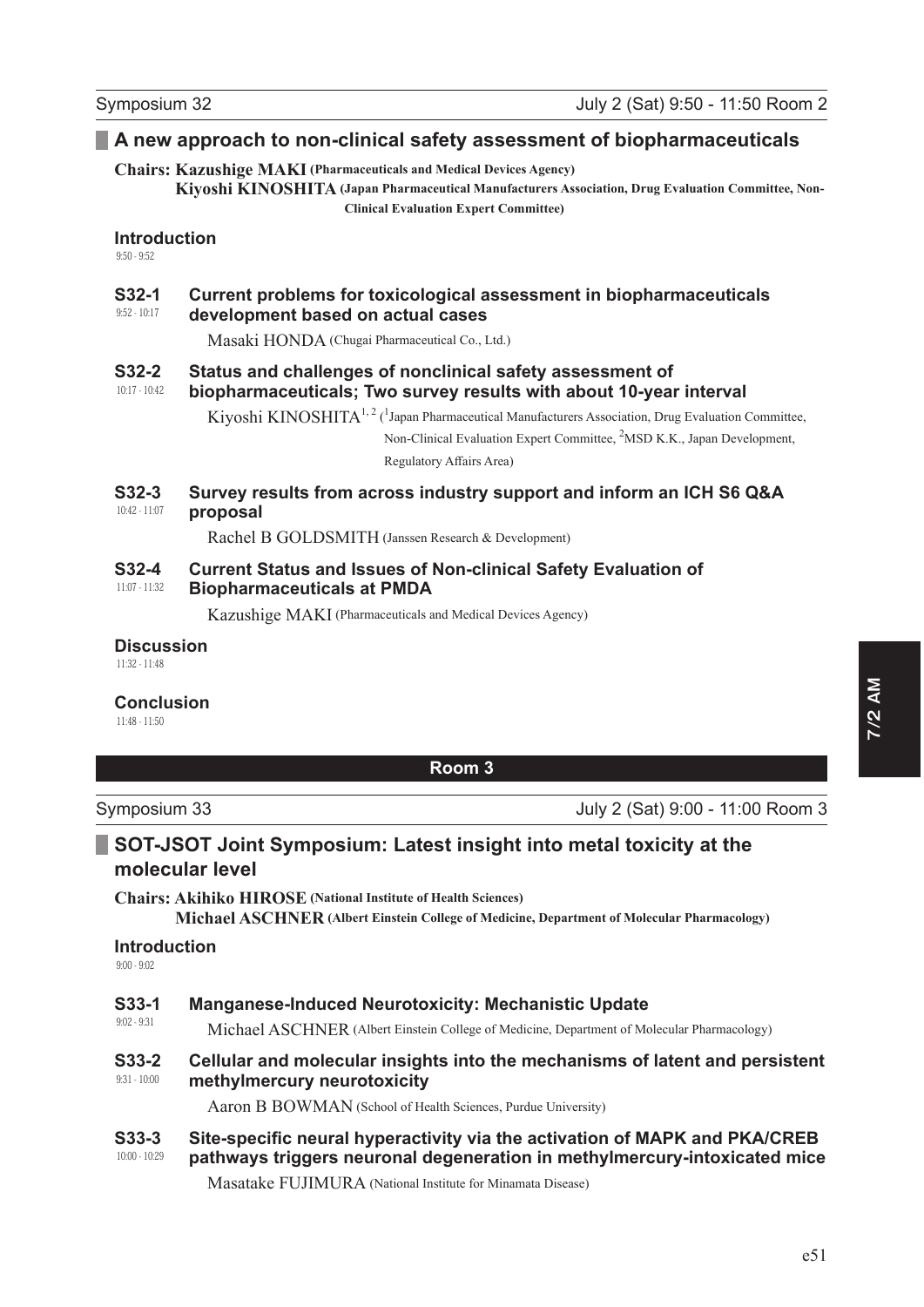Symposium 32 — July 2 (Sat) 9:50 - 11:50 Room 2

## A new approach to non-clinical safety assessment of biopharmaceuticals

**Chairs: Kazushige MAKI (Pharmaceuticals and Medical Devices Agency)**
**Kiyoshi KINOSHITA (Japan Pharmaceutical Manufacturers Association, Drug Evaluation Committee, Non-Clinical Evaluation Expert Committee)**

**Introduction**
9:50 - 9:52

**S32-1** 9:52 - 10:17
**Current problems for toxicological assessment in biopharmaceuticals development based on actual cases**
Masaki HONDA (Chugai Pharmaceutical Co., Ltd.)

**S32-2** 10:17 - 10:42
**Status and challenges of nonclinical safety assessment of biopharmaceuticals; Two survey results with about 10-year interval**
Kiyoshi KINOSHITA[1,2] ([1]Japan Pharmaceutical Manufacturers Association, Drug Evaluation Committee, Non-Clinical Evaluation Expert Committee, [2]MSD K.K., Japan Development, Regulatory Affairs Area)

**S32-3** 10:42 - 11:07
**Survey results from across industry support and inform an ICH S6 Q&A proposal**
Rachel B GOLDSMITH (Janssen Research & Development)

**S32-4** 11:07 - 11:32
**Current Status and Issues of Non-clinical Safety Evaluation of Biopharmaceuticals at PMDA**
Kazushige MAKI (Pharmaceuticals and Medical Devices Agency)

**Discussion**
11:32 - 11:48

**Conclusion**
11:48 - 11:50

# Room 3

Symposium 33 — July 2 (Sat) 9:00 - 11:00 Room 3

## SOT-JSOT Joint Symposium: Latest insight into metal toxicity at the molecular level

**Chairs: Akihiko HIROSE (National Institute of Health Sciences)**
**Michael ASCHNER (Albert Einstein College of Medicine, Department of Molecular Pharmacology)**

**Introduction**
9:00 - 9:02

**S33-1** 9:02 - 9:31
**Manganese-Induced Neurotoxicity: Mechanistic Update**
Michael ASCHNER (Albert Einstein College of Medicine, Department of Molecular Pharmacology)

**S33-2** 9:31 - 10:00
**Cellular and molecular insights into the mechanisms of latent and persistent methylmercury neurotoxicity**
Aaron B BOWMAN (School of Health Sciences, Purdue University)

**S33-3** 10:00 - 10:29
**Site-specific neural hyperactivity via the activation of MAPK and PKA/CREB pathways triggers neuronal degeneration in methylmercury-intoxicated mice**
Masatake FUJIMURA (National Institute for Minamata Disease)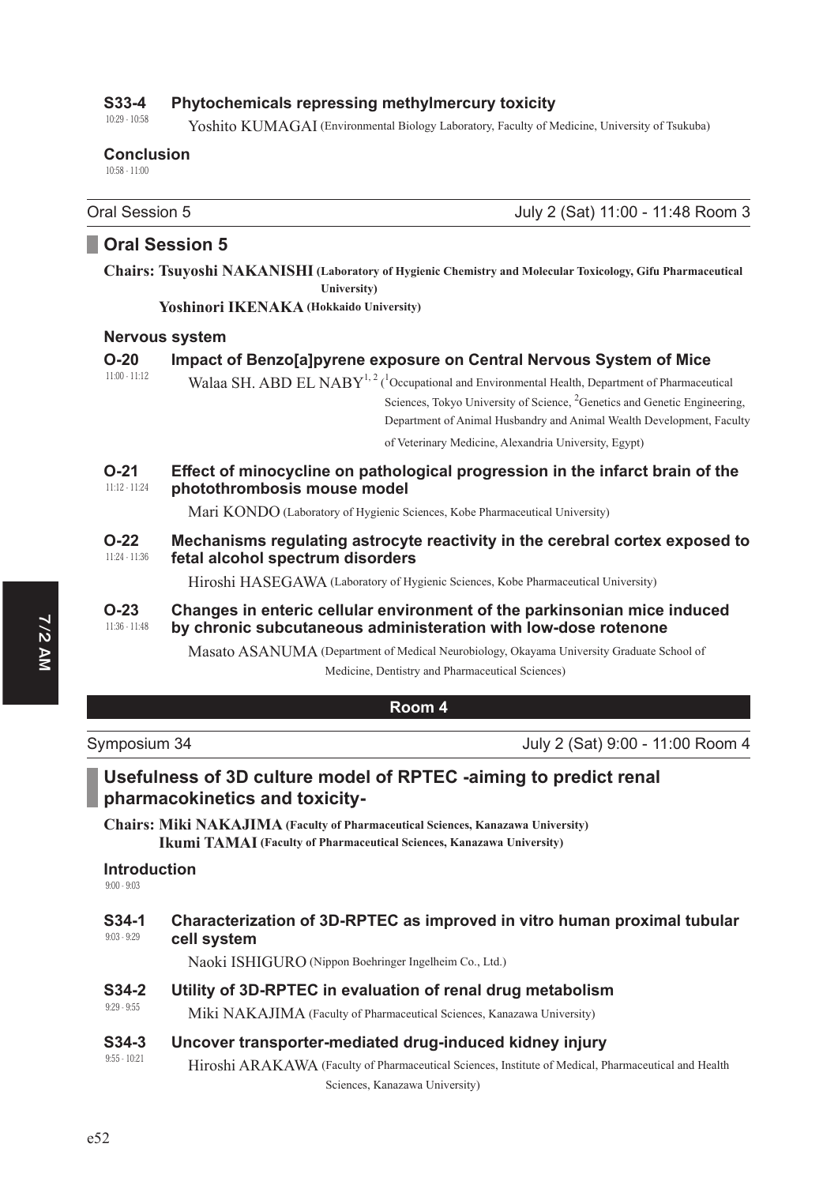**S33-4** 10:29 - 10:58 **Phytochemicals repressing methylmercury toxicity**

Yoshito KUMAGAI (Environmental Biology Laboratory, Faculty of Medicine, University of Tsukuba)

**Conclusion**
10:58 - 11:00

---

Oral Session 5 — July 2 (Sat) 11:00 - 11:48 Room 3

## Oral Session 5

**Chairs: Tsuyoshi NAKANISHI (Laboratory of Hygienic Chemistry and Molecular Toxicology, Gifu Pharmaceutical University)**
**Yoshinori IKENAKA (Hokkaido University)**

### Nervous system

**O-20** 11:00 - 11:12 **Impact of Benzo[a]pyrene exposure on Central Nervous System of Mice**

Walaa SH. ABD EL NABY[1, 2] ([1]Occupational and Environmental Health, Department of Pharmaceutical Sciences, Tokyo University of Science, [2]Genetics and Genetic Engineering, Department of Animal Husbandry and Animal Wealth Development, Faculty of Veterinary Medicine, Alexandria University, Egypt)

**O-21** 11:12 - 11:24 **Effect of minocycline on pathological progression in the infarct brain of the photothrombosis mouse model**

Mari KONDO (Laboratory of Hygienic Sciences, Kobe Pharmaceutical University)

**O-22** 11:24 - 11:36 **Mechanisms regulating astrocyte reactivity in the cerebral cortex exposed to fetal alcohol spectrum disorders**

Hiroshi HASEGAWA (Laboratory of Hygienic Sciences, Kobe Pharmaceutical University)

**O-23** 11:36 - 11:48 **Changes in enteric cellular environment of the parkinsonian mice induced by chronic subcutaneous administeration with low-dose rotenone**

Masato ASANUMA (Department of Medical Neurobiology, Okayama University Graduate School of Medicine, Dentistry and Pharmaceutical Sciences)

# Room 4

Symposium 34 — July 2 (Sat) 9:00 - 11:00 Room 4

## Usefulness of 3D culture model of RPTEC -aiming to predict renal pharmacokinetics and toxicity-

**Chairs: Miki NAKAJIMA (Faculty of Pharmaceutical Sciences, Kanazawa University)**
**Ikumi TAMAI (Faculty of Pharmaceutical Sciences, Kanazawa University)**

**Introduction**
9:00 - 9:03

**S34-1** 9:03 - 9:29 **Characterization of 3D-RPTEC as improved in vitro human proximal tubular cell system**

Naoki ISHIGURO (Nippon Boehringer Ingelheim Co., Ltd.)

**S34-2** 9:29 - 9:55 **Utility of 3D-RPTEC in evaluation of renal drug metabolism**

Miki NAKAJIMA (Faculty of Pharmaceutical Sciences, Kanazawa University)

**S34-3** 9:55 - 10:21 **Uncover transporter-mediated drug-induced kidney injury**

Hiroshi ARAKAWA (Faculty of Pharmaceutical Sciences, Institute of Medical, Pharmaceutical and Health Sciences, Kanazawa University)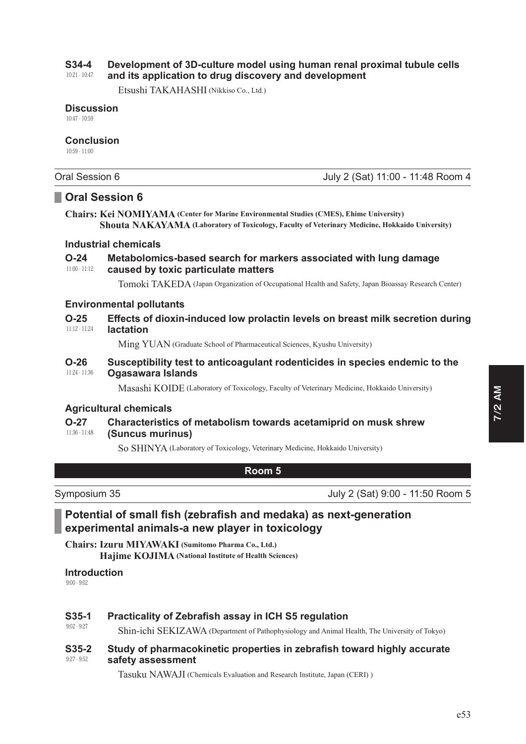**S34-4** 10:21 - 10:47 **Development of 3D-culture model using human renal proximal tubule cells and its application to drug discovery and development**

Etsushi TAKAHASHI (Nikkiso Co., Ltd.)

**Discussion**
10:47 - 10:59

**Conclusion**
10:59 - 11:00

---

Oral Session 6 — July 2 (Sat) 11:00 - 11:48 Room 4

## Oral Session 6

**Chairs: Kei NOMIYAMA (Center for Marine Environmental Studies (CMES), Ehime University)**
**Shouta NAKAYAMA (Laboratory of Toxicology, Faculty of Veterinary Medicine, Hokkaido University)**

### Industrial chemicals

**O-24** 11:00 - 11:12 **Metabolomics-based search for markers associated with lung damage caused by toxic particulate matters**

Tomoki TAKEDA (Japan Organization of Occupational Health and Safety, Japan Bioassay Research Center)

### Environmental pollutants

**O-25** 11:12 - 11:24 **Effects of dioxin-induced low prolactin levels on breast milk secretion during lactation**

Ming YUAN (Graduate School of Pharmaceutical Sciences, Kyushu University)

**O-26** 11:24 - 11:36 **Susceptibility test to anticoagulant rodenticides in species endemic to the Ogasawara Islands**

Masashi KOIDE (Laboratory of Toxicology, Faculty of Veterinary Medicine, Hokkaido University)

### Agricultural chemicals

**O-27** 11:36 - 11:48 **Characteristics of metabolism towards acetamiprid on musk shrew (Suncus murinus)**

So SHINYA (Laboratory of Toxicology, Veterinary Medicine, Hokkaido University)

# Room 5

Symposium 35 — July 2 (Sat) 9:00 - 11:50 Room 5

## Potential of small fish (zebrafish and medaka) as next-generation experimental animals-a new player in toxicology

**Chairs: Izuru MIYAWAKI (Sumitomo Pharma Co., Ltd.)**
**Hajime KOJIMA (National Institute of Health Sciences)**

**Introduction**
9:00 - 9:02

**S35-1** 9:02 - 9:27 **Practicality of Zebrafish assay in ICH S5 regulation**

Shin-ichi SEKIZAWA (Department of Pathophysiology and Animal Health, The University of Tokyo)

**S35-2** 9:27 - 9:52 **Study of pharmacokinetic properties in zebrafish toward highly accurate safety assessment**

Tasuku NAWAJI (Chemicals Evaluation and Research Institute, Japan (CERI) )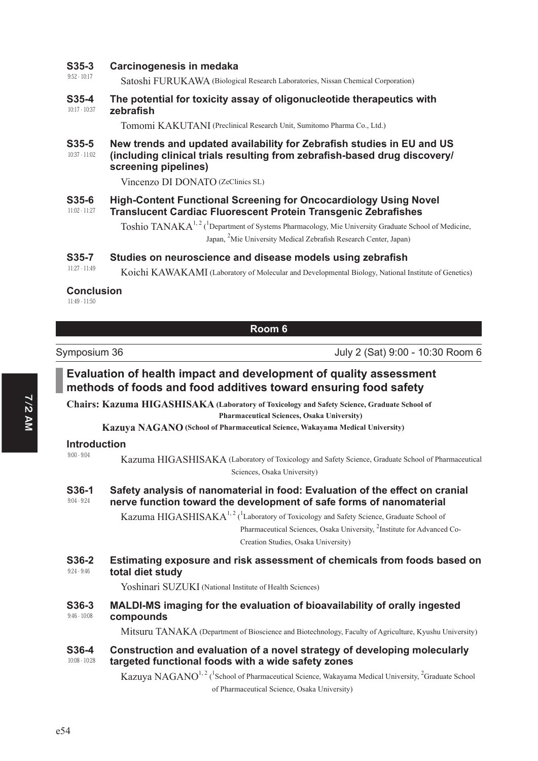**S35-3** 9:52 - 10:17
**Carcinogenesis in medaka**
Satoshi FURUKAWA (Biological Research Laboratories, Nissan Chemical Corporation)

**S35-4** 10:17 - 10:37
**The potential for toxicity assay of oligonucleotide therapeutics with zebrafish**
Tomomi KAKUTANI (Preclinical Research Unit, Sumitomo Pharma Co., Ltd.)

**S35-5** 10:37 - 11:02
**New trends and updated availability for Zebrafish studies in EU and US (including clinical trials resulting from zebrafish-based drug discovery/ screening pipelines)**
Vincenzo DI DONATO (ZeClinics SL)

**S35-6** 11:02 - 11:27
**High-Content Functional Screening for Oncocardiology Using Novel Translucent Cardiac Fluorescent Protein Transgenic Zebrafishes**
Toshio TANAKA[1,2] ([1]Department of Systems Pharmacology, Mie University Graduate School of Medicine, Japan, [2]Mie University Medical Zebrafish Research Center, Japan)

**S35-7** 11:27 - 11:49
**Studies on neuroscience and disease models using zebrafish**
Koichi KAWAKAMI (Laboratory of Molecular and Developmental Biology, National Institute of Genetics)

**Conclusion** 11:49 - 11:50

## Room 6

Symposium 36 — July 2 (Sat) 9:00 - 10:30 Room 6

## Evaluation of health impact and development of quality assessment methods of foods and food additives toward ensuring food safety

**Chairs: Kazuma HIGASHISAKA (Laboratory of Toxicology and Safety Science, Graduate School of Pharmaceutical Sciences, Osaka University)**
**Kazuya NAGANO (School of Pharmaceutical Science, Wakayama Medical University)**

**Introduction** 9:00 - 9:04
Kazuma HIGASHISAKA (Laboratory of Toxicology and Safety Science, Graduate School of Pharmaceutical Sciences, Osaka University)

**S36-1** 9:04 - 9:24
**Safety analysis of nanomaterial in food: Evaluation of the effect on cranial nerve function toward the development of safe forms of nanomaterial**
Kazuma HIGASHISAKA[1,2] ([1]Laboratory of Toxicology and Safety Science, Graduate School of Pharmaceutical Sciences, Osaka University, [2]Institute for Advanced Co-Creation Studies, Osaka University)

**S36-2** 9:24 - 9:46
**Estimating exposure and risk assessment of chemicals from foods based on total diet study**
Yoshinari SUZUKI (National Institute of Health Sciences)

**S36-3** 9:46 - 10:08
**MALDI-MS imaging for the evaluation of bioavailability of orally ingested compounds**
Mitsuru TANAKA (Department of Bioscience and Biotechnology, Faculty of Agriculture, Kyushu University)

**S36-4** 10:08 - 10:28
**Construction and evaluation of a novel strategy of developing molecularly targeted functional foods with a wide safety zones**
Kazuya NAGANO[1,2] ([1]School of Pharmaceutical Science, Wakayama Medical University, [2]Graduate School of Pharmaceutical Science, Osaka University)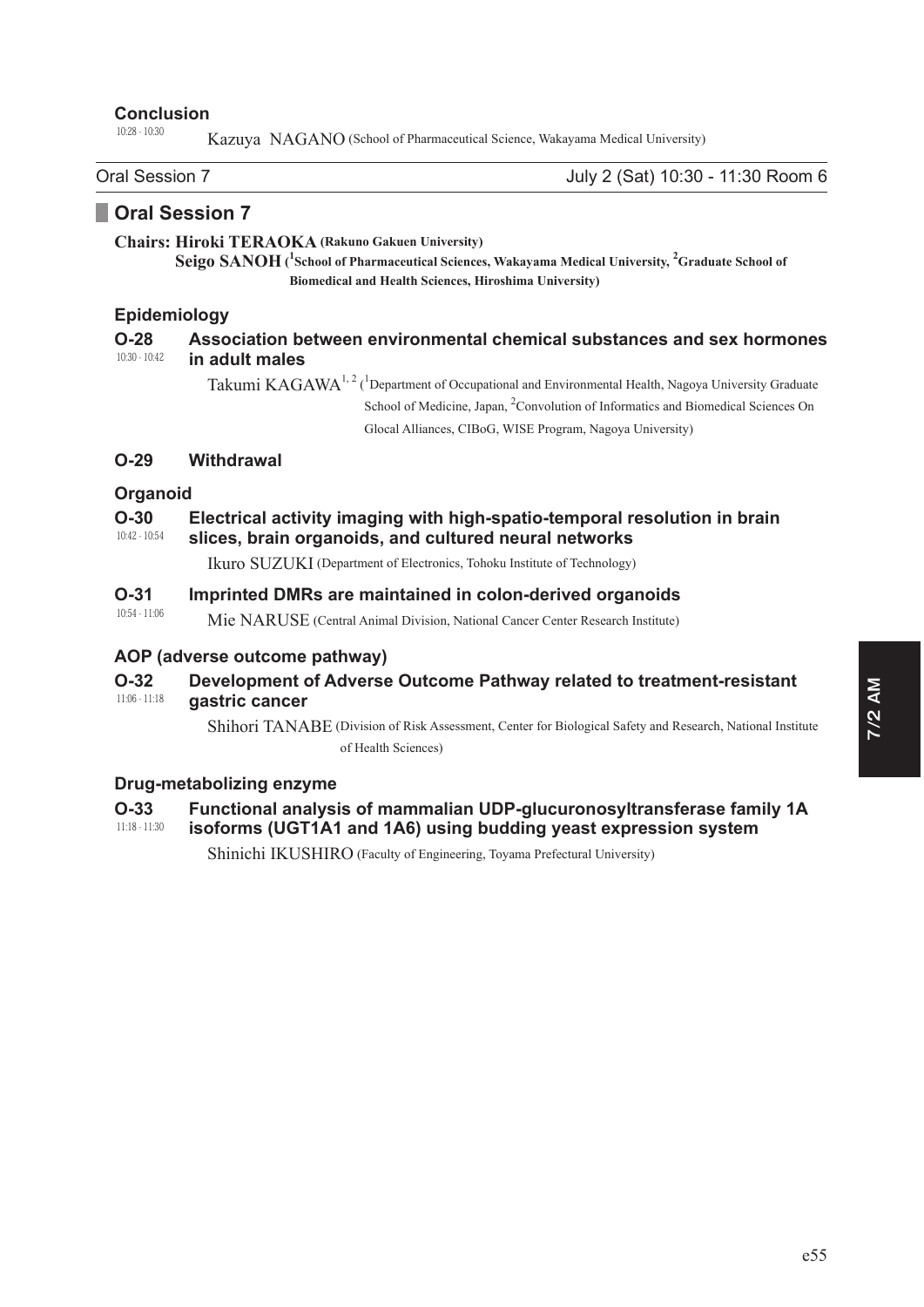### Conclusion

10:28 - 10:30

Kazuya NAGANO (School of Pharmaceutical Science, Wakayama Medical University)

Oral Session 7 July 2 (Sat) 10:30 - 11:30 Room 6

## Oral Session 7

**Chairs: Hiroki TERAOKA (Rakuno Gakuen University)**
**Seigo SANOH ([1]School of Pharmaceutical Sciences, Wakayama Medical University, [2]Graduate School of Biomedical and Health Sciences, Hiroshima University)**

### Epidemiology

**O-28** **Association between environmental chemical substances and sex hormones in adult males**

10:30 - 10:42

Takumi KAGAWA[1, 2] ([1]Department of Occupational and Environmental Health, Nagoya University Graduate School of Medicine, Japan, [2]Convolution of Informatics and Biomedical Sciences On Glocal Alliances, CIBoG, WISE Program, Nagoya University)

**O-29** **Withdrawal**

### Organoid

**O-30** **Electrical activity imaging with high-spatio-temporal resolution in brain slices, brain organoids, and cultured neural networks**

10:42 - 10:54

Ikuro SUZUKI (Department of Electronics, Tohoku Institute of Technology)

**O-31** **Imprinted DMRs are maintained in colon-derived organoids**

10:54 - 11:06

Mie NARUSE (Central Animal Division, National Cancer Center Research Institute)

### AOP (adverse outcome pathway)

**O-32** **Development of Adverse Outcome Pathway related to treatment-resistant gastric cancer**

11:06 - 11:18

Shihori TANABE (Division of Risk Assessment, Center for Biological Safety and Research, National Institute of Health Sciences)

### Drug-metabolizing enzyme

**O-33** **Functional analysis of mammalian UDP-glucuronosyltransferase family 1A isoforms (UGT1A1 and 1A6) using budding yeast expression system**

11:18 - 11:30

Shinichi IKUSHIRO (Faculty of Engineering, Toyama Prefectural University)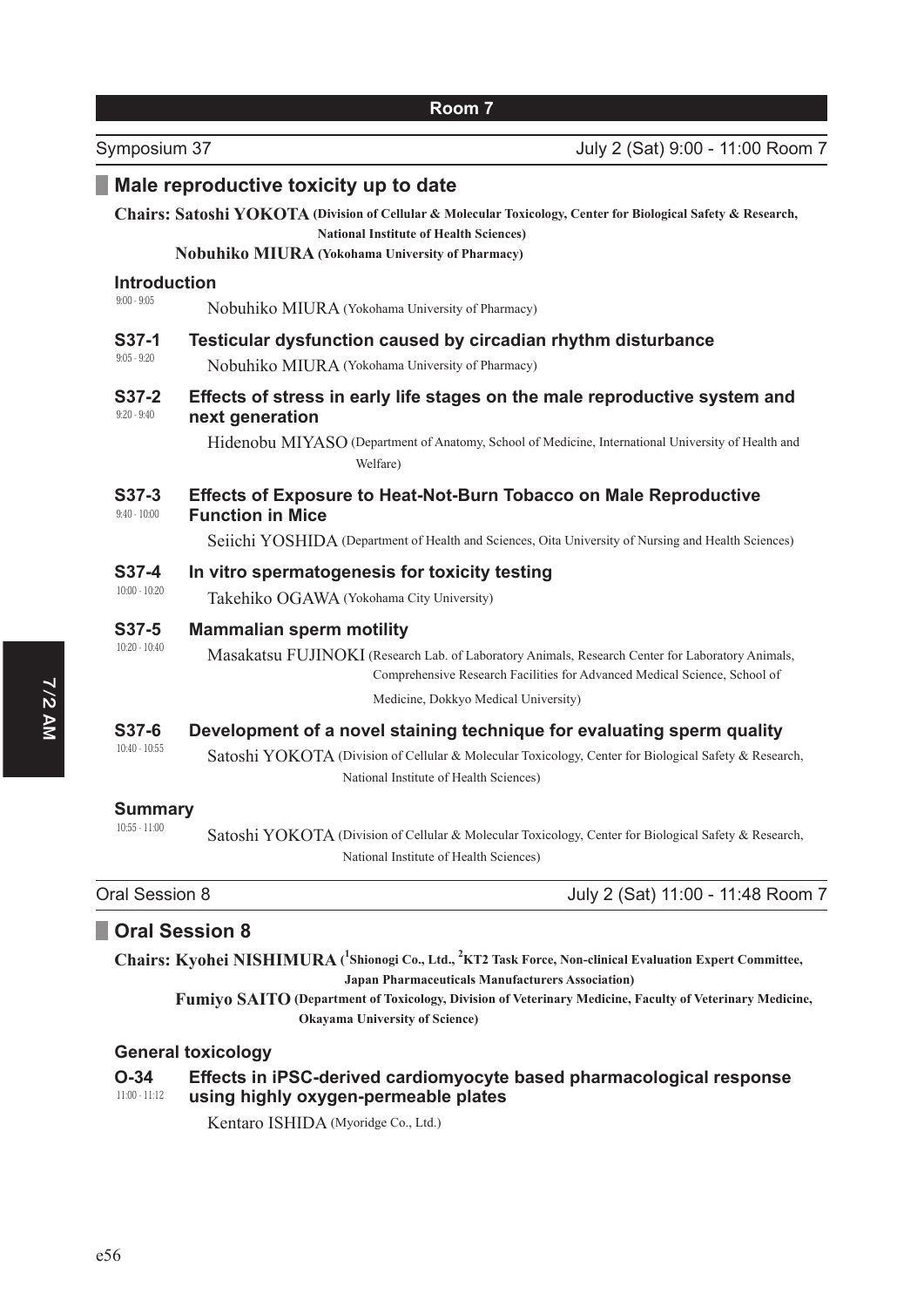**Room 7**

Symposium 37 — July 2 (Sat) 9:00 - 11:00 Room 7

## Male reproductive toxicity up to date

**Chairs: Satoshi YOKOTA (Division of Cellular & Molecular Toxicology, Center for Biological Safety & Research, National Institute of Health Sciences)**
**Nobuhiko MIURA (Yokohama University of Pharmacy)**

### Introduction
9:00 - 9:05

Nobuhiko MIURA (Yokohama University of Pharmacy)

### S37-1 Testicular dysfunction caused by circadian rhythm disturbance
9:05 - 9:20

Nobuhiko MIURA (Yokohama University of Pharmacy)

### S37-2 Effects of stress in early life stages on the male reproductive system and next generation
9:20 - 9:40

Hidenobu MIYASO (Department of Anatomy, School of Medicine, International University of Health and Welfare)

### S37-3 Effects of Exposure to Heat-Not-Burn Tobacco on Male Reproductive Function in Mice
9:40 - 10:00

Seiichi YOSHIDA (Department of Health and Sciences, Oita University of Nursing and Health Sciences)

### S37-4 In vitro spermatogenesis for toxicity testing
10:00 - 10:20

Takehiko OGAWA (Yokohama City University)

### S37-5 Mammalian sperm motility
10:20 - 10:40

Masakatsu FUJINOKI (Research Lab. of Laboratory Animals, Research Center for Laboratory Animals, Comprehensive Research Facilities for Advanced Medical Science, School of Medicine, Dokkyo Medical University)

### S37-6 Development of a novel staining technique for evaluating sperm quality
10:40 - 10:55

Satoshi YOKOTA (Division of Cellular & Molecular Toxicology, Center for Biological Safety & Research, National Institute of Health Sciences)

### Summary
10:55 - 11:00

Satoshi YOKOTA (Division of Cellular & Molecular Toxicology, Center for Biological Safety & Research, National Institute of Health Sciences)

---

Oral Session 8 — July 2 (Sat) 11:00 - 11:48 Room 7

## Oral Session 8

**Chairs: Kyohei NISHIMURA ([1]Shionogi Co., Ltd., [2]KT2 Task Force, Non-clinical Evaluation Expert Committee, Japan Pharmaceuticals Manufacturers Association)**
**Fumiyo SAITO (Department of Toxicology, Division of Veterinary Medicine, Faculty of Veterinary Medicine, Okayama University of Science)**

### General toxicology

### O-34 Effects in iPSC-derived cardiomyocyte based pharmacological response using highly oxygen-permeable plates
11:00 - 11:12

Kentaro ISHIDA (Myoridge Co., Ltd.)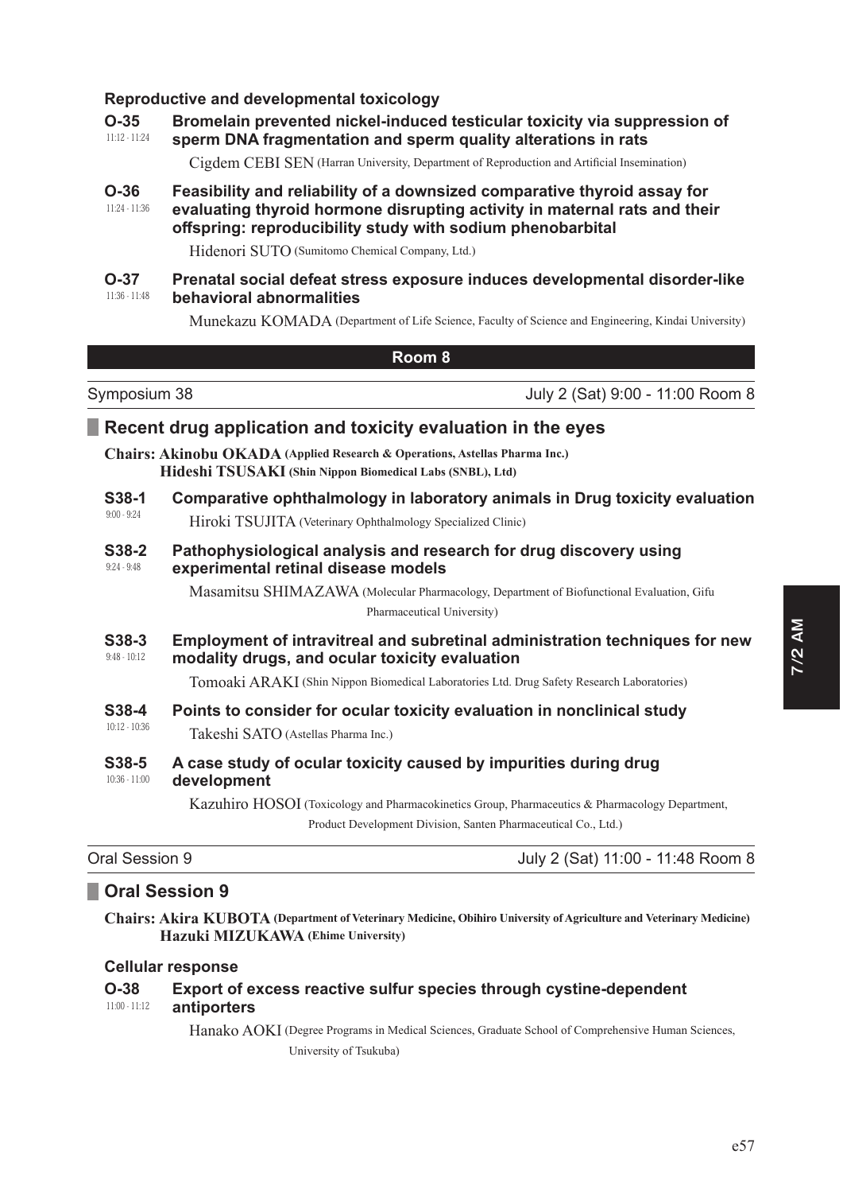**Reproductive and developmental toxicology**

**O-35** 11:12 - 11:24
**Bromelain prevented nickel-induced testicular toxicity via suppression of sperm DNA fragmentation and sperm quality alterations in rats**
Cigdem CEBI SEN (Harran University, Department of Reproduction and Artificial Insemination)

**O-36** 11:24 - 11:36
**Feasibility and reliability of a downsized comparative thyroid assay for evaluating thyroid hormone disrupting activity in maternal rats and their offspring: reproducibility study with sodium phenobarbital**
Hidenori SUTO (Sumitomo Chemical Company, Ltd.)

**O-37** 11:36 - 11:48
**Prenatal social defeat stress exposure induces developmental disorder-like behavioral abnormalities**
Munekazu KOMADA (Department of Life Science, Faculty of Science and Engineering, Kindai University)

## Room 8

Symposium 38 — July 2 (Sat) 9:00 - 11:00 Room 8

### Recent drug application and toxicity evaluation in the eyes

**Chairs: Akinobu OKADA (Applied Research & Operations, Astellas Pharma Inc.)**
**Hideshi TSUSAKI (Shin Nippon Biomedical Labs (SNBL), Ltd)**

**S38-1** 9:00 - 9:24
**Comparative ophthalmology in laboratory animals in Drug toxicity evaluation**
Hiroki TSUJITA (Veterinary Ophthalmology Specialized Clinic)

**S38-2** 9:24 - 9:48
**Pathophysiological analysis and research for drug discovery using experimental retinal disease models**
Masamitsu SHIMAZAWA (Molecular Pharmacology, Department of Biofunctional Evaluation, Gifu Pharmaceutical University)

**S38-3** 9:48 - 10:12
**Employment of intravitreal and subretinal administration techniques for new modality drugs, and ocular toxicity evaluation**
Tomoaki ARAKI (Shin Nippon Biomedical Laboratories Ltd. Drug Safety Research Laboratories)

**S38-4** 10:12 - 10:36
**Points to consider for ocular toxicity evaluation in nonclinical study**
Takeshi SATO (Astellas Pharma Inc.)

**S38-5** 10:36 - 11:00
**A case study of ocular toxicity caused by impurities during drug development**
Kazuhiro HOSOI (Toxicology and Pharmacokinetics Group, Pharmaceutics & Pharmacology Department, Product Development Division, Santen Pharmaceutical Co., Ltd.)

Oral Session 9 — July 2 (Sat) 11:00 - 11:48 Room 8

### Oral Session 9

**Chairs: Akira KUBOTA (Department of Veterinary Medicine, Obihiro University of Agriculture and Veterinary Medicine)**
**Hazuki MIZUKAWA (Ehime University)**

**Cellular response**

**O-38** 11:00 - 11:12
**Export of excess reactive sulfur species through cystine-dependent antiporters**
Hanako AOKI (Degree Programs in Medical Sciences, Graduate School of Comprehensive Human Sciences, University of Tsukuba)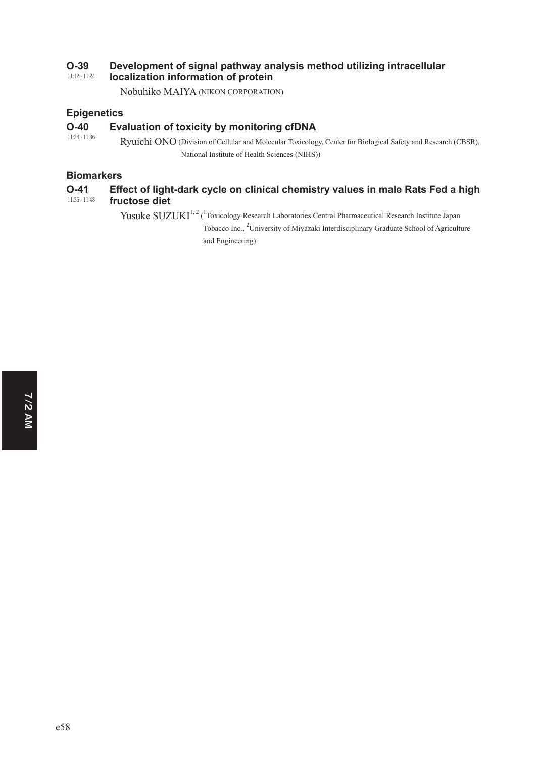**O-39** 11:12 - 11:24 **Development of signal pathway analysis method utilizing intracellular localization information of protein**

Nobuhiko MAIYA (NIKON CORPORATION)

### Epigenetics

**O-40** 11:24 - 11:36 **Evaluation of toxicity by monitoring cfDNA**

Ryuichi ONO (Division of Cellular and Molecular Toxicology, Center for Biological Safety and Research (CBSR), National Institute of Health Sciences (NIHS))

### Biomarkers

**O-41** 11:36 - 11:48 **Effect of light-dark cycle on clinical chemistry values in male Rats Fed a high fructose diet**

Yusuke SUZUKI[1, 2] ([1]Toxicology Research Laboratories Central Pharmaceutical Research Institute Japan Tobacco Inc., [2]University of Miyazaki Interdisciplinary Graduate School of Agriculture and Engineering)

7/2 AM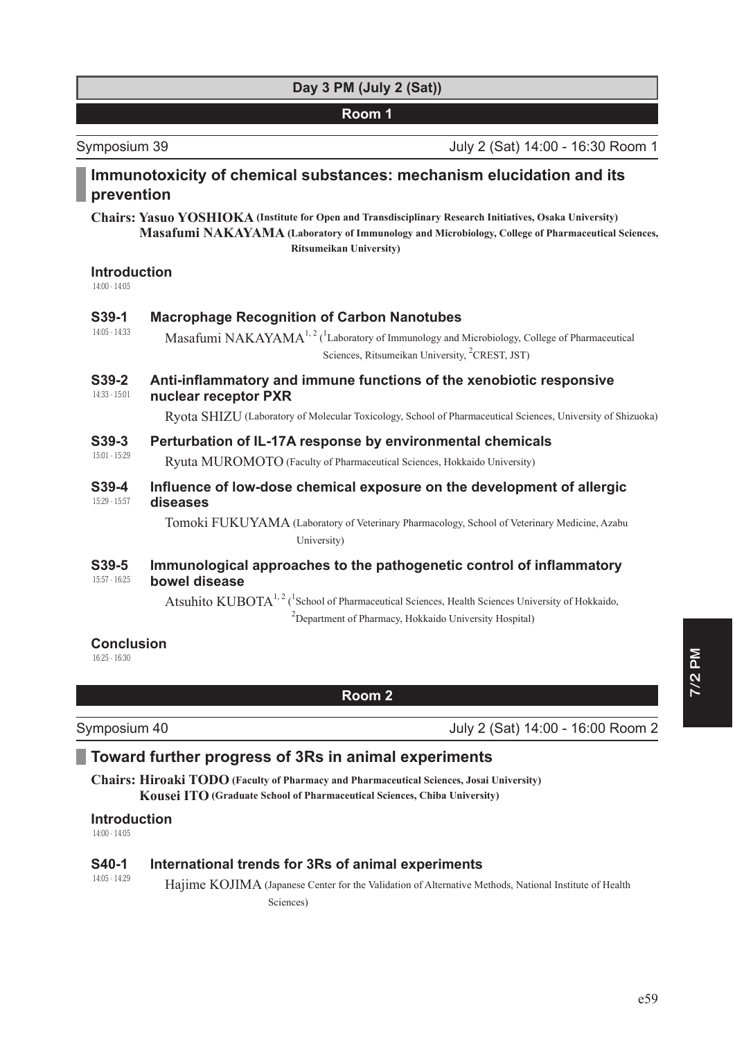## Day 3 PM (July 2 (Sat))

### Room 1

Symposium 39 — July 2 (Sat) 14:00 - 16:30 Room 1

## Immunotoxicity of chemical substances: mechanism elucidation and its prevention

**Chairs: Yasuo YOSHIOKA (Institute for Open and Transdisciplinary Research Initiatives, Osaka University)**
**Masafumi NAKAYAMA (Laboratory of Immunology and Microbiology, College of Pharmaceutical Sciences, Ritsumeikan University)**

**Introduction**
14:00 - 14:05

**S39-1** (14:05 - 14:33) **Macrophage Recognition of Carbon Nanotubes**

Masafumi NAKAYAMA[1,2] ([1]Laboratory of Immunology and Microbiology, College of Pharmaceutical Sciences, Ritsumeikan University, [2]CREST, JST)

**S39-2** (14:33 - 15:01) **Anti-inflammatory and immune functions of the xenobiotic responsive nuclear receptor PXR**

Ryota SHIZU (Laboratory of Molecular Toxicology, School of Pharmaceutical Sciences, University of Shizuoka)

**S39-3** (15:01 - 15:29) **Perturbation of IL-17A response by environmental chemicals**

Ryuta MUROMOTO (Faculty of Pharmaceutical Sciences, Hokkaido University)

**S39-4** (15:29 - 15:57) **Influence of low-dose chemical exposure on the development of allergic diseases**

Tomoki FUKUYAMA (Laboratory of Veterinary Pharmacology, School of Veterinary Medicine, Azabu University)

**S39-5** (15:57 - 16:25) **Immunological approaches to the pathogenetic control of inflammatory bowel disease**

Atsuhito KUBOTA[1,2] ([1]School of Pharmaceutical Sciences, Health Sciences University of Hokkaido, [2]Department of Pharmacy, Hokkaido University Hospital)

**Conclusion**
16:25 - 16:30

### Room 2

Symposium 40 — July 2 (Sat) 14:00 - 16:00 Room 2

## Toward further progress of 3Rs in animal experiments

**Chairs: Hiroaki TODO (Faculty of Pharmacy and Pharmaceutical Sciences, Josai University)**
**Kousei ITO (Graduate School of Pharmaceutical Sciences, Chiba University)**

**Introduction**
14:00 - 14:05

**S40-1** (14:05 - 14:29) **International trends for 3Rs of animal experiments**

Hajime KOJIMA (Japanese Center for the Validation of Alternative Methods, National Institute of Health Sciences)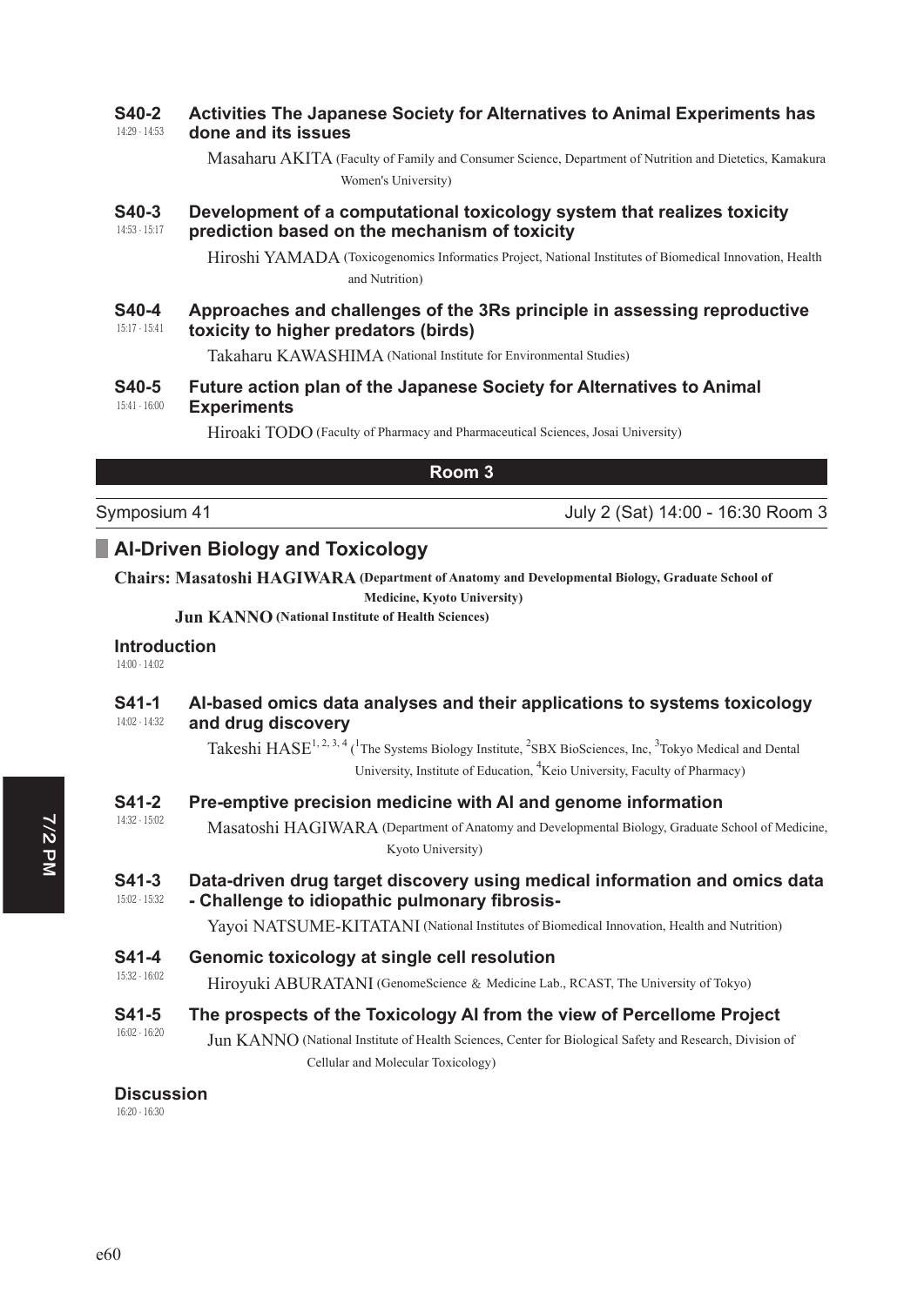**S40-2**
14:29 - 14:53

**Activities The Japanese Society for Alternatives to Animal Experiments has done and its issues**

Masaharu AKITA (Faculty of Family and Consumer Science, Department of Nutrition and Dietetics, Kamakura Women's University)

**S40-3**
14:53 - 15:17

**Development of a computational toxicology system that realizes toxicity prediction based on the mechanism of toxicity**

Hiroshi YAMADA (Toxicogenomics Informatics Project, National Institutes of Biomedical Innovation, Health and Nutrition)

**S40-4**
15:17 - 15:41

**Approaches and challenges of the 3Rs principle in assessing reproductive toxicity to higher predators (birds)**

Takaharu KAWASHIMA (National Institute for Environmental Studies)

**S40-5**
15:41 - 16:00

**Future action plan of the Japanese Society for Alternatives to Animal Experiments**

Hiroaki TODO (Faculty of Pharmacy and Pharmaceutical Sciences, Josai University)

## Room 3

Symposium 41 — July 2 (Sat) 14:00 - 16:30 Room 3

### AI-Driven Biology and Toxicology

**Chairs: Masatoshi HAGIWARA (Department of Anatomy and Developmental Biology, Graduate School of Medicine, Kyoto University)**

**Jun KANNO (National Institute of Health Sciences)**

**Introduction**
14:00 - 14:02

**S41-1**
14:02 - 14:32

**AI-based omics data analyses and their applications to systems toxicology and drug discovery**

Takeshi HASE[1,2,3,4] ([1]The Systems Biology Institute, [2]SBX BioSciences, Inc, [3]Tokyo Medical and Dental University, Institute of Education, [4]Keio University, Faculty of Pharmacy)

**S41-2**
14:32 - 15:02

**Pre-emptive precision medicine with AI and genome information**

Masatoshi HAGIWARA (Department of Anatomy and Developmental Biology, Graduate School of Medicine, Kyoto University)

**S41-3**
15:02 - 15:32

**Data-driven drug target discovery using medical information and omics data - Challenge to idiopathic pulmonary fibrosis-**

Yayoi NATSUME-KITATANI (National Institutes of Biomedical Innovation, Health and Nutrition)

**S41-4**
15:32 - 16:02

**Genomic toxicology at single cell resolution**

Hiroyuki ABURATANI (GenomeScience & Medicine Lab., RCAST, The University of Tokyo)

**S41-5**
16:02 - 16:20

**The prospects of the Toxicology AI from the view of Percellome Project**

Jun KANNO (National Institute of Health Sciences, Center for Biological Safety and Research, Division of Cellular and Molecular Toxicology)

**Discussion**
16:20 - 16:30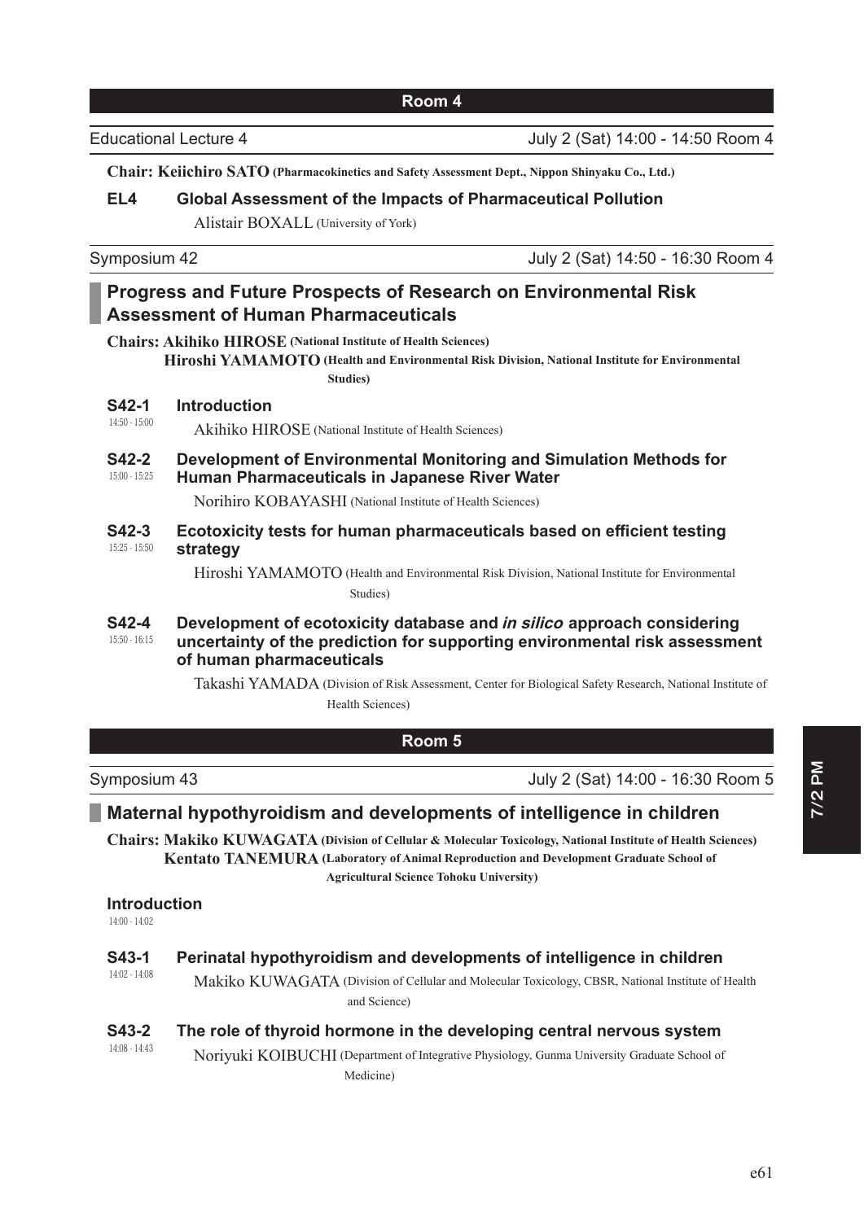## Room 4

**Educational Lecture 4** July 2 (Sat) 14:00 - 14:50 Room 4

**Chair: Keiichiro SATO** (Pharmacokinetics and Safety Assessment Dept., Nippon Shinyaku Co., Ltd.)

**EL4 Global Assessment of the Impacts of Pharmaceutical Pollution**

Alistair BOXALL (University of York)

**Symposium 42** July 2 (Sat) 14:50 - 16:30 Room 4

### Progress and Future Prospects of Research on Environmental Risk Assessment of Human Pharmaceuticals

**Chairs: Akihiko HIROSE** (National Institute of Health Sciences)
**Hiroshi YAMAMOTO** (Health and Environmental Risk Division, National Institute for Environmental Studies)

**S42-1** 14:50 - 15:00 **Introduction**

Akihiko HIROSE (National Institute of Health Sciences)

**S42-2** 15:00 - 15:25 **Development of Environmental Monitoring and Simulation Methods for Human Pharmaceuticals in Japanese River Water**

Norihiro KOBAYASHI (National Institute of Health Sciences)

**S42-3** 15:25 - 15:50 **Ecotoxicity tests for human pharmaceuticals based on efficient testing strategy**

Hiroshi YAMAMOTO (Health and Environmental Risk Division, National Institute for Environmental Studies)

**S42-4** 15:50 - 16:15 **Development of ecotoxicity database and *in silico* approach considering uncertainty of the prediction for supporting environmental risk assessment of human pharmaceuticals**

Takashi YAMADA (Division of Risk Assessment, Center for Biological Safety Research, National Institute of Health Sciences)

## Room 5

**Symposium 43** July 2 (Sat) 14:00 - 16:30 Room 5

### Maternal hypothyroidism and developments of intelligence in children

**Chairs: Makiko KUWAGATA** (Division of Cellular & Molecular Toxicology, National Institute of Health Sciences)
**Kentato TANEMURA** (Laboratory of Animal Reproduction and Development Graduate School of Agricultural Science Tohoku University)

**Introduction**
14:00 - 14:02

**S43-1** 14:02 - 14:08 **Perinatal hypothyroidism and developments of intelligence in children**

Makiko KUWAGATA (Division of Cellular and Molecular Toxicology, CBSR, National Institute of Health and Science)

**S43-2** 14:08 - 14:43 **The role of thyroid hormone in the developing central nervous system**

Noriyuki KOIBUCHI (Department of Integrative Physiology, Gunma University Graduate School of Medicine)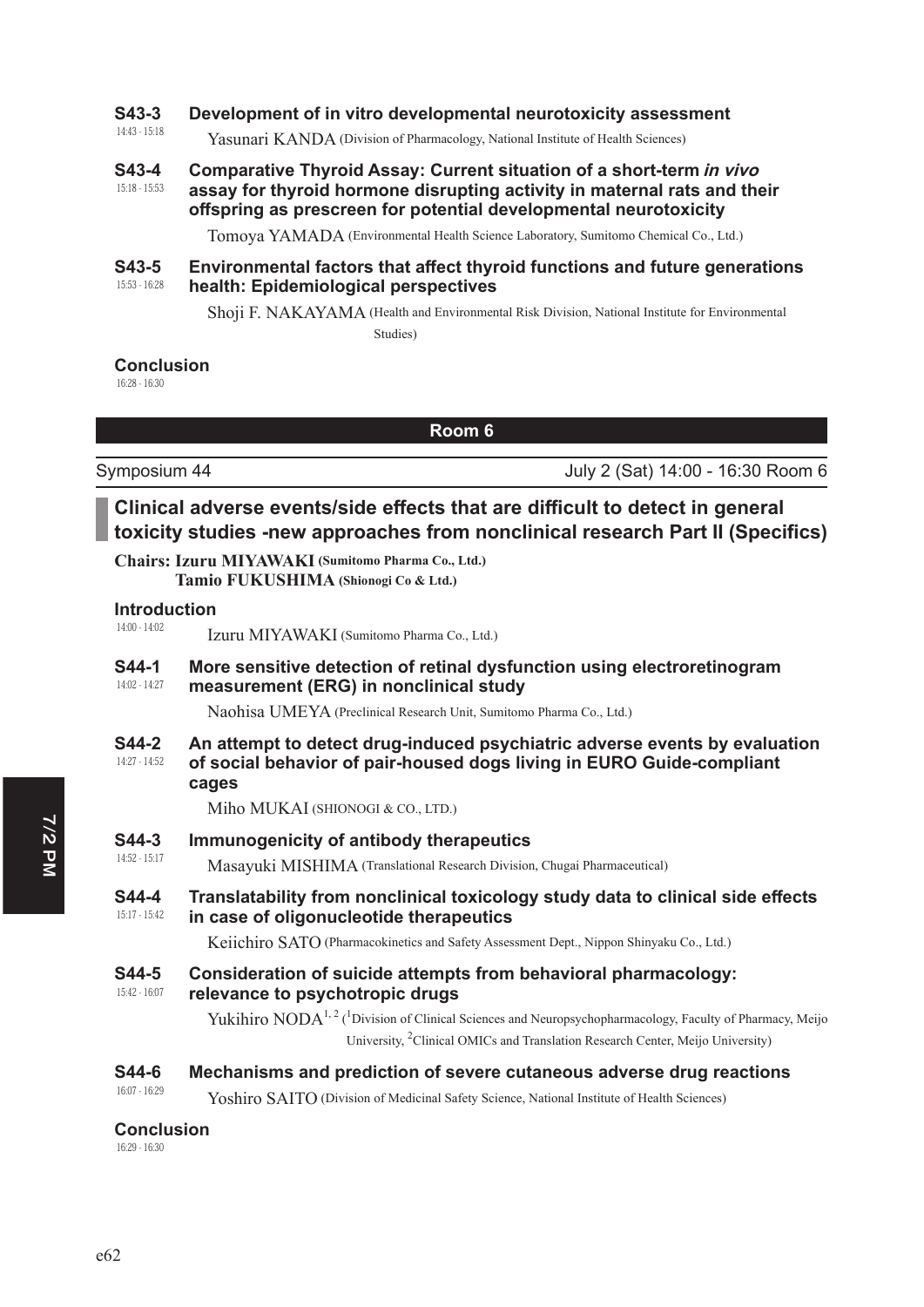**S43-3** Development of in vitro developmental neurotoxicity assessment
14:43 - 15:18
Yasunari KANDA (Division of Pharmacology, National Institute of Health Sciences)

**S43-4** Comparative Thyroid Assay: Current situation of a short-term *in vivo* assay for thyroid hormone disrupting activity in maternal rats and their offspring as prescreen for potential developmental neurotoxicity
15:18 - 15:53
Tomoya YAMADA (Environmental Health Science Laboratory, Sumitomo Chemical Co., Ltd.)

**S43-5** Environmental factors that affect thyroid functions and future generations health: Epidemiological perspectives
15:53 - 16:28
Shoji F. NAKAYAMA (Health and Environmental Risk Division, National Institute for Environmental Studies)

**Conclusion**
16:28 - 16:30

## Room 6

Symposium 44 — July 2 (Sat) 14:00 - 16:30 Room 6

### Clinical adverse events/side effects that are difficult to detect in general toxicity studies -new approaches from nonclinical research Part II (Specifics)

**Chairs: Izuru MIYAWAKI (Sumitomo Pharma Co., Ltd.)**
**Tamio FUKUSHIMA (Shionogi Co & Ltd.)**

**Introduction**
14:00 - 14:02
Izuru MIYAWAKI (Sumitomo Pharma Co., Ltd.)

**S44-1** More sensitive detection of retinal dysfunction using electroretinogram measurement (ERG) in nonclinical study
14:02 - 14:27
Naohisa UMEYA (Preclinical Research Unit, Sumitomo Pharma Co., Ltd.)

**S44-2** An attempt to detect drug-induced psychiatric adverse events by evaluation of social behavior of pair-housed dogs living in EURO Guide-compliant cages
14:27 - 14:52
Miho MUKAI (SHIONOGI & CO., LTD.)

**S44-3** Immunogenicity of antibody therapeutics
14:52 - 15:17
Masayuki MISHIMA (Translational Research Division, Chugai Pharmaceutical)

**S44-4** Translatability from nonclinical toxicology study data to clinical side effects in case of oligonucleotide therapeutics
15:17 - 15:42
Keiichiro SATO (Pharmacokinetics and Safety Assessment Dept., Nippon Shinyaku Co., Ltd.)

**S44-5** Consideration of suicide attempts from behavioral pharmacology: relevance to psychotropic drugs
15:42 - 16:07
Yukihiro NODA[1,2] ([1]Division of Clinical Sciences and Neuropsychopharmacology, Faculty of Pharmacy, Meijo University, [2]Clinical OMICs and Translation Research Center, Meijo University)

**S44-6** Mechanisms and prediction of severe cutaneous adverse drug reactions
16:07 - 16:29
Yoshiro SAITO (Division of Medicinal Safety Science, National Institute of Health Sciences)

**Conclusion**
16:29 - 16:30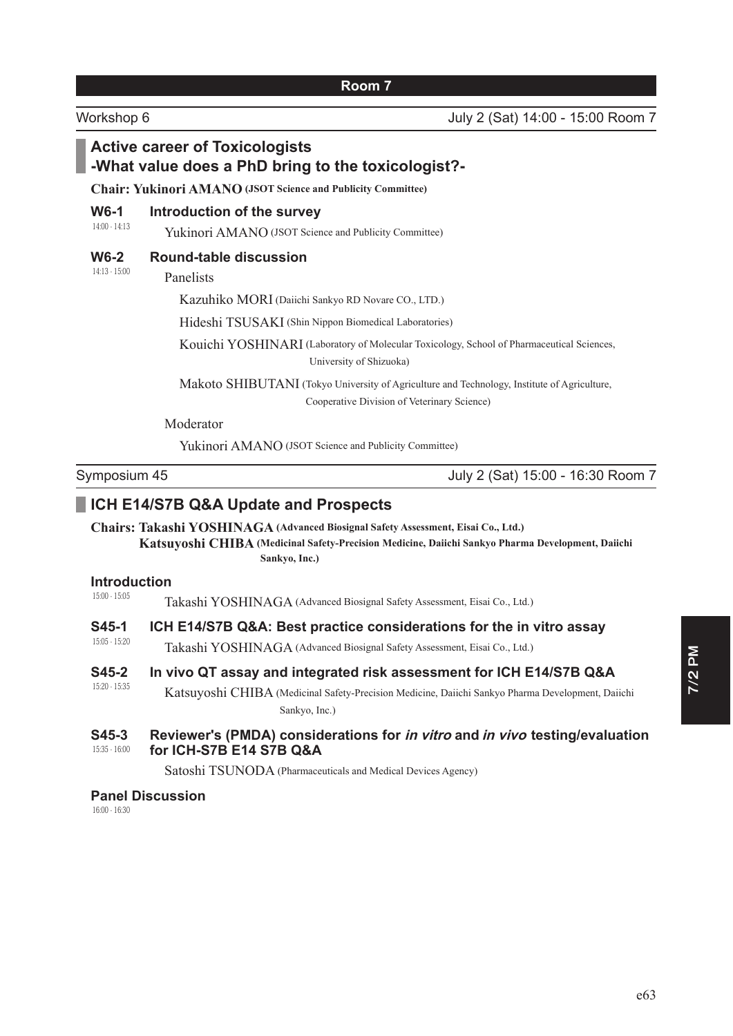**Room 7**

Workshop 6 — July 2 (Sat) 14:00 - 15:00 Room 7

## Active career of Toxicologists -What value does a PhD bring to the toxicologist?-

**Chair: Yukinori AMANO (JSOT Science and Publicity Committee)**

**W6-1** (14:00 - 14:13) **Introduction of the survey**

Yukinori AMANO (JSOT Science and Publicity Committee)

**W6-2** (14:13 - 15:00) **Round-table discussion**

Panelists

Kazuhiko MORI (Daiichi Sankyo RD Novare CO., LTD.)

Hideshi TSUSAKI (Shin Nippon Biomedical Laboratories)

Kouichi YOSHINARI (Laboratory of Molecular Toxicology, School of Pharmaceutical Sciences, University of Shizuoka)

Makoto SHIBUTANI (Tokyo University of Agriculture and Technology, Institute of Agriculture, Cooperative Division of Veterinary Science)

Moderator

Yukinori AMANO (JSOT Science and Publicity Committee)

Symposium 45 — July 2 (Sat) 15:00 - 16:30 Room 7

## ICH E14/S7B Q&A Update and Prospects

**Chairs: Takashi YOSHINAGA (Advanced Biosignal Safety Assessment, Eisai Co., Ltd.)**
**Katsuyoshi CHIBA (Medicinal Safety-Precision Medicine, Daiichi Sankyo Pharma Development, Daiichi Sankyo, Inc.)**

**Introduction** (15:00 - 15:05)

Takashi YOSHINAGA (Advanced Biosignal Safety Assessment, Eisai Co., Ltd.)

**S45-1** (15:05 - 15:20) **ICH E14/S7B Q&A: Best practice considerations for the in vitro assay**

Takashi YOSHINAGA (Advanced Biosignal Safety Assessment, Eisai Co., Ltd.)

**S45-2** (15:20 - 15:35) **In vivo QT assay and integrated risk assessment for ICH E14/S7B Q&A**

Katsuyoshi CHIBA (Medicinal Safety-Precision Medicine, Daiichi Sankyo Pharma Development, Daiichi Sankyo, Inc.)

**S45-3** (15:35 - 16:00) **Reviewer's (PMDA) considerations for *in vitro* and *in vivo* testing/evaluation for ICH-S7B E14 S7B Q&A**

Satoshi TSUNODA (Pharmaceuticals and Medical Devices Agency)

**Panel Discussion** (16:00 - 16:30)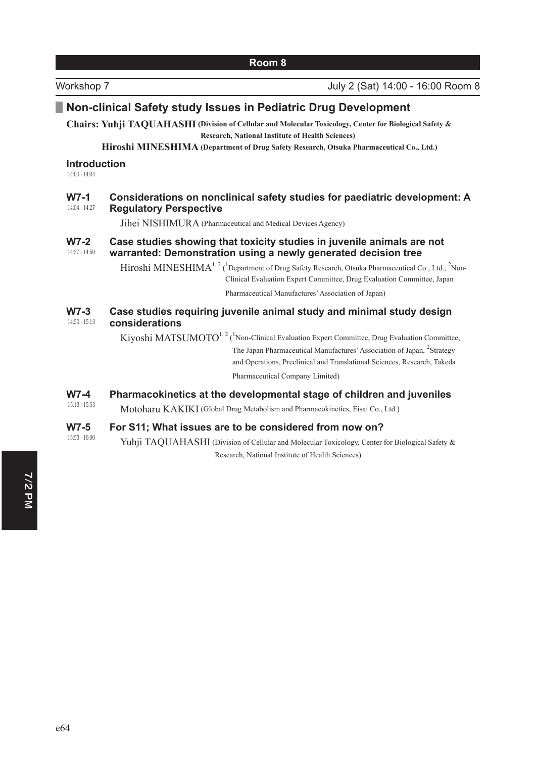**Room 8**

Workshop 7 — July 2 (Sat) 14:00 - 16:00 Room 8

## Non-clinical Safety study Issues in Pediatric Drug Development

**Chairs: Yuhji TAQUAHASHI (Division of Cellular and Molecular Toxicology, Center for Biological Safety & Research, National Institute of Health Sciences)**
**Hiroshi MINESHIMA (Department of Drug Safety Research, Otsuka Pharmaceutical Co., Ltd.)**

### Introduction
14:00 - 14:04

### W7-1
14:04 - 14:27

**Considerations on nonclinical safety studies for paediatric development: A Regulatory Perspective**

Jihei NISHIMURA (Pharmaceutical and Medical Devices Agency)

### W7-2
14:27 - 14:50

**Case studies showing that toxicity studies in juvenile animals are not warranted: Demonstration using a newly generated decision tree**

Hiroshi MINESHIMA[1,2] ([1]Department of Drug Safety Research, Otsuka Pharmaceutical Co., Ltd., [2]Non-Clinical Evaluation Expert Committee, Drug Evaluation Committee, Japan Pharmaceutical Manufactures' Association of Japan)

### W7-3
14:50 - 15:13

**Case studies requiring juvenile animal study and minimal study design considerations**

Kiyoshi MATSUMOTO[1,2] ([1]Non-Clinical Evaluation Expert Committee, Drug Evaluation Committee, The Japan Pharmaceutical Manufactures' Association of Japan, [2]Strategy and Operations, Preclinical and Translational Sciences, Research, Takeda Pharmaceutical Company Limited)

### W7-4
15:13 - 15:53

**Pharmacokinetics at the developmental stage of children and juveniles**

Motoharu KAKIKI (Global Drug Metabolism and Pharmacokinetics, Eisai Co., Ltd.)

### W7-5
15:53 - 16:00

**For S11; What issues are to be considered from now on?**

Yuhji TAQUAHASHI (Division of Cellular and Molecular Toxicology, Center for Biological Safety & Research, National Institute of Health Sciences)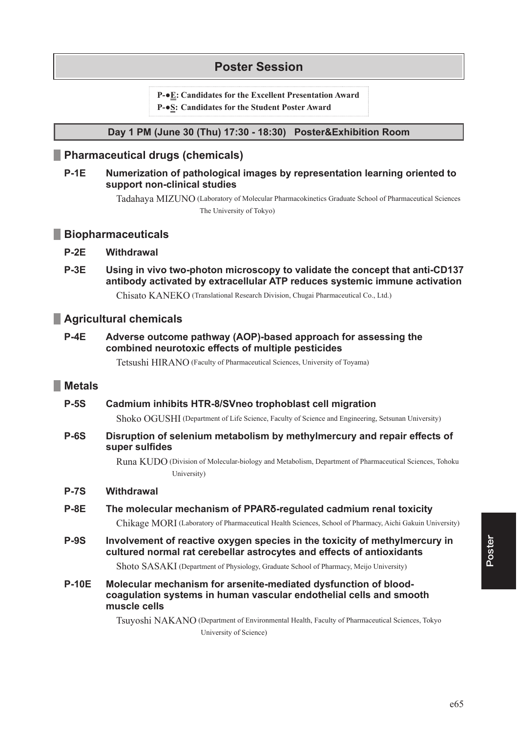# Poster Session

**P-●E: Candidates for the Excellent Presentation Award**
**P-●S: Candidates for the Student Poster Award**

## Day 1 PM (June 30 (Thu) 17:30 - 18:30) Poster&Exhibition Room

### Pharmaceutical drugs (chemicals)

**P-1E Numerization of pathological images by representation learning oriented to support non-clinical studies**

Tadahaya MIZUNO (Laboratory of Molecular Pharmacokinetics Graduate School of Pharmaceutical Sciences The University of Tokyo)

### Biopharmaceuticals

**P-2E Withdrawal**

**P-3E Using in vivo two-photon microscopy to validate the concept that anti-CD137 antibody activated by extracellular ATP reduces systemic immune activation**

Chisato KANEKO (Translational Research Division, Chugai Pharmaceutical Co., Ltd.)

### Agricultural chemicals

**P-4E Adverse outcome pathway (AOP)-based approach for assessing the combined neurotoxic effects of multiple pesticides**

Tetsushi HIRANO (Faculty of Pharmaceutical Sciences, University of Toyama)

### Metals

**P-5S Cadmium inhibits HTR-8/SVneo trophoblast cell migration**

Shoko OGUSHI (Department of Life Science, Faculty of Science and Engineering, Setsunan University)

**P-6S Disruption of selenium metabolism by methylmercury and repair effects of super sulfides**

Runa KUDO (Division of Molecular-biology and Metabolism, Department of Pharmaceutical Sciences, Tohoku University)

**P-7S Withdrawal**

**P-8E The molecular mechanism of PPARδ-regulated cadmium renal toxicity**

Chikage MORI (Laboratory of Pharmaceutical Health Sciences, School of Pharmacy, Aichi Gakuin University)

**P-9S Involvement of reactive oxygen species in the toxicity of methylmercury in cultured normal rat cerebellar astrocytes and effects of antioxidants**

Shoto SASAKI (Department of Physiology, Graduate School of Pharmacy, Meijo University)

**P-10E Molecular mechanism for arsenite-mediated dysfunction of blood-coagulation systems in human vascular endothelial cells and smooth muscle cells**

Tsuyoshi NAKANO (Department of Environmental Health, Faculty of Pharmaceutical Sciences, Tokyo University of Science)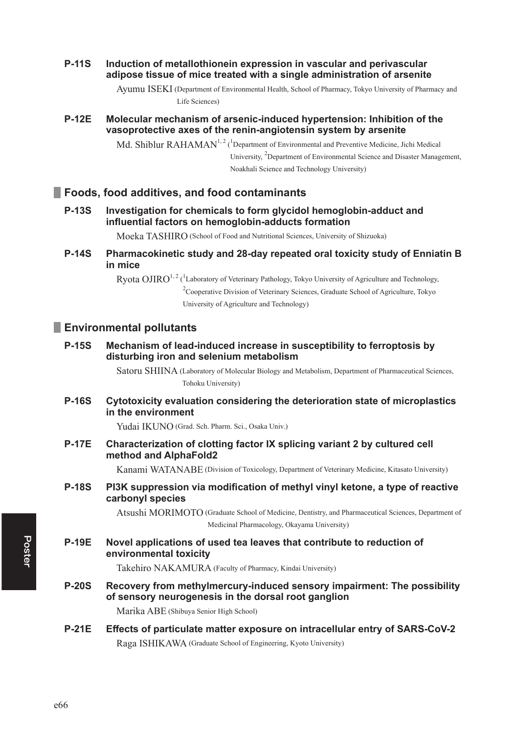**P-11S Induction of metallothionein expression in vascular and perivascular adipose tissue of mice treated with a single administration of arsenite**

Ayumu ISEKI (Department of Environmental Health, School of Pharmacy, Tokyo University of Pharmacy and Life Sciences)

**P-12E Molecular mechanism of arsenic-induced hypertension: Inhibition of the vasoprotective axes of the renin-angiotensin system by arsenite**

Md. Shiblur RAHAMAN[1,2] ([1]Department of Environmental and Preventive Medicine, Jichi Medical University, [2]Department of Environmental Science and Disaster Management, Noakhali Science and Technology University)

## Foods, food additives, and food contaminants

**P-13S Investigation for chemicals to form glycidol hemoglobin-adduct and influential factors on hemoglobin-adducts formation**

Moeka TASHIRO (School of Food and Nutritional Sciences, University of Shizuoka)

**P-14S Pharmacokinetic study and 28-day repeated oral toxicity study of Enniatin B in mice**

Ryota OJIRO[1,2] ([1]Laboratory of Veterinary Pathology, Tokyo University of Agriculture and Technology, [2]Cooperative Division of Veterinary Sciences, Graduate School of Agriculture, Tokyo University of Agriculture and Technology)

## Environmental pollutants

**P-15S Mechanism of lead-induced increase in susceptibility to ferroptosis by disturbing iron and selenium metabolism**

Satoru SHIINA (Laboratory of Molecular Biology and Metabolism, Department of Pharmaceutical Sciences, Tohoku University)

**P-16S Cytotoxicity evaluation considering the deterioration state of microplastics in the environment**

Yudai IKUNO (Grad. Sch. Pharm. Sci., Osaka Univ.)

**P-17E Characterization of clotting factor IX splicing variant 2 by cultured cell method and AlphaFold2**

Kanami WATANABE (Division of Toxicology, Department of Veterinary Medicine, Kitasato University)

**P-18S PI3K suppression via modification of methyl vinyl ketone, a type of reactive carbonyl species**

Atsushi MORIMOTO (Graduate School of Medicine, Dentistry, and Pharmaceutical Sciences, Department of Medicinal Pharmacology, Okayama University)

**P-19E Novel applications of used tea leaves that contribute to reduction of environmental toxicity**

Takehiro NAKAMURA (Faculty of Pharmacy, Kindai University)

**P-20S Recovery from methylmercury-induced sensory impairment: The possibility of sensory neurogenesis in the dorsal root ganglion**

Marika ABE (Shibuya Senior High School)

**P-21E Effects of particulate matter exposure on intracellular entry of SARS-CoV-2**

Raga ISHIKAWA (Graduate School of Engineering, Kyoto University)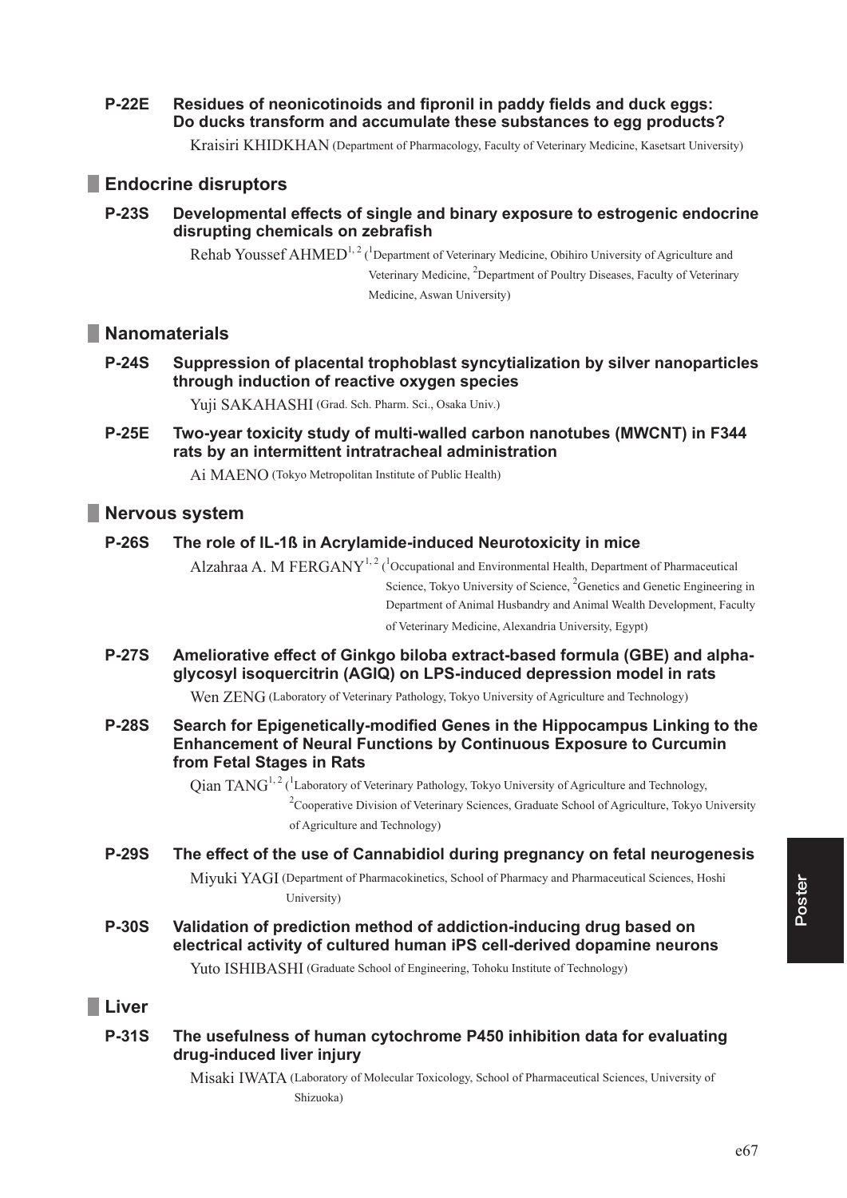**P-22E Residues of neonicotinoids and fipronil in paddy fields and duck eggs: Do ducks transform and accumulate these substances to egg products?**

Kraisiri KHIDKHAN (Department of Pharmacology, Faculty of Veterinary Medicine, Kasetsart University)

## Endocrine disruptors

**P-23S Developmental effects of single and binary exposure to estrogenic endocrine disrupting chemicals on zebrafish**

Rehab Youssef AHMED[1, 2] ([1]Department of Veterinary Medicine, Obihiro University of Agriculture and Veterinary Medicine, [2]Department of Poultry Diseases, Faculty of Veterinary Medicine, Aswan University)

## Nanomaterials

**P-24S Suppression of placental trophoblast syncytialization by silver nanoparticles through induction of reactive oxygen species**

Yuji SAKAHASHI (Grad. Sch. Pharm. Sci., Osaka Univ.)

**P-25E Two-year toxicity study of multi-walled carbon nanotubes (MWCNT) in F344 rats by an intermittent intratracheal administration**

Ai MAENO (Tokyo Metropolitan Institute of Public Health)

## Nervous system

**P-26S The role of IL-1ß in Acrylamide-induced Neurotoxicity in mice**

Alzahraa A. M FERGANY[1, 2] ([1]Occupational and Environmental Health, Department of Pharmaceutical Science, Tokyo University of Science, [2]Genetics and Genetic Engineering in Department of Animal Husbandry and Animal Wealth Development, Faculty of Veterinary Medicine, Alexandria University, Egypt)

**P-27S Ameliorative effect of Ginkgo biloba extract-based formula (GBE) and alpha-glycosyl isoquercitrin (AGIQ) on LPS-induced depression model in rats**

Wen ZENG (Laboratory of Veterinary Pathology, Tokyo University of Agriculture and Technology)

**P-28S Search for Epigenetically-modified Genes in the Hippocampus Linking to the Enhancement of Neural Functions by Continuous Exposure to Curcumin from Fetal Stages in Rats**

Qian TANG[1, 2] ([1]Laboratory of Veterinary Pathology, Tokyo University of Agriculture and Technology, [2]Cooperative Division of Veterinary Sciences, Graduate School of Agriculture, Tokyo University of Agriculture and Technology)

**P-29S The effect of the use of Cannabidiol during pregnancy on fetal neurogenesis**

Miyuki YAGI (Department of Pharmacokinetics, School of Pharmacy and Pharmaceutical Sciences, Hoshi University)

**P-30S Validation of prediction method of addiction-inducing drug based on electrical activity of cultured human iPS cell-derived dopamine neurons**

Yuto ISHIBASHI (Graduate School of Engineering, Tohoku Institute of Technology)

## Liver

**P-31S The usefulness of human cytochrome P450 inhibition data for evaluating drug-induced liver injury**

Misaki IWATA (Laboratory of Molecular Toxicology, School of Pharmaceutical Sciences, University of Shizuoka)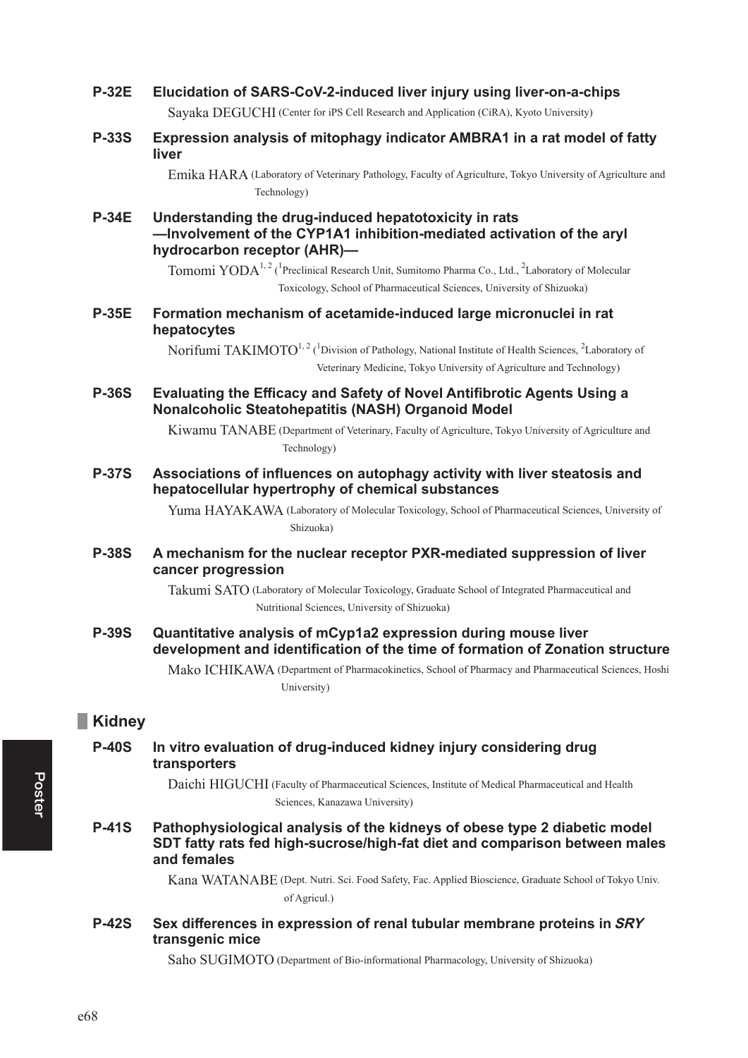**P-32E Elucidation of SARS-CoV-2-induced liver injury using liver-on-a-chips**

Sayaka DEGUCHI (Center for iPS Cell Research and Application (CiRA), Kyoto University)

**P-33S Expression analysis of mitophagy indicator AMBRA1 in a rat model of fatty liver**

Emika HARA (Laboratory of Veterinary Pathology, Faculty of Agriculture, Tokyo University of Agriculture and Technology)

**P-34E Understanding the drug-induced hepatotoxicity in rats —Involvement of the CYP1A1 inhibition-mediated activation of the aryl hydrocarbon receptor (AHR)—**

Tomomi YODA[1, 2] ([1]Preclinical Research Unit, Sumitomo Pharma Co., Ltd., [2]Laboratory of Molecular Toxicology, School of Pharmaceutical Sciences, University of Shizuoka)

**P-35E Formation mechanism of acetamide-induced large micronuclei in rat hepatocytes**

Norifumi TAKIMOTO[1, 2] ([1]Division of Pathology, National Institute of Health Sciences, [2]Laboratory of Veterinary Medicine, Tokyo University of Agriculture and Technology)

**P-36S Evaluating the Efficacy and Safety of Novel Antifibrotic Agents Using a Nonalcoholic Steatohepatitis (NASH) Organoid Model**

Kiwamu TANABE (Department of Veterinary, Faculty of Agriculture, Tokyo University of Agriculture and Technology)

**P-37S Associations of influences on autophagy activity with liver steatosis and hepatocellular hypertrophy of chemical substances**

Yuma HAYAKAWA (Laboratory of Molecular Toxicology, School of Pharmaceutical Sciences, University of Shizuoka)

**P-38S A mechanism for the nuclear receptor PXR-mediated suppression of liver cancer progression**

Takumi SATO (Laboratory of Molecular Toxicology, Graduate School of Integrated Pharmaceutical and Nutritional Sciences, University of Shizuoka)

**P-39S Quantitative analysis of mCyp1a2 expression during mouse liver development and identification of the time of formation of Zonation structure**

Mako ICHIKAWA (Department of Pharmacokinetics, School of Pharmacy and Pharmaceutical Sciences, Hoshi University)

## Kidney

**P-40S In vitro evaluation of drug-induced kidney injury considering drug transporters**

Daichi HIGUCHI (Faculty of Pharmaceutical Sciences, Institute of Medical Pharmaceutical and Health Sciences, Kanazawa University)

**P-41S Pathophysiological analysis of the kidneys of obese type 2 diabetic model SDT fatty rats fed high-sucrose/high-fat diet and comparison between males and females**

Kana WATANABE (Dept. Nutri. Sci. Food Safety, Fac. Applied Bioscience, Graduate School of Tokyo Univ. of Agricul.)

**P-42S Sex differences in expression of renal tubular membrane proteins in *SRY* transgenic mice**

Saho SUGIMOTO (Department of Bio-informational Pharmacology, University of Shizuoka)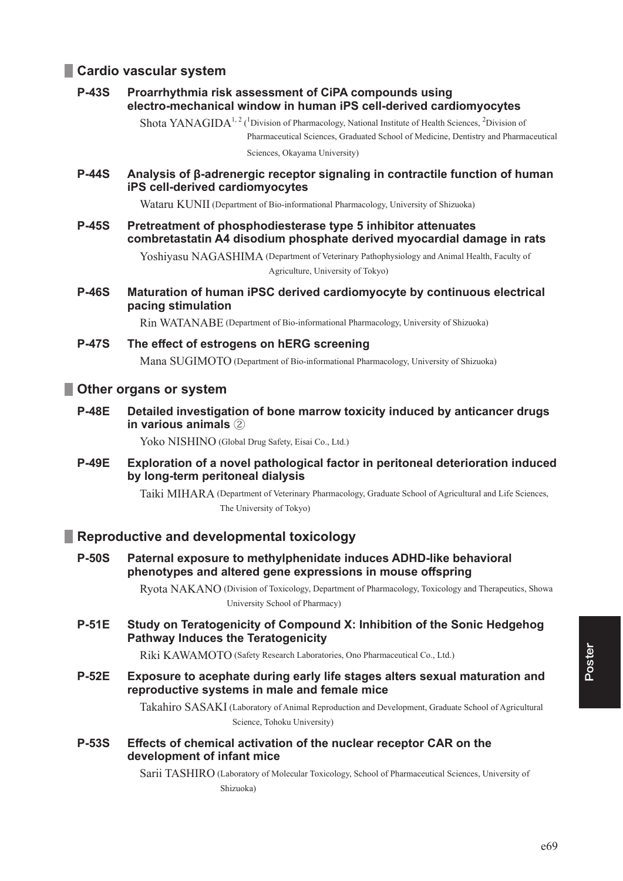## Cardio vascular system

**P-43S Proarrhythmia risk assessment of CiPA compounds using electro-mechanical window in human iPS cell-derived cardiomyocytes**

Shota YANAGIDA[1,2] ([1]Division of Pharmacology, National Institute of Health Sciences, [2]Division of Pharmaceutical Sciences, Graduated School of Medicine, Dentistry and Pharmaceutical Sciences, Okayama University)

**P-44S Analysis of β-adrenergic receptor signaling in contractile function of human iPS cell-derived cardiomyocytes**

Wataru KUNII (Department of Bio-informational Pharmacology, University of Shizuoka)

**P-45S Pretreatment of phosphodiesterase type 5 inhibitor attenuates combretastatin A4 disodium phosphate derived myocardial damage in rats**

Yoshiyasu NAGASHIMA (Department of Veterinary Pathophysiology and Animal Health, Faculty of Agriculture, University of Tokyo)

**P-46S Maturation of human iPSC derived cardiomyocyte by continuous electrical pacing stimulation**

Rin WATANABE (Department of Bio-informational Pharmacology, University of Shizuoka)

**P-47S The effect of estrogens on hERG screening**

Mana SUGIMOTO (Department of Bio-informational Pharmacology, University of Shizuoka)

## Other organs or system

**P-48E Detailed investigation of bone marrow toxicity induced by anticancer drugs in various animals ②**

Yoko NISHINO (Global Drug Safety, Eisai Co., Ltd.)

**P-49E Exploration of a novel pathological factor in peritoneal deterioration induced by long-term peritoneal dialysis**

Taiki MIHARA (Department of Veterinary Pharmacology, Graduate School of Agricultural and Life Sciences, The University of Tokyo)

## Reproductive and developmental toxicology

**P-50S Paternal exposure to methylphenidate induces ADHD-like behavioral phenotypes and altered gene expressions in mouse offspring**

Ryota NAKANO (Division of Toxicology, Department of Pharmacology, Toxicology and Therapeutics, Showa University School of Pharmacy)

**P-51E Study on Teratogenicity of Compound X: Inhibition of the Sonic Hedgehog Pathway Induces the Teratogenicity**

Riki KAWAMOTO (Safety Research Laboratories, Ono Pharmaceutical Co., Ltd.)

**P-52E Exposure to acephate during early life stages alters sexual maturation and reproductive systems in male and female mice**

Takahiro SASAKI (Laboratory of Animal Reproduction and Development, Graduate School of Agricultural Science, Tohoku University)

**P-53S Effects of chemical activation of the nuclear receptor CAR on the development of infant mice**

Sarii TASHIRO (Laboratory of Molecular Toxicology, School of Pharmaceutical Sciences, University of Shizuoka)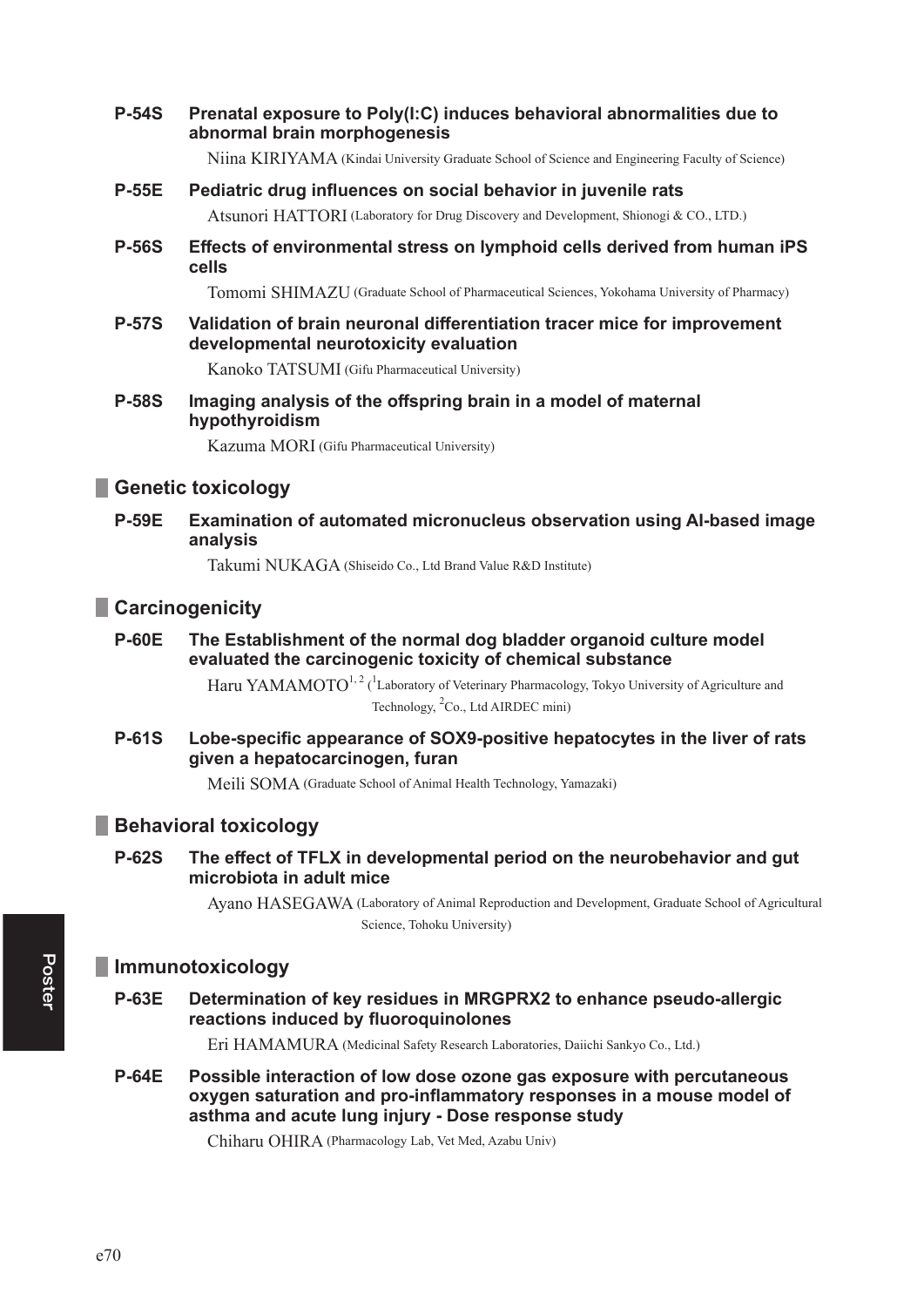**P-54S Prenatal exposure to Poly(I:C) induces behavioral abnormalities due to abnormal brain morphogenesis**

Niina KIRIYAMA (Kindai University Graduate School of Science and Engineering Faculty of Science)

**P-55E Pediatric drug influences on social behavior in juvenile rats**

Atsunori HATTORI (Laboratory for Drug Discovery and Development, Shionogi & CO., LTD.)

**P-56S Effects of environmental stress on lymphoid cells derived from human iPS cells**

Tomomi SHIMAZU (Graduate School of Pharmaceutical Sciences, Yokohama University of Pharmacy)

**P-57S Validation of brain neuronal differentiation tracer mice for improvement developmental neurotoxicity evaluation**

Kanoko TATSUMI (Gifu Pharmaceutical University)

**P-58S Imaging analysis of the offspring brain in a model of maternal hypothyroidism**

Kazuma MORI (Gifu Pharmaceutical University)

## Genetic toxicology

**P-59E Examination of automated micronucleus observation using AI-based image analysis**

Takumi NUKAGA (Shiseido Co., Ltd Brand Value R&D Institute)

## Carcinogenicity

**P-60E The Establishment of the normal dog bladder organoid culture model evaluated the carcinogenic toxicity of chemical substance**

Haru YAMAMOTO[1, 2] ([1]Laboratory of Veterinary Pharmacology, Tokyo University of Agriculture and Technology, [2]Co., Ltd AIRDEC mini)

**P-61S Lobe-specific appearance of SOX9-positive hepatocytes in the liver of rats given a hepatocarcinogen, furan**

Meili SOMA (Graduate School of Animal Health Technology, Yamazaki)

## Behavioral toxicology

**P-62S The effect of TFLX in developmental period on the neurobehavior and gut microbiota in adult mice**

Ayano HASEGAWA (Laboratory of Animal Reproduction and Development, Graduate School of Agricultural Science, Tohoku University)

## Immunotoxicology

**P-63E Determination of key residues in MRGPRX2 to enhance pseudo-allergic reactions induced by fluoroquinolones**

Eri HAMAMURA (Medicinal Safety Research Laboratories, Daiichi Sankyo Co., Ltd.)

**P-64E Possible interaction of low dose ozone gas exposure with percutaneous oxygen saturation and pro-inflammatory responses in a mouse model of asthma and acute lung injury - Dose response study**

Chiharu OHIRA (Pharmacology Lab, Vet Med, Azabu Univ)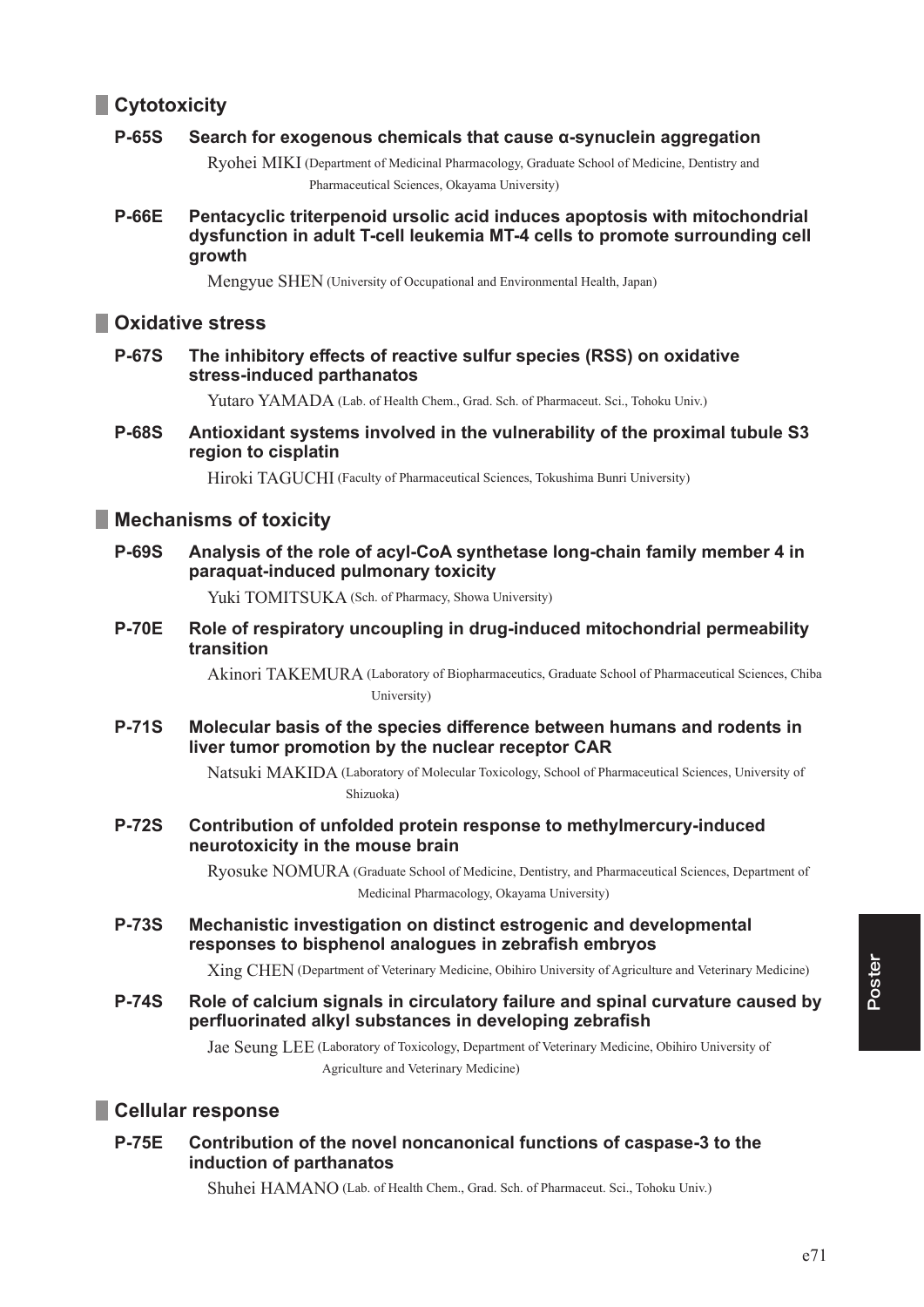## Cytotoxicity

**P-65S Search for exogenous chemicals that cause α-synuclein aggregation**

Ryohei MIKI (Department of Medicinal Pharmacology, Graduate School of Medicine, Dentistry and Pharmaceutical Sciences, Okayama University)

**P-66E Pentacyclic triterpenoid ursolic acid induces apoptosis with mitochondrial dysfunction in adult T-cell leukemia MT-4 cells to promote surrounding cell growth**

Mengyue SHEN (University of Occupational and Environmental Health, Japan)

## Oxidative stress

**P-67S The inhibitory effects of reactive sulfur species (RSS) on oxidative stress-induced parthanatos**

Yutaro YAMADA (Lab. of Health Chem., Grad. Sch. of Pharmaceut. Sci., Tohoku Univ.)

**P-68S Antioxidant systems involved in the vulnerability of the proximal tubule S3 region to cisplatin**

Hiroki TAGUCHI (Faculty of Pharmaceutical Sciences, Tokushima Bunri University)

## Mechanisms of toxicity

**P-69S Analysis of the role of acyl-CoA synthetase long-chain family member 4 in paraquat-induced pulmonary toxicity**

Yuki TOMITSUKA (Sch. of Pharmacy, Showa University)

**P-70E Role of respiratory uncoupling in drug-induced mitochondrial permeability transition**

Akinori TAKEMURA (Laboratory of Biopharmaceutics, Graduate School of Pharmaceutical Sciences, Chiba University)

**P-71S Molecular basis of the species difference between humans and rodents in liver tumor promotion by the nuclear receptor CAR**

Natsuki MAKIDA (Laboratory of Molecular Toxicology, School of Pharmaceutical Sciences, University of Shizuoka)

**P-72S Contribution of unfolded protein response to methylmercury-induced neurotoxicity in the mouse brain**

Ryosuke NOMURA (Graduate School of Medicine, Dentistry, and Pharmaceutical Sciences, Department of Medicinal Pharmacology, Okayama University)

**P-73S Mechanistic investigation on distinct estrogenic and developmental responses to bisphenol analogues in zebrafish embryos**

Xing CHEN (Department of Veterinary Medicine, Obihiro University of Agriculture and Veterinary Medicine)

**P-74S Role of calcium signals in circulatory failure and spinal curvature caused by perfluorinated alkyl substances in developing zebrafish**

Jae Seung LEE (Laboratory of Toxicology, Department of Veterinary Medicine, Obihiro University of Agriculture and Veterinary Medicine)

## Cellular response

**P-75E Contribution of the novel noncanonical functions of caspase-3 to the induction of parthanatos**

Shuhei HAMANO (Lab. of Health Chem., Grad. Sch. of Pharmaceut. Sci., Tohoku Univ.)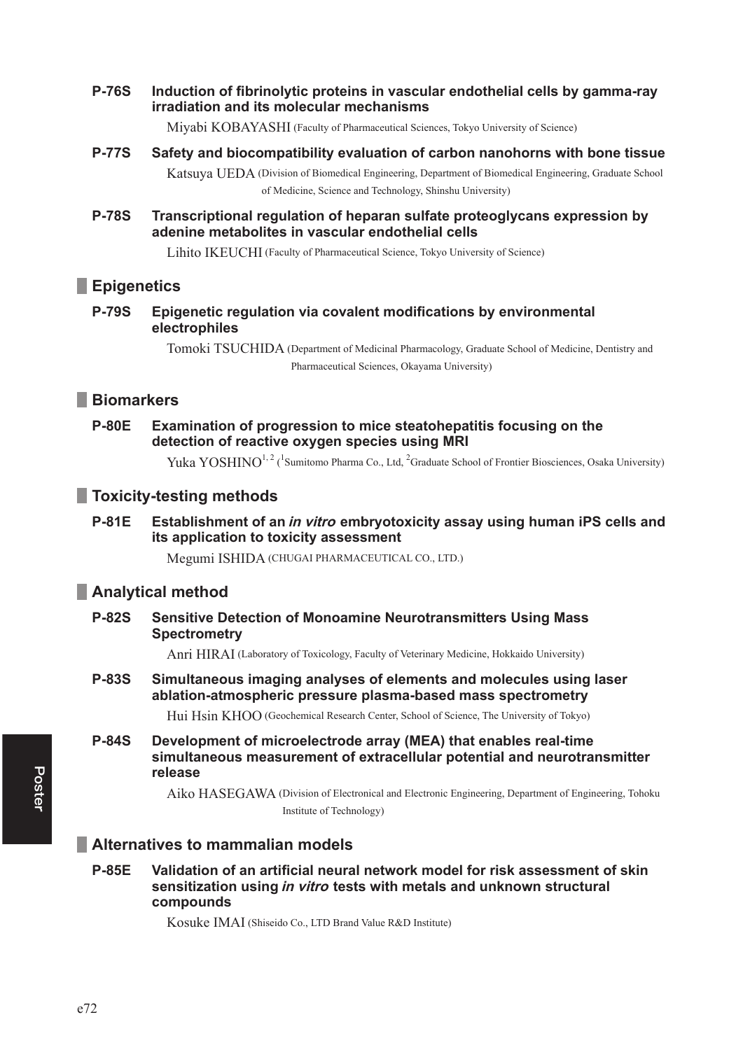**P-76S Induction of fibrinolytic proteins in vascular endothelial cells by gamma-ray irradiation and its molecular mechanisms**

Miyabi KOBAYASHI (Faculty of Pharmaceutical Sciences, Tokyo University of Science)

**P-77S Safety and biocompatibility evaluation of carbon nanohorns with bone tissue**

Katsuya UEDA (Division of Biomedical Engineering, Department of Biomedical Engineering, Graduate School of Medicine, Science and Technology, Shinshu University)

**P-78S Transcriptional regulation of heparan sulfate proteoglycans expression by adenine metabolites in vascular endothelial cells**

Lihito IKEUCHI (Faculty of Pharmaceutical Science, Tokyo University of Science)

## Epigenetics

**P-79S Epigenetic regulation via covalent modifications by environmental electrophiles**

Tomoki TSUCHIDA (Department of Medicinal Pharmacology, Graduate School of Medicine, Dentistry and Pharmaceutical Sciences, Okayama University)

## Biomarkers

**P-80E Examination of progression to mice steatohepatitis focusing on the detection of reactive oxygen species using MRI**

Yuka YOSHINO[1,2] ([1]Sumitomo Pharma Co., Ltd, [2]Graduate School of Frontier Biosciences, Osaka University)

## Toxicity-testing methods

**P-81E Establishment of an *in vitro* embryotoxicity assay using human iPS cells and its application to toxicity assessment**

Megumi ISHIDA (CHUGAI PHARMACEUTICAL CO., LTD.)

## Analytical method

**P-82S Sensitive Detection of Monoamine Neurotransmitters Using Mass Spectrometry**

Anri HIRAI (Laboratory of Toxicology, Faculty of Veterinary Medicine, Hokkaido University)

**P-83S Simultaneous imaging analyses of elements and molecules using laser ablation-atmospheric pressure plasma-based mass spectrometry**

Hui Hsin KHOO (Geochemical Research Center, School of Science, The University of Tokyo)

**P-84S Development of microelectrode array (MEA) that enables real-time simultaneous measurement of extracellular potential and neurotransmitter release**

Aiko HASEGAWA (Division of Electronical and Electronic Engineering, Department of Engineering, Tohoku Institute of Technology)

## Alternatives to mammalian models

**P-85E Validation of an artificial neural network model for risk assessment of skin sensitization using *in vitro* tests with metals and unknown structural compounds**

Kosuke IMAI (Shiseido Co., LTD Brand Value R&D Institute)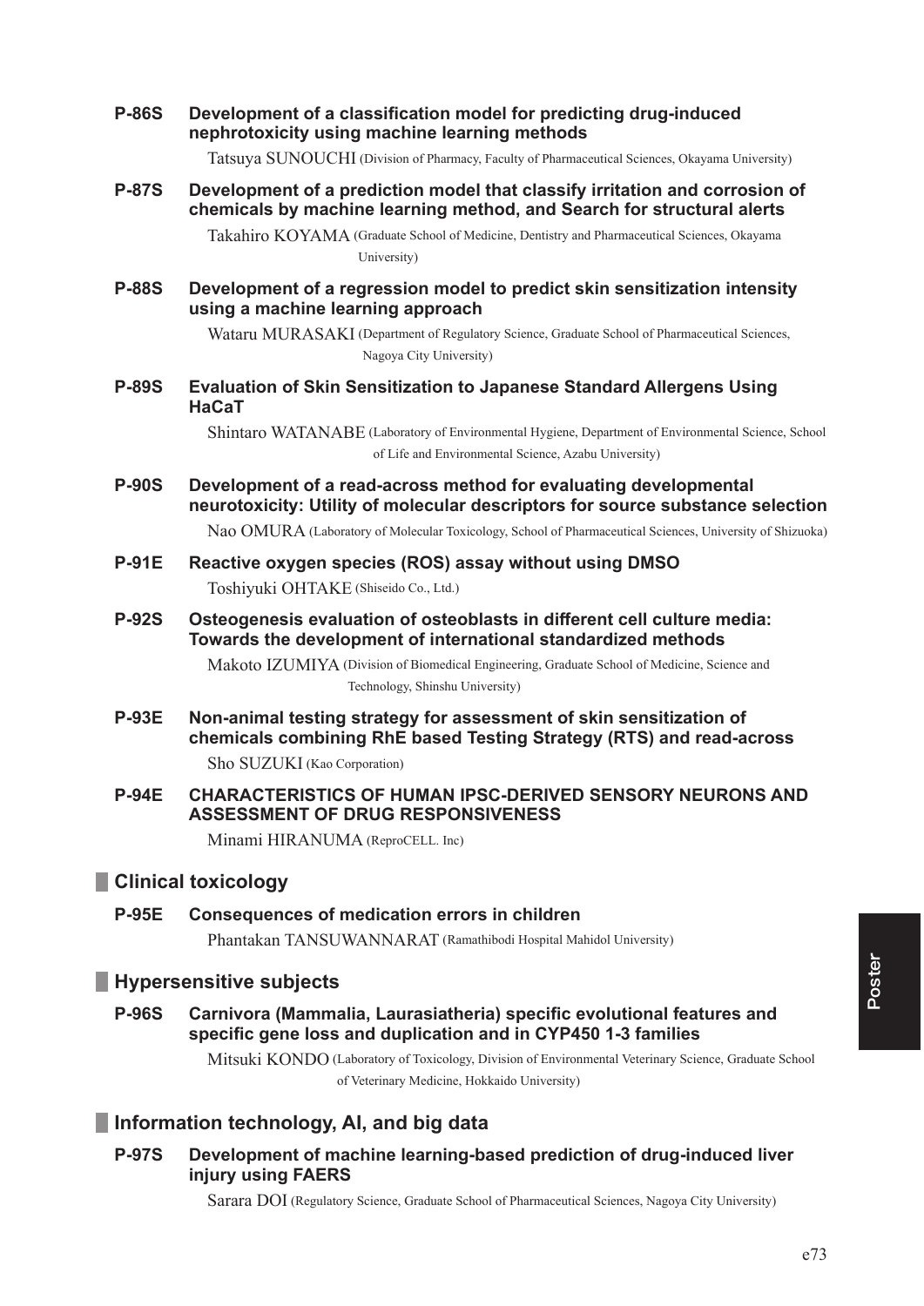**P-86S Development of a classification model for predicting drug-induced nephrotoxicity using machine learning methods**

Tatsuya SUNOUCHI (Division of Pharmacy, Faculty of Pharmaceutical Sciences, Okayama University)

**P-87S Development of a prediction model that classify irritation and corrosion of chemicals by machine learning method, and Search for structural alerts**

Takahiro KOYAMA (Graduate School of Medicine, Dentistry and Pharmaceutical Sciences, Okayama University)

**P-88S Development of a regression model to predict skin sensitization intensity using a machine learning approach**

Wataru MURASAKI (Department of Regulatory Science, Graduate School of Pharmaceutical Sciences, Nagoya City University)

**P-89S Evaluation of Skin Sensitization to Japanese Standard Allergens Using HaCaT**

Shintaro WATANABE (Laboratory of Environmental Hygiene, Department of Environmental Science, School of Life and Environmental Science, Azabu University)

**P-90S Development of a read-across method for evaluating developmental neurotoxicity: Utility of molecular descriptors for source substance selection**

Nao OMURA (Laboratory of Molecular Toxicology, School of Pharmaceutical Sciences, University of Shizuoka)

**P-91E Reactive oxygen species (ROS) assay without using DMSO**

Toshiyuki OHTAKE (Shiseido Co., Ltd.)

**P-92S Osteogenesis evaluation of osteoblasts in different cell culture media: Towards the development of international standardized methods**

Makoto IZUMIYA (Division of Biomedical Engineering, Graduate School of Medicine, Science and Technology, Shinshu University)

**P-93E Non-animal testing strategy for assessment of skin sensitization of chemicals combining RhE based Testing Strategy (RTS) and read-across**

Sho SUZUKI (Kao Corporation)

**P-94E CHARACTERISTICS OF HUMAN IPSC-DERIVED SENSORY NEURONS AND ASSESSMENT OF DRUG RESPONSIVENESS**

Minami HIRANUMA (ReproCELL. Inc)

## Clinical toxicology

**P-95E Consequences of medication errors in children**

Phantakan TANSUWANNARAT (Ramathibodi Hospital Mahidol University)

## Hypersensitive subjects

**P-96S Carnivora (Mammalia, Laurasiatheria) specific evolutional features and specific gene loss and duplication and in CYP450 1-3 families**

Mitsuki KONDO (Laboratory of Toxicology, Division of Environmental Veterinary Science, Graduate School of Veterinary Medicine, Hokkaido University)

## Information technology, AI, and big data

**P-97S Development of machine learning-based prediction of drug-induced liver injury using FAERS**

Sarara DOI (Regulatory Science, Graduate School of Pharmaceutical Sciences, Nagoya City University)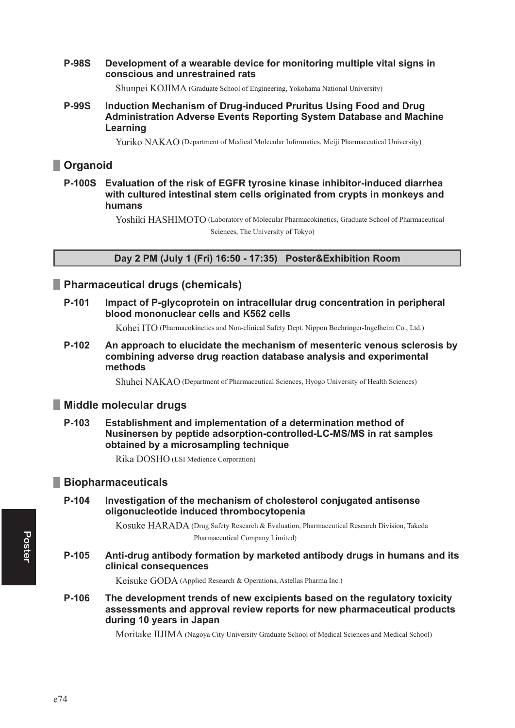**P-98S Development of a wearable device for monitoring multiple vital signs in conscious and unrestrained rats**

Shunpei KOJIMA (Graduate School of Engineering, Yokohama National University)

**P-99S Induction Mechanism of Drug-induced Pruritus Using Food and Drug Administration Adverse Events Reporting System Database and Machine Learning**

Yuriko NAKAO (Department of Medical Molecular Informatics, Meiji Pharmaceutical University)

## Organoid

**P-100S Evaluation of the risk of EGFR tyrosine kinase inhibitor-induced diarrhea with cultured intestinal stem cells originated from crypts in monkeys and humans**

Yoshiki HASHIMOTO (Laboratory of Molecular Pharmacokinetics, Graduate School of Pharmaceutical Sciences, The University of Tokyo)

**Day 2 PM (July 1 (Fri) 16:50 - 17:35) Poster&Exhibition Room**

## Pharmaceutical drugs (chemicals)

**P-101 Impact of P-glycoprotein on intracellular drug concentration in peripheral blood mononuclear cells and K562 cells**

Kohei ITO (Pharmacokinetics and Non-clinical Safety Dept. Nippon Boehringer-Ingelheim Co., Ltd.)

**P-102 An approach to elucidate the mechanism of mesenteric venous sclerosis by combining adverse drug reaction database analysis and experimental methods**

Shuhei NAKAO (Department of Pharmaceutical Sciences, Hyogo University of Health Sciences)

## Middle molecular drugs

**P-103 Establishment and implementation of a determination method of Nusinersen by peptide adsorption-controlled-LC-MS/MS in rat samples obtained by a microsampling technique**

Rika DOSHO (LSI Medience Corporation)

## Biopharmaceuticals

**P-104 Investigation of the mechanism of cholesterol conjugated antisense oligonucleotide induced thrombocytopenia**

Kosuke HARADA (Drug Safety Research & Evaluation, Pharmaceutical Research Division, Takeda Pharmaceutical Company Limited)

**P-105 Anti-drug antibody formation by marketed antibody drugs in humans and its clinical consequences**

Keisuke GODA (Applied Research & Operations, Astellas Pharma Inc.)

**P-106 The development trends of new excipients based on the regulatory toxicity assessments and approval review reports for new pharmaceutical products during 10 years in Japan**

Moritake IIJIMA (Nagoya City University Graduate School of Medical Sciences and Medical School)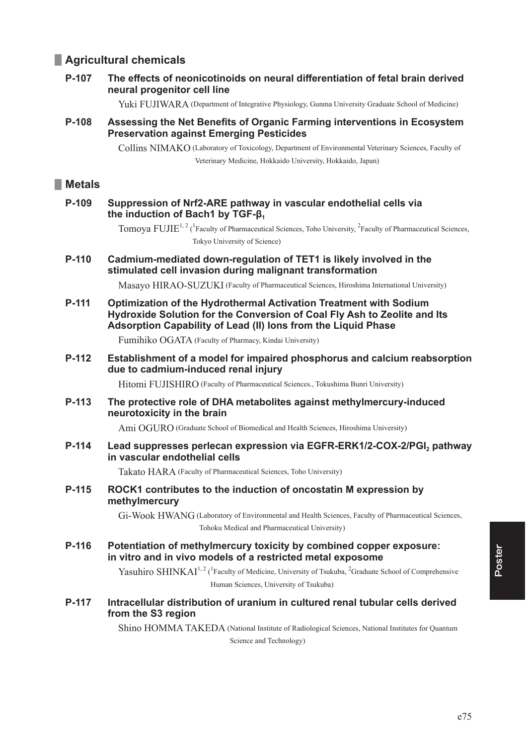## Agricultural chemicals

**P-107 The effects of neonicotinoids on neural differentiation of fetal brain derived neural progenitor cell line**

Yuki FUJIWARA (Department of Integrative Physiology, Gunma University Graduate School of Medicine)

**P-108 Assessing the Net Benefits of Organic Farming interventions in Ecosystem Preservation against Emerging Pesticides**

Collins NIMAKO (Laboratory of Toxicology, Department of Environmental Veterinary Sciences, Faculty of Veterinary Medicine, Hokkaido University, Hokkaido, Japan)

## Metals

**P-109 Suppression of Nrf2-ARE pathway in vascular endothelial cells via the induction of Bach1 by TGF-$\beta_1$**

Tomoya FUJIE[1, 2] ([1]Faculty of Pharmaceutical Sciences, Toho University, [2]Faculty of Pharmaceutical Sciences, Tokyo University of Science)

**P-110 Cadmium-mediated down-regulation of TET1 is likely involved in the stimulated cell invasion during malignant transformation**

Masayo HIRAO-SUZUKI (Faculty of Pharmaceutical Sciences, Hiroshima International University)

**P-111 Optimization of the Hydrothermal Activation Treatment with Sodium Hydroxide Solution for the Conversion of Coal Fly Ash to Zeolite and Its Adsorption Capability of Lead (II) Ions from the Liquid Phase**

Fumihiko OGATA (Faculty of Pharmacy, Kindai University)

**P-112 Establishment of a model for impaired phosphorus and calcium reabsorption due to cadmium-induced renal injury**

Hitomi FUJISHIRO (Faculty of Pharmaceutical Sciences., Tokushima Bunri University)

**P-113 The protective role of DHA metabolites against methylmercury-induced neurotoxicity in the brain**

Ami OGURO (Graduate School of Biomedical and Health Sciences, Hiroshima University)

**P-114 Lead suppresses perlecan expression via EGFR-ERK1/2-COX-2/$PGI_2$ pathway in vascular endothelial cells**

Takato HARA (Faculty of Pharmaceutical Sciences, Toho University)

**P-115 ROCK1 contributes to the induction of oncostatin M expression by methylmercury**

Gi-Wook HWANG (Laboratory of Environmental and Health Sciences, Faculty of Pharmaceutical Sciences, Tohoku Medical and Pharmaceutical University)

**P-116 Potentiation of methylmercury toxicity by combined copper exposure: in vitro and in vivo models of a restricted metal exposome**

Yasuhiro SHINKAI[1, 2] ([1]Faculty of Medicine, University of Tsukuba, [2]Graduate School of Comprehensive Human Sciences, University of Tsukuba)

**P-117 Intracellular distribution of uranium in cultured renal tubular cells derived from the S3 region**

Shino HOMMA TAKEDA (National Institute of Radiological Sciences, National Institutes for Quantum Science and Technology)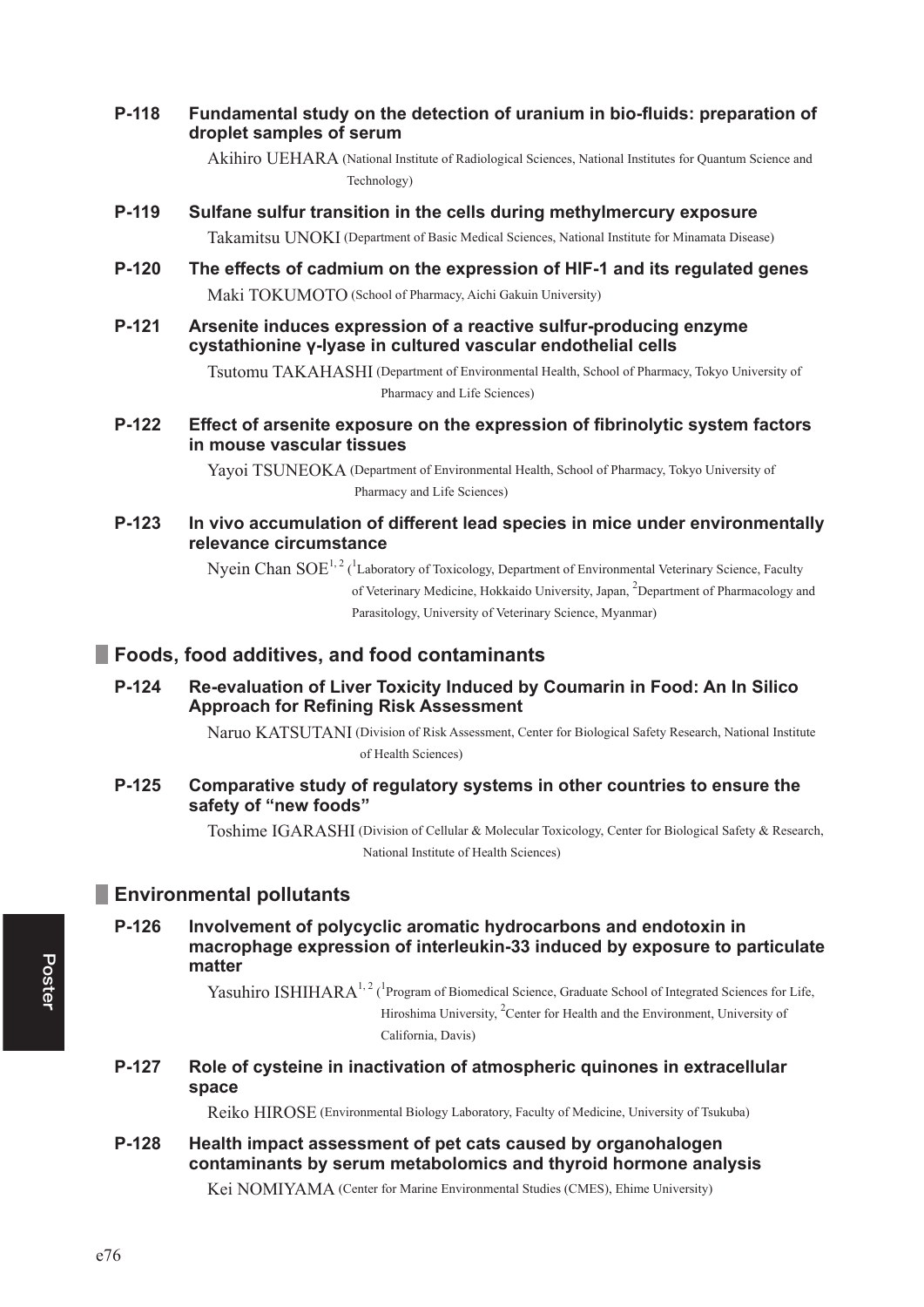**P-118 Fundamental study on the detection of uranium in bio-fluids: preparation of droplet samples of serum**

Akihiro UEHARA (National Institute of Radiological Sciences, National Institutes for Quantum Science and Technology)

**P-119 Sulfane sulfur transition in the cells during methylmercury exposure**

Takamitsu UNOKI (Department of Basic Medical Sciences, National Institute for Minamata Disease)

**P-120 The effects of cadmium on the expression of HIF-1 and its regulated genes**

Maki TOKUMOTO (School of Pharmacy, Aichi Gakuin University)

**P-121 Arsenite induces expression of a reactive sulfur-producing enzyme cystathionine γ-lyase in cultured vascular endothelial cells**

Tsutomu TAKAHASHI (Department of Environmental Health, School of Pharmacy, Tokyo University of Pharmacy and Life Sciences)

**P-122 Effect of arsenite exposure on the expression of fibrinolytic system factors in mouse vascular tissues**

Yayoi TSUNEOKA (Department of Environmental Health, School of Pharmacy, Tokyo University of Pharmacy and Life Sciences)

**P-123 In vivo accumulation of different lead species in mice under environmentally relevance circumstance**

Nyein Chan SOE[1, 2] ([1]Laboratory of Toxicology, Department of Environmental Veterinary Science, Faculty of Veterinary Medicine, Hokkaido University, Japan, [2]Department of Pharmacology and Parasitology, University of Veterinary Science, Myanmar)

## Foods, food additives, and food contaminants

**P-124 Re-evaluation of Liver Toxicity Induced by Coumarin in Food: An In Silico Approach for Refining Risk Assessment**

Naruo KATSUTANI (Division of Risk Assessment, Center for Biological Safety Research, National Institute of Health Sciences)

**P-125 Comparative study of regulatory systems in other countries to ensure the safety of "new foods"**

Toshime IGARASHI (Division of Cellular & Molecular Toxicology, Center for Biological Safety & Research, National Institute of Health Sciences)

## Environmental pollutants

**P-126 Involvement of polycyclic aromatic hydrocarbons and endotoxin in macrophage expression of interleukin-33 induced by exposure to particulate matter**

Yasuhiro ISHIHARA[1, 2] ([1]Program of Biomedical Science, Graduate School of Integrated Sciences for Life, Hiroshima University, [2]Center for Health and the Environment, University of California, Davis)

**P-127 Role of cysteine in inactivation of atmospheric quinones in extracellular space**

Reiko HIROSE (Environmental Biology Laboratory, Faculty of Medicine, University of Tsukuba)

**P-128 Health impact assessment of pet cats caused by organohalogen contaminants by serum metabolomics and thyroid hormone analysis**

Kei NOMIYAMA (Center for Marine Environmental Studies (CMES), Ehime University)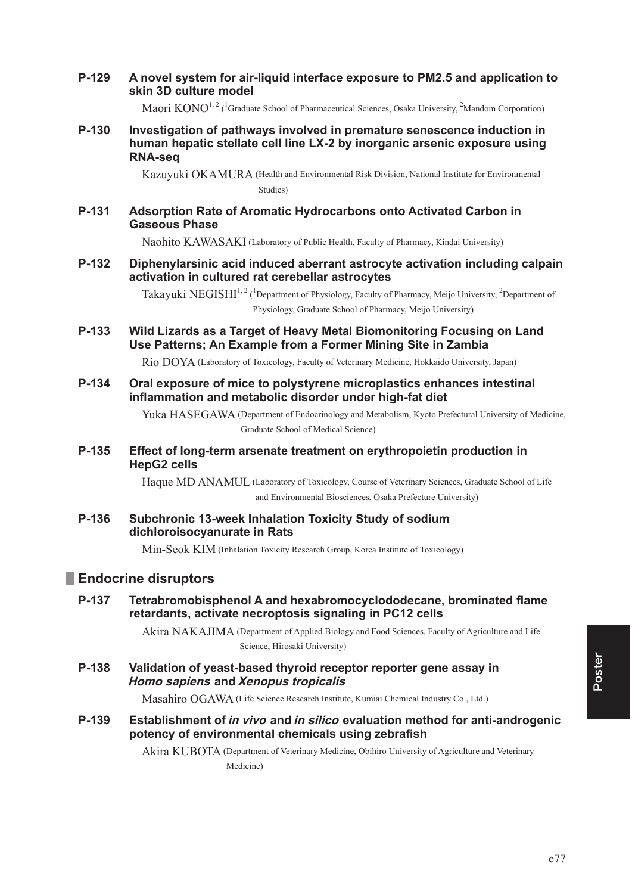**P-129 A novel system for air-liquid interface exposure to PM2.5 and application to skin 3D culture model**

Maori KONO[1,2] ([1]Graduate School of Pharmaceutical Sciences, Osaka University, [2]Mandom Corporation)

**P-130 Investigation of pathways involved in premature senescence induction in human hepatic stellate cell line LX-2 by inorganic arsenic exposure using RNA-seq**

Kazuyuki OKAMURA (Health and Environmental Risk Division, National Institute for Environmental Studies)

**P-131 Adsorption Rate of Aromatic Hydrocarbons onto Activated Carbon in Gaseous Phase**

Naohito KAWASAKI (Laboratory of Public Health, Faculty of Pharmacy, Kindai University)

**P-132 Diphenylarsinic acid induced aberrant astrocyte activation including calpain activation in cultured rat cerebellar astrocytes**

Takayuki NEGISHI[1,2] ([1]Department of Physiology, Faculty of Pharmacy, Meijo University, [2]Department of Physiology, Graduate School of Pharmacy, Meijo University)

**P-133 Wild Lizards as a Target of Heavy Metal Biomonitoring Focusing on Land Use Patterns; An Example from a Former Mining Site in Zambia**

Rio DOYA (Laboratory of Toxicology, Faculty of Veterinary Medicine, Hokkaido University, Japan)

**P-134 Oral exposure of mice to polystyrene microplastics enhances intestinal inflammation and metabolic disorder under high-fat diet**

Yuka HASEGAWA (Department of Endocrinology and Metabolism, Kyoto Prefectural University of Medicine, Graduate School of Medical Science)

**P-135 Effect of long-term arsenate treatment on erythropoietin production in HepG2 cells**

Haque MD ANAMUL (Laboratory of Toxicology, Course of Veterinary Sciences, Graduate School of Life and Environmental Biosciences, Osaka Prefecture University)

**P-136 Subchronic 13-week Inhalation Toxicity Study of sodium dichloroisocyanurate in Rats**

Min-Seok KIM (Inhalation Toxicity Research Group, Korea Institute of Toxicology)

## Endocrine disruptors

**P-137 Tetrabromobisphenol A and hexabromocyclododecane, brominated flame retardants, activate necroptosis signaling in PC12 cells**

Akira NAKAJIMA (Department of Applied Biology and Food Sciences, Faculty of Agriculture and Life Science, Hirosaki University)

**P-138 Validation of yeast-based thyroid receptor reporter gene assay in *Homo sapiens* and *Xenopus tropicalis***

Masahiro OGAWA (Life Science Research Institute, Kumiai Chemical Industry Co., Ltd.)

**P-139 Establishment of *in vivo* and *in silico* evaluation method for anti-androgenic potency of environmental chemicals using zebrafish**

Akira KUBOTA (Department of Veterinary Medicine, Obihiro University of Agriculture and Veterinary Medicine)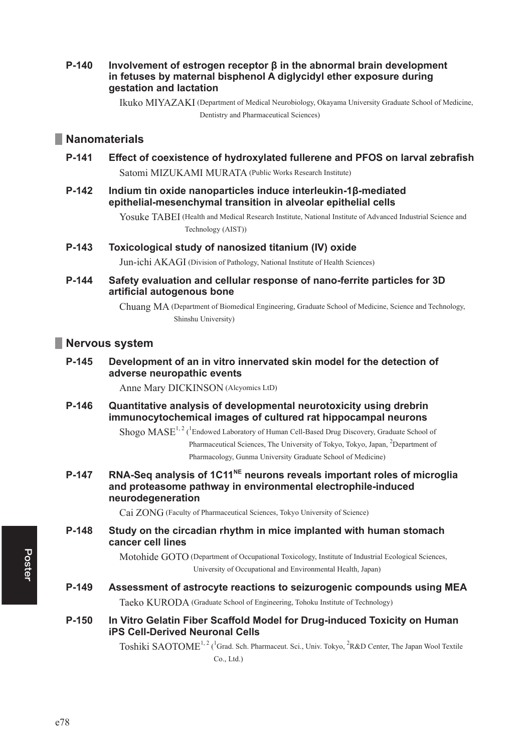**P-140 Involvement of estrogen receptor β in the abnormal brain development in fetuses by maternal bisphenol A diglycidyl ether exposure during gestation and lactation**

Ikuko MIYAZAKI (Department of Medical Neurobiology, Okayama University Graduate School of Medicine, Dentistry and Pharmaceutical Sciences)

## Nanomaterials

**P-141 Effect of coexistence of hydroxylated fullerene and PFOS on larval zebrafish**

Satomi MIZUKAMI MURATA (Public Works Research Institute)

**P-142 Indium tin oxide nanoparticles induce interleukin-1β-mediated epithelial-mesenchymal transition in alveolar epithelial cells**

Yosuke TABEI (Health and Medical Research Institute, National Institute of Advanced Industrial Science and Technology (AIST))

**P-143 Toxicological study of nanosized titanium (IV) oxide**

Jun-ichi AKAGI (Division of Pathology, National Institute of Health Sciences)

**P-144 Safety evaluation and cellular response of nano-ferrite particles for 3D artificial autogenous bone**

Chuang MA (Department of Biomedical Engineering, Graduate School of Medicine, Science and Technology, Shinshu University)

## Nervous system

**P-145 Development of an in vitro innervated skin model for the detection of adverse neuropathic events**

Anne Mary DICKINSON (Alcyomics LtD)

**P-146 Quantitative analysis of developmental neurotoxicity using drebrin immunocytochemical images of cultured rat hippocampal neurons**

Shogo MASE[1,2] ([1]Endowed Laboratory of Human Cell-Based Drug Discovery, Graduate School of Pharmaceutical Sciences, The University of Tokyo, Tokyo, Japan, [2]Department of Pharmacology, Gunma University Graduate School of Medicine)

**P-147 RNA-Seq analysis of 1C11$^{NE}$ neurons reveals important roles of microglia and proteasome pathway in environmental electrophile-induced neurodegeneration**

Cai ZONG (Faculty of Pharmaceutical Sciences, Tokyo University of Science)

**P-148 Study on the circadian rhythm in mice implanted with human stomach cancer cell lines**

Motohide GOTO (Department of Occupational Toxicology, Institute of Industrial Ecological Sciences, University of Occupational and Environmental Health, Japan)

**P-149 Assessment of astrocyte reactions to seizurogenic compounds using MEA**

Taeko KURODA (Graduate School of Engineering, Tohoku Institute of Technology)

**P-150 In Vitro Gelatin Fiber Scaffold Model for Drug-induced Toxicity on Human iPS Cell-Derived Neuronal Cells**

Toshiki SAOTOME[1,2] ([1]Grad. Sch. Pharmaceut. Sci., Univ. Tokyo, [2]R&D Center, The Japan Wool Textile Co., Ltd.)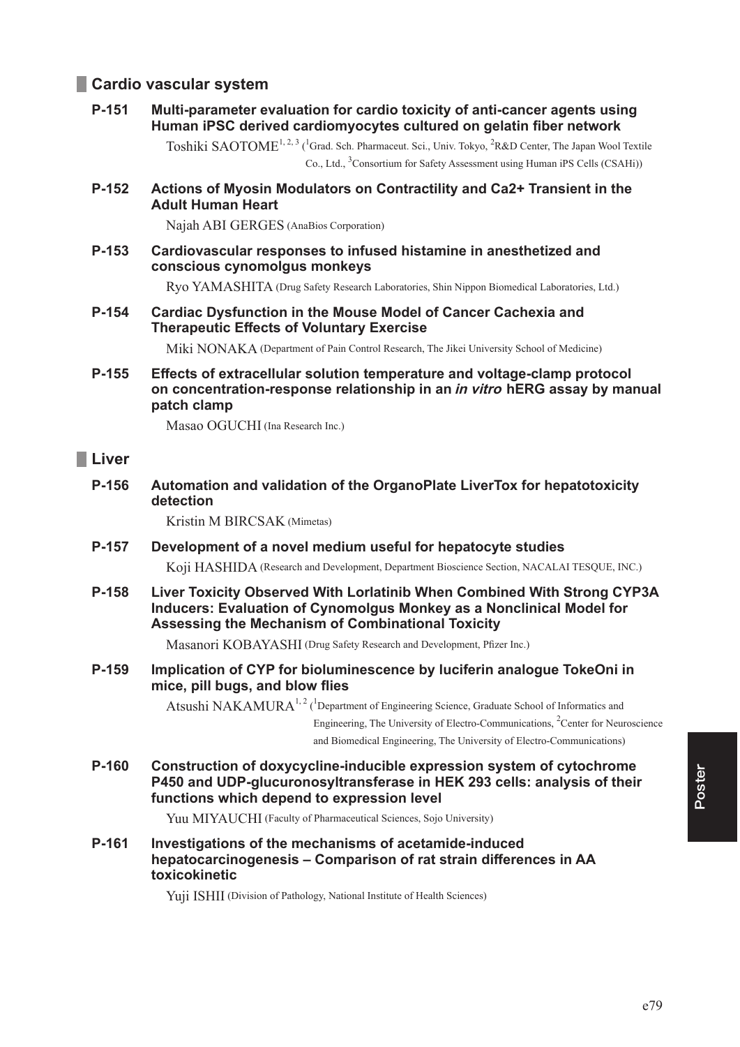## Cardio vascular system

**P-151 Multi-parameter evaluation for cardio toxicity of anti-cancer agents using Human iPSC derived cardiomyocytes cultured on gelatin fiber network**

Toshiki SAOTOME[1,2,3] ([1]Grad. Sch. Pharmaceut. Sci., Univ. Tokyo, [2]R&D Center, The Japan Wool Textile Co., Ltd., [3]Consortium for Safety Assessment using Human iPS Cells (CSAHi))

**P-152 Actions of Myosin Modulators on Contractility and Ca2+ Transient in the Adult Human Heart**

Najah ABI GERGES (AnaBios Corporation)

**P-153 Cardiovascular responses to infused histamine in anesthetized and conscious cynomolgus monkeys**

Ryo YAMASHITA (Drug Safety Research Laboratories, Shin Nippon Biomedical Laboratories, Ltd.)

**P-154 Cardiac Dysfunction in the Mouse Model of Cancer Cachexia and Therapeutic Effects of Voluntary Exercise**

Miki NONAKA (Department of Pain Control Research, The Jikei University School of Medicine)

**P-155 Effects of extracellular solution temperature and voltage-clamp protocol on concentration-response relationship in an *in vitro* hERG assay by manual patch clamp**

Masao OGUCHI (Ina Research Inc.)

## Liver

**P-156 Automation and validation of the OrganoPlate LiverTox for hepatotoxicity detection**

Kristin M BIRCSAK (Mimetas)

**P-157 Development of a novel medium useful for hepatocyte studies**

Koji HASHIDA (Research and Development, Department Bioscience Section, NACALAI TESQUE, INC.)

**P-158 Liver Toxicity Observed With Lorlatinib When Combined With Strong CYP3A Inducers: Evaluation of Cynomolgus Monkey as a Nonclinical Model for Assessing the Mechanism of Combinational Toxicity**

Masanori KOBAYASHI (Drug Safety Research and Development, Pfizer Inc.)

**P-159 Implication of CYP for bioluminescence by luciferin analogue TokeOni in mice, pill bugs, and blow flies**

Atsushi NAKAMURA[1,2] ([1]Department of Engineering Science, Graduate School of Informatics and Engineering, The University of Electro-Communications, [2]Center for Neuroscience and Biomedical Engineering, The University of Electro-Communications)

**P-160 Construction of doxycycline-inducible expression system of cytochrome P450 and UDP-glucuronosyltransferase in HEK 293 cells: analysis of their functions which depend to expression level**

Yuu MIYAUCHI (Faculty of Pharmaceutical Sciences, Sojo University)

**P-161 Investigations of the mechanisms of acetamide-induced hepatocarcinogenesis – Comparison of rat strain differences in AA toxicokinetic**

Yuji ISHII (Division of Pathology, National Institute of Health Sciences)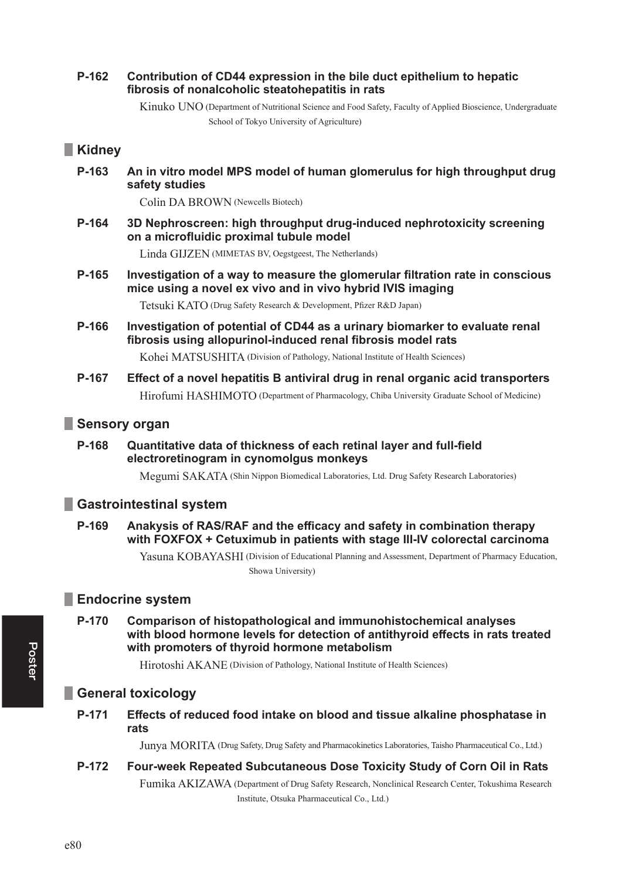**P-162 Contribution of CD44 expression in the bile duct epithelium to hepatic fibrosis of nonalcoholic steatohepatitis in rats**

Kinuko UNO (Department of Nutritional Science and Food Safety, Faculty of Applied Bioscience, Undergraduate School of Tokyo University of Agriculture)

## Kidney

**P-163 An in vitro model MPS model of human glomerulus for high throughput drug safety studies**

Colin DA BROWN (Newcells Biotech)

**P-164 3D Nephroscreen: high throughput drug-induced nephrotoxicity screening on a microfluidic proximal tubule model**

Linda GIJZEN (MIMETAS BV, Oegstgeest, The Netherlands)

**P-165 Investigation of a way to measure the glomerular filtration rate in conscious mice using a novel ex vivo and in vivo hybrid IVIS imaging**

Tetsuki KATO (Drug Safety Research & Development, Pfizer R&D Japan)

**P-166 Investigation of potential of CD44 as a urinary biomarker to evaluate renal fibrosis using allopurinol-induced renal fibrosis model rats**

Kohei MATSUSHITA (Division of Pathology, National Institute of Health Sciences)

**P-167 Effect of a novel hepatitis B antiviral drug in renal organic acid transporters**

Hirofumi HASHIMOTO (Department of Pharmacology, Chiba University Graduate School of Medicine)

## Sensory organ

**P-168 Quantitative data of thickness of each retinal layer and full-field electroretinogram in cynomolgus monkeys**

Megumi SAKATA (Shin Nippon Biomedical Laboratories, Ltd. Drug Safety Research Laboratories)

## Gastrointestinal system

**P-169 Anakysis of RAS/RAF and the efficacy and safety in combination therapy with FOXFOX + Cetuximub in patients with stage III-IV colorectal carcinoma**

Yasuna KOBAYASHI (Division of Educational Planning and Assessment, Department of Pharmacy Education, Showa University)

## Endocrine system

**P-170 Comparison of histopathological and immunohistochemical analyses with blood hormone levels for detection of antithyroid effects in rats treated with promoters of thyroid hormone metabolism**

Hirotoshi AKANE (Division of Pathology, National Institute of Health Sciences)

## General toxicology

**P-171 Effects of reduced food intake on blood and tissue alkaline phosphatase in rats**

Junya MORITA (Drug Safety, Drug Safety and Pharmacokinetics Laboratories, Taisho Pharmaceutical Co., Ltd.)

**P-172 Four-week Repeated Subcutaneous Dose Toxicity Study of Corn Oil in Rats**

Fumika AKIZAWA (Department of Drug Safety Research, Nonclinical Research Center, Tokushima Research Institute, Otsuka Pharmaceutical Co., Ltd.)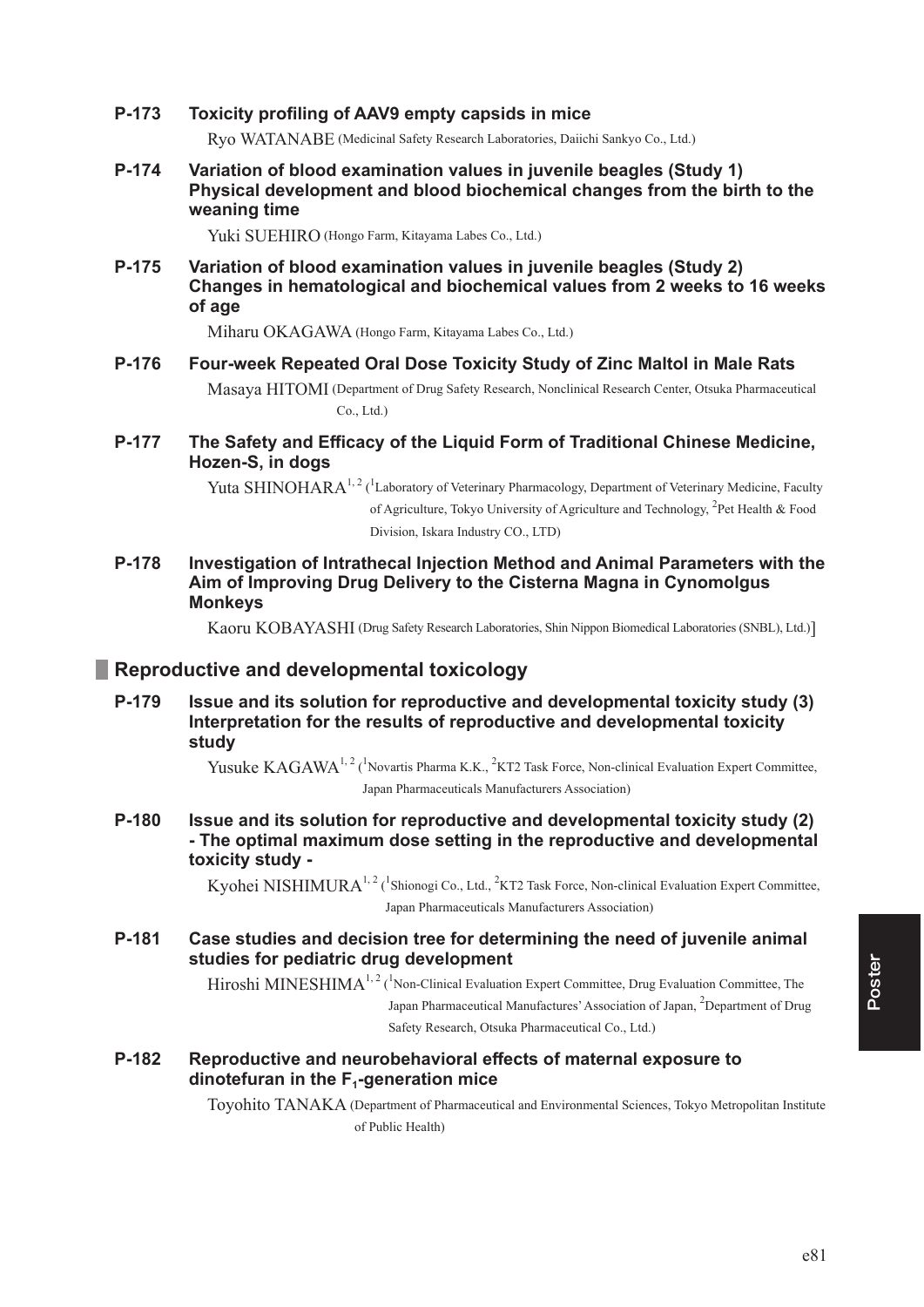**P-173 Toxicity profiling of AAV9 empty capsids in mice**

Ryo WATANABE (Medicinal Safety Research Laboratories, Daiichi Sankyo Co., Ltd.)

**P-174 Variation of blood examination values in juvenile beagles (Study 1) Physical development and blood biochemical changes from the birth to the weaning time**

Yuki SUEHIRO (Hongo Farm, Kitayama Labes Co., Ltd.)

**P-175 Variation of blood examination values in juvenile beagles (Study 2) Changes in hematological and biochemical values from 2 weeks to 16 weeks of age**

Miharu OKAGAWA (Hongo Farm, Kitayama Labes Co., Ltd.)

**P-176 Four-week Repeated Oral Dose Toxicity Study of Zinc Maltol in Male Rats**

Masaya HITOMI (Department of Drug Safety Research, Nonclinical Research Center, Otsuka Pharmaceutical Co., Ltd.)

**P-177 The Safety and Efficacy of the Liquid Form of Traditional Chinese Medicine, Hozen-S, in dogs**

Yuta SHINOHARA[1, 2] ([1]Laboratory of Veterinary Pharmacology, Department of Veterinary Medicine, Faculty of Agriculture, Tokyo University of Agriculture and Technology, [2]Pet Health & Food Division, Iskara Industry CO., LTD)

**P-178 Investigation of Intrathecal Injection Method and Animal Parameters with the Aim of Improving Drug Delivery to the Cisterna Magna in Cynomolgus Monkeys**

Kaoru KOBAYASHI (Drug Safety Research Laboratories, Shin Nippon Biomedical Laboratories (SNBL), Ltd.)]

## Reproductive and developmental toxicology

**P-179 Issue and its solution for reproductive and developmental toxicity study (3) Interpretation for the results of reproductive and developmental toxicity study**

Yusuke KAGAWA[1, 2] ([1]Novartis Pharma K.K., [2]KT2 Task Force, Non-clinical Evaluation Expert Committee, Japan Pharmaceuticals Manufacturers Association)

**P-180 Issue and its solution for reproductive and developmental toxicity study (2) - The optimal maximum dose setting in the reproductive and developmental toxicity study -**

Kyohei NISHIMURA[1, 2] ([1]Shionogi Co., Ltd., [2]KT2 Task Force, Non-clinical Evaluation Expert Committee, Japan Pharmaceuticals Manufacturers Association)

**P-181 Case studies and decision tree for determining the need of juvenile animal studies for pediatric drug development**

Hiroshi MINESHIMA[1, 2] ([1]Non-Clinical Evaluation Expert Committee, Drug Evaluation Committee, The Japan Pharmaceutical Manufactures' Association of Japan, [2]Department of Drug Safety Research, Otsuka Pharmaceutical Co., Ltd.)

**P-182 Reproductive and neurobehavioral effects of maternal exposure to dinotefuran in the $F_1$-generation mice**

Toyohito TANAKA (Department of Pharmaceutical and Environmental Sciences, Tokyo Metropolitan Institute of Public Health)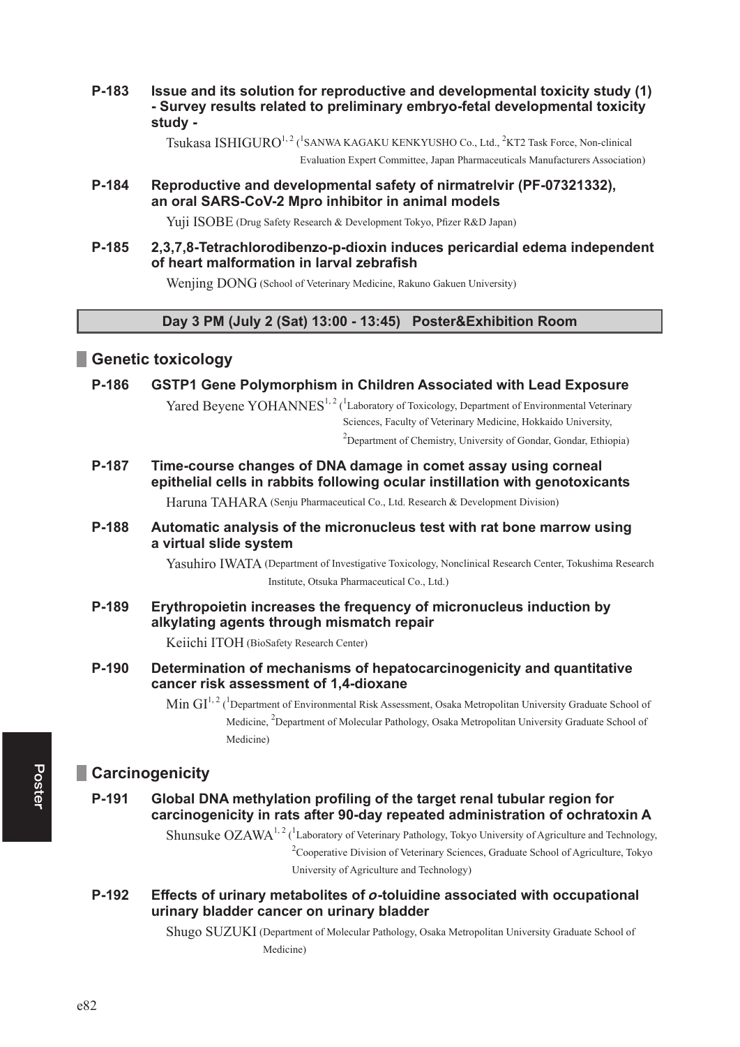**P-183 Issue and its solution for reproductive and developmental toxicity study (1) - Survey results related to preliminary embryo-fetal developmental toxicity study -**

Tsukasa ISHIGURO[1,2] ([1]SANWA KAGAKU KENKYUSHO Co., Ltd., [2]KT2 Task Force, Non-clinical Evaluation Expert Committee, Japan Pharmaceuticals Manufacturers Association)

**P-184 Reproductive and developmental safety of nirmatrelvir (PF-07321332), an oral SARS-CoV-2 Mpro inhibitor in animal models**

Yuji ISOBE (Drug Safety Research & Development Tokyo, Pfizer R&D Japan)

**P-185 2,3,7,8-Tetrachlorodibenzo-p-dioxin induces pericardial edema independent of heart malformation in larval zebrafish**

Wenjing DONG (School of Veterinary Medicine, Rakuno Gakuen University)

**Day 3 PM (July 2 (Sat) 13:00 - 13:45) Poster&Exhibition Room**

## Genetic toxicology

**P-186 GSTP1 Gene Polymorphism in Children Associated with Lead Exposure**

Yared Beyene YOHANNES[1,2] ([1]Laboratory of Toxicology, Department of Environmental Veterinary Sciences, Faculty of Veterinary Medicine, Hokkaido University, [2]Department of Chemistry, University of Gondar, Gondar, Ethiopia)

**P-187 Time-course changes of DNA damage in comet assay using corneal epithelial cells in rabbits following ocular instillation with genotoxicants**

Haruna TAHARA (Senju Pharmaceutical Co., Ltd. Research & Development Division)

**P-188 Automatic analysis of the micronucleus test with rat bone marrow using a virtual slide system**

Yasuhiro IWATA (Department of Investigative Toxicology, Nonclinical Research Center, Tokushima Research Institute, Otsuka Pharmaceutical Co., Ltd.)

**P-189 Erythropoietin increases the frequency of micronucleus induction by alkylating agents through mismatch repair**

Keiichi ITOH (BioSafety Research Center)

**P-190 Determination of mechanisms of hepatocarcinogenicity and quantitative cancer risk assessment of 1,4-dioxane**

Min GI[1,2] ([1]Department of Environmental Risk Assessment, Osaka Metropolitan University Graduate School of Medicine, [2]Department of Molecular Pathology, Osaka Metropolitan University Graduate School of Medicine)

## Carcinogenicity

**P-191 Global DNA methylation profiling of the target renal tubular region for carcinogenicity in rats after 90-day repeated administration of ochratoxin A**

Shunsuke OZAWA[1,2] ([1]Laboratory of Veterinary Pathology, Tokyo University of Agriculture and Technology, [2]Cooperative Division of Veterinary Sciences, Graduate School of Agriculture, Tokyo University of Agriculture and Technology)

**P-192 Effects of urinary metabolites of *o*-toluidine associated with occupational urinary bladder cancer on urinary bladder**

Shugo SUZUKI (Department of Molecular Pathology, Osaka Metropolitan University Graduate School of Medicine)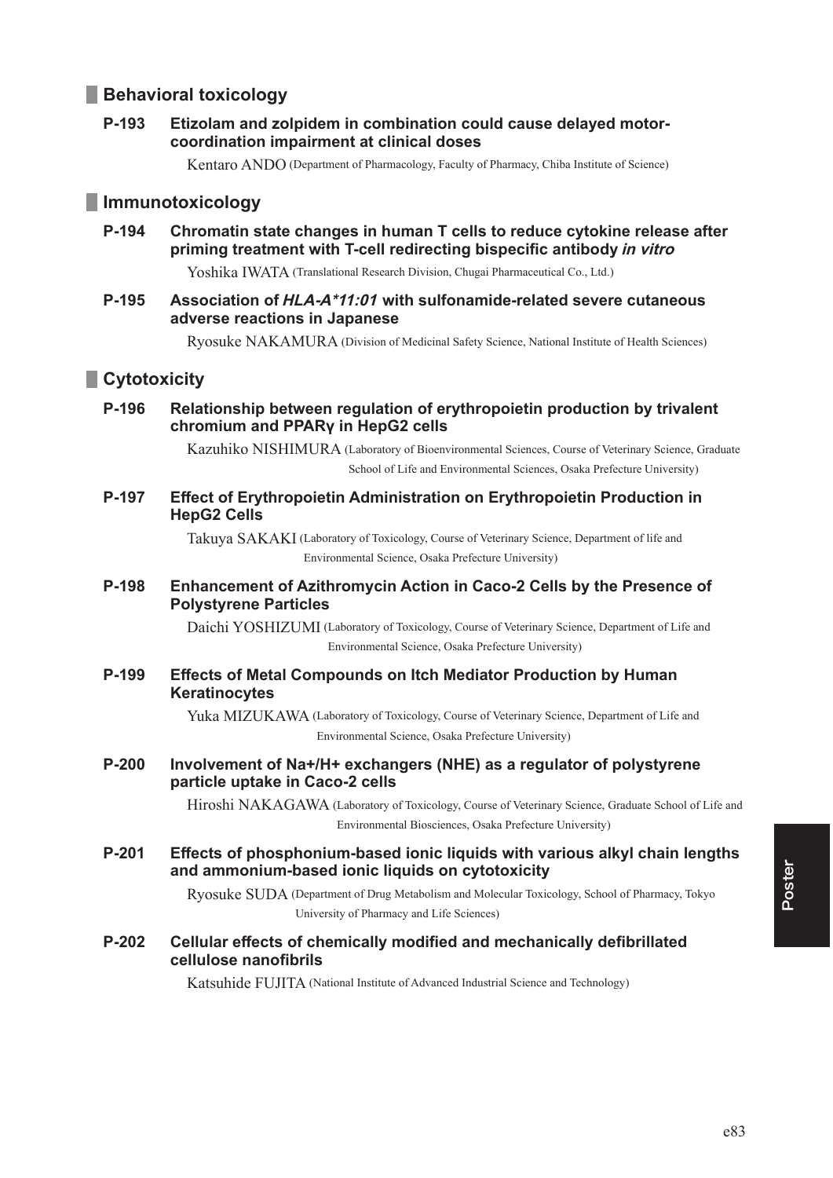## Behavioral toxicology

**P-193 Etizolam and zolpidem in combination could cause delayed motor-coordination impairment at clinical doses**

Kentaro ANDO (Department of Pharmacology, Faculty of Pharmacy, Chiba Institute of Science)

## Immunotoxicology

**P-194 Chromatin state changes in human T cells to reduce cytokine release after priming treatment with T-cell redirecting bispecific antibody *in vitro***

Yoshika IWATA (Translational Research Division, Chugai Pharmaceutical Co., Ltd.)

**P-195 Association of *HLA-A*11:01* with sulfonamide-related severe cutaneous adverse reactions in Japanese**

Ryosuke NAKAMURA (Division of Medicinal Safety Science, National Institute of Health Sciences)

## Cytotoxicity

**P-196 Relationship between regulation of erythropoietin production by trivalent chromium and PPARγ in HepG2 cells**

Kazuhiko NISHIMURA (Laboratory of Bioenvironmental Sciences, Course of Veterinary Science, Graduate School of Life and Environmental Sciences, Osaka Prefecture University)

**P-197 Effect of Erythropoietin Administration on Erythropoietin Production in HepG2 Cells**

Takuya SAKAKI (Laboratory of Toxicology, Course of Veterinary Science, Department of life and Environmental Science, Osaka Prefecture University)

**P-198 Enhancement of Azithromycin Action in Caco-2 Cells by the Presence of Polystyrene Particles**

Daichi YOSHIZUMI (Laboratory of Toxicology, Course of Veterinary Science, Department of Life and Environmental Science, Osaka Prefecture University)

**P-199 Effects of Metal Compounds on Itch Mediator Production by Human Keratinocytes**

Yuka MIZUKAWA (Laboratory of Toxicology, Course of Veterinary Science, Department of Life and Environmental Science, Osaka Prefecture University)

**P-200 Involvement of Na+/H+ exchangers (NHE) as a regulator of polystyrene particle uptake in Caco-2 cells**

Hiroshi NAKAGAWA (Laboratory of Toxicology, Course of Veterinary Science, Graduate School of Life and Environmental Biosciences, Osaka Prefecture University)

**P-201 Effects of phosphonium-based ionic liquids with various alkyl chain lengths and ammonium-based ionic liquids on cytotoxicity**

Ryosuke SUDA (Department of Drug Metabolism and Molecular Toxicology, School of Pharmacy, Tokyo University of Pharmacy and Life Sciences)

**P-202 Cellular effects of chemically modified and mechanically defibrillated cellulose nanofibrils**

Katsuhide FUJITA (National Institute of Advanced Industrial Science and Technology)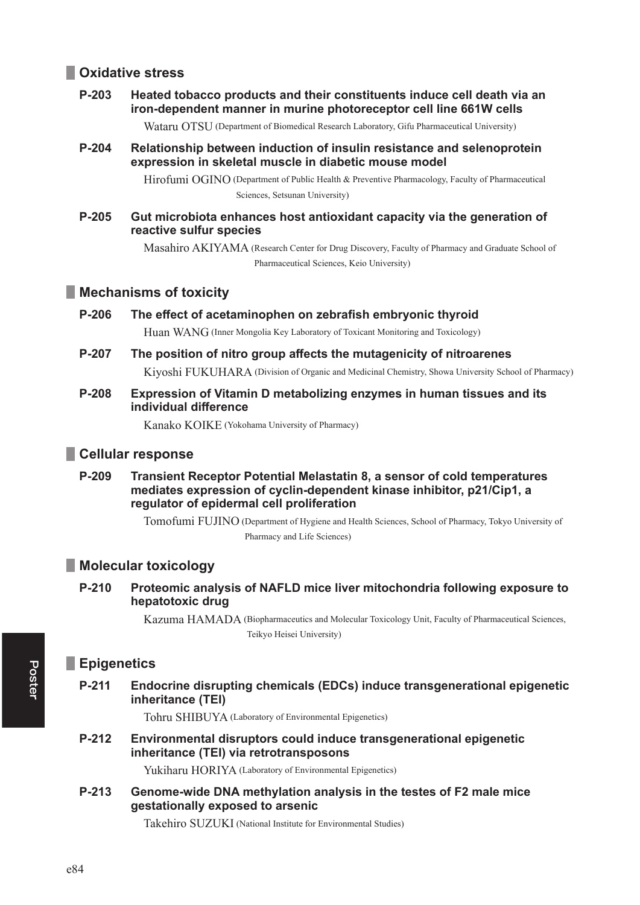## Oxidative stress

**P-203 Heated tobacco products and their constituents induce cell death via an iron-dependent manner in murine photoreceptor cell line 661W cells**

Wataru OTSU (Department of Biomedical Research Laboratory, Gifu Pharmaceutical University)

**P-204 Relationship between induction of insulin resistance and selenoprotein expression in skeletal muscle in diabetic mouse model**

Hirofumi OGINO (Department of Public Health & Preventive Pharmacology, Faculty of Pharmaceutical Sciences, Setsunan University)

**P-205 Gut microbiota enhances host antioxidant capacity via the generation of reactive sulfur species**

Masahiro AKIYAMA (Research Center for Drug Discovery, Faculty of Pharmacy and Graduate School of Pharmaceutical Sciences, Keio University)

## Mechanisms of toxicity

**P-206 The effect of acetaminophen on zebrafish embryonic thyroid**

Huan WANG (Inner Mongolia Key Laboratory of Toxicant Monitoring and Toxicology)

**P-207 The position of nitro group affects the mutagenicity of nitroarenes**

Kiyoshi FUKUHARA (Division of Organic and Medicinal Chemistry, Showa University School of Pharmacy)

**P-208 Expression of Vitamin D metabolizing enzymes in human tissues and its individual difference**

Kanako KOIKE (Yokohama University of Pharmacy)

## Cellular response

**P-209 Transient Receptor Potential Melastatin 8, a sensor of cold temperatures mediates expression of cyclin-dependent kinase inhibitor, p21/Cip1, a regulator of epidermal cell proliferation**

Tomofumi FUJINO (Department of Hygiene and Health Sciences, School of Pharmacy, Tokyo University of Pharmacy and Life Sciences)

## Molecular toxicology

**P-210 Proteomic analysis of NAFLD mice liver mitochondria following exposure to hepatotoxic drug**

Kazuma HAMADA (Biopharmaceutics and Molecular Toxicology Unit, Faculty of Pharmaceutical Sciences, Teikyo Heisei University)

## Epigenetics

**P-211 Endocrine disrupting chemicals (EDCs) induce transgenerational epigenetic inheritance (TEI)**

Tohru SHIBUYA (Laboratory of Environmental Epigenetics)

**P-212 Environmental disruptors could induce transgenerational epigenetic inheritance (TEI) via retrotransposons**

Yukiharu HORIYA (Laboratory of Environmental Epigenetics)

**P-213 Genome-wide DNA methylation analysis in the testes of F2 male mice gestationally exposed to arsenic**

Takehiro SUZUKI (National Institute for Environmental Studies)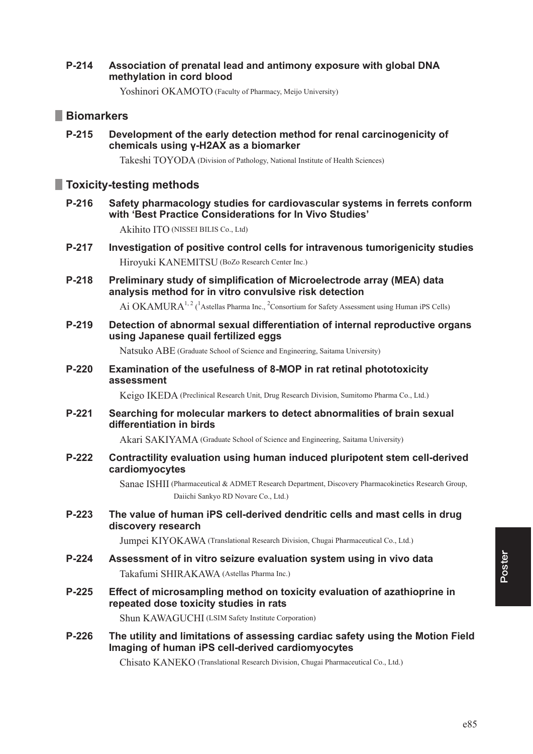**P-214 Association of prenatal lead and antimony exposure with global DNA methylation in cord blood**

Yoshinori OKAMOTO (Faculty of Pharmacy, Meijo University)

## Biomarkers

**P-215 Development of the early detection method for renal carcinogenicity of chemicals using γ-H2AX as a biomarker**

Takeshi TOYODA (Division of Pathology, National Institute of Health Sciences)

## Toxicity-testing methods

**P-216 Safety pharmacology studies for cardiovascular systems in ferrets conform with 'Best Practice Considerations for In Vivo Studies'**

Akihito ITO (NISSEI BILIS Co., Ltd)

**P-217 Investigation of positive control cells for intravenous tumorigenicity studies**

Hiroyuki KANEMITSU (BoZo Research Center Inc.)

**P-218 Preliminary study of simplification of Microelectrode array (MEA) data analysis method for in vitro convulsive risk detection**

Ai OKAMURA[1,2] ([1]Astellas Pharma Inc., [2]Consortium for Safety Assessment using Human iPS Cells)

**P-219 Detection of abnormal sexual differentiation of internal reproductive organs using Japanese quail fertilized eggs**

Natsuko ABE (Graduate School of Science and Engineering, Saitama University)

**P-220 Examination of the usefulness of 8-MOP in rat retinal phototoxicity assessment**

Keigo IKEDA (Preclinical Research Unit, Drug Research Division, Sumitomo Pharma Co., Ltd.)

**P-221 Searching for molecular markers to detect abnormalities of brain sexual differentiation in birds**

Akari SAKIYAMA (Graduate School of Science and Engineering, Saitama University)

**P-222 Contractility evaluation using human induced pluripotent stem cell-derived cardiomyocytes**

Sanae ISHII (Pharmaceutical & ADMET Research Department, Discovery Pharmacokinetics Research Group, Daiichi Sankyo RD Novare Co., Ltd.)

**P-223 The value of human iPS cell-derived dendritic cells and mast cells in drug discovery research**

Jumpei KIYOKAWA (Translational Research Division, Chugai Pharmaceutical Co., Ltd.)

**P-224 Assessment of in vitro seizure evaluation system using in vivo data**

Takafumi SHIRAKAWA (Astellas Pharma Inc.)

**P-225 Effect of microsampling method on toxicity evaluation of azathioprine in repeated dose toxicity studies in rats**

Shun KAWAGUCHI (LSIM Safety Institute Corporation)

**P-226 The utility and limitations of assessing cardiac safety using the Motion Field Imaging of human iPS cell-derived cardiomyocytes**

Chisato KANEKO (Translational Research Division, Chugai Pharmaceutical Co., Ltd.)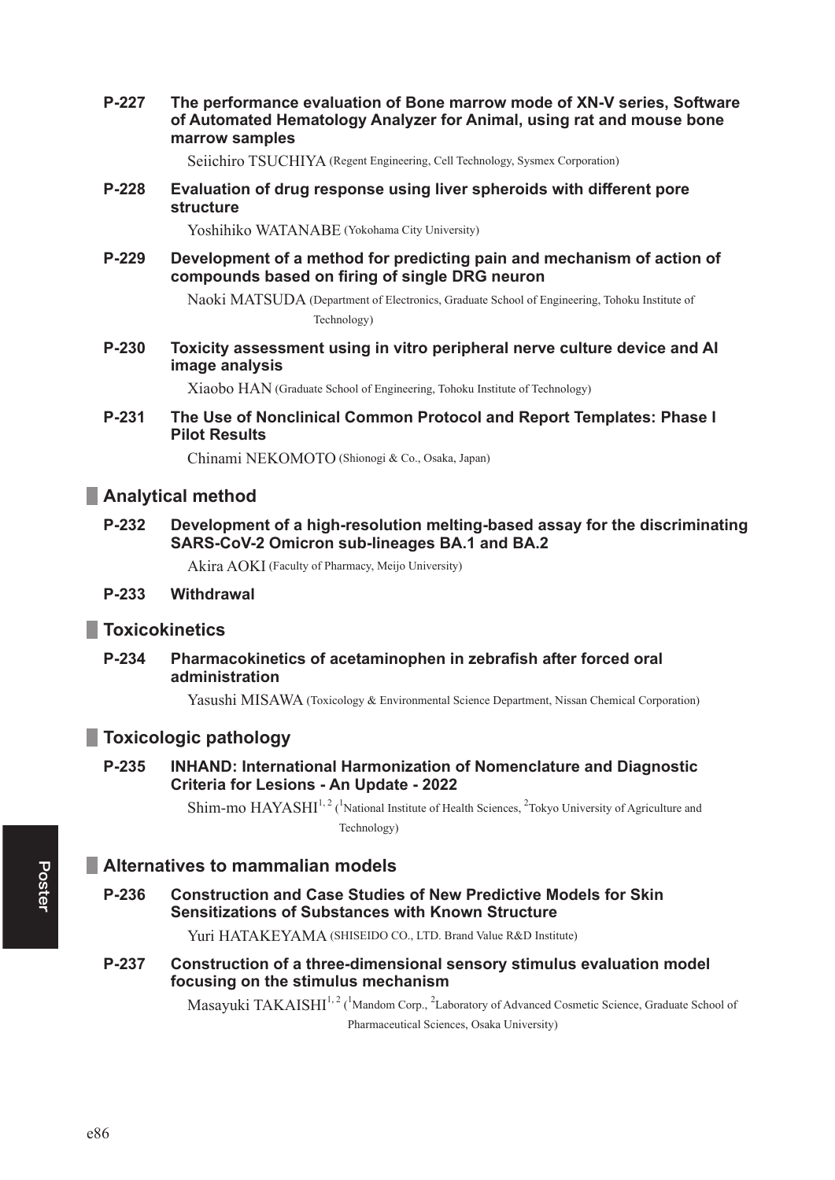**P-227 The performance evaluation of Bone marrow mode of XN-V series, Software of Automated Hematology Analyzer for Animal, using rat and mouse bone marrow samples**

Seiichiro TSUCHIYA (Regent Engineering, Cell Technology, Sysmex Corporation)

**P-228 Evaluation of drug response using liver spheroids with different pore structure**

Yoshihiko WATANABE (Yokohama City University)

**P-229 Development of a method for predicting pain and mechanism of action of compounds based on firing of single DRG neuron**

Naoki MATSUDA (Department of Electronics, Graduate School of Engineering, Tohoku Institute of Technology)

**P-230 Toxicity assessment using in vitro peripheral nerve culture device and AI image analysis**

Xiaobo HAN (Graduate School of Engineering, Tohoku Institute of Technology)

**P-231 The Use of Nonclinical Common Protocol and Report Templates: Phase I Pilot Results**

Chinami NEKOMOTO (Shionogi & Co., Osaka, Japan)

## Analytical method

**P-232 Development of a high-resolution melting-based assay for the discriminating SARS-CoV-2 Omicron sub-lineages BA.1 and BA.2**

Akira AOKI (Faculty of Pharmacy, Meijo University)

**P-233 Withdrawal**

## Toxicokinetics

**P-234 Pharmacokinetics of acetaminophen in zebrafish after forced oral administration**

Yasushi MISAWA (Toxicology & Environmental Science Department, Nissan Chemical Corporation)

## Toxicologic pathology

**P-235 INHAND: International Harmonization of Nomenclature and Diagnostic Criteria for Lesions - An Update - 2022**

Shim-mo HAYASHI[1,2] ([1]National Institute of Health Sciences, [2]Tokyo University of Agriculture and Technology)

## Alternatives to mammalian models

**P-236 Construction and Case Studies of New Predictive Models for Skin Sensitizations of Substances with Known Structure**

Yuri HATAKEYAMA (SHISEIDO CO., LTD. Brand Value R&D Institute)

**P-237 Construction of a three-dimensional sensory stimulus evaluation model focusing on the stimulus mechanism**

Masayuki TAKAISHI[1,2] ([1]Mandom Corp., [2]Laboratory of Advanced Cosmetic Science, Graduate School of Pharmaceutical Sciences, Osaka University)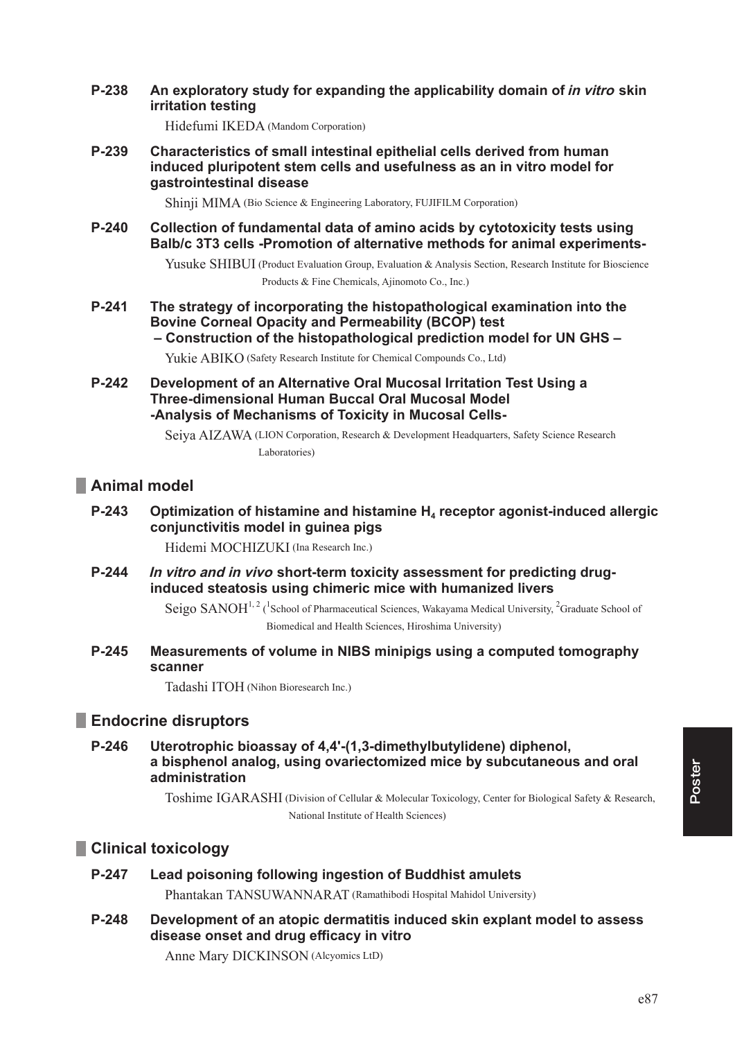**P-238 An exploratory study for expanding the applicability domain of *in vitro* skin irritation testing**

Hidefumi IKEDA (Mandom Corporation)

**P-239 Characteristics of small intestinal epithelial cells derived from human induced pluripotent stem cells and usefulness as an in vitro model for gastrointestinal disease**

Shinji MIMA (Bio Science & Engineering Laboratory, FUJIFILM Corporation)

**P-240 Collection of fundamental data of amino acids by cytotoxicity tests using Balb/c 3T3 cells -Promotion of alternative methods for animal experiments-**

Yusuke SHIBUI (Product Evaluation Group, Evaluation & Analysis Section, Research Institute for Bioscience Products & Fine Chemicals, Ajinomoto Co., Inc.)

**P-241 The strategy of incorporating the histopathological examination into the Bovine Corneal Opacity and Permeability (BCOP) test – Construction of the histopathological prediction model for UN GHS –**

Yukie ABIKO (Safety Research Institute for Chemical Compounds Co., Ltd)

**P-242 Development of an Alternative Oral Mucosal Irritation Test Using a Three-dimensional Human Buccal Oral Mucosal Model -Analysis of Mechanisms of Toxicity in Mucosal Cells-**

Seiya AIZAWA (LION Corporation, Research & Development Headquarters, Safety Science Research Laboratories)

## Animal model

**P-243 Optimization of histamine and histamine $H_4$ receptor agonist-induced allergic conjunctivitis model in guinea pigs**

Hidemi MOCHIZUKI (Ina Research Inc.)

**P-244 *In vitro and in vivo* short-term toxicity assessment for predicting drug-induced steatosis using chimeric mice with humanized livers**

Seigo SANOH[1,2] ([1]School of Pharmaceutical Sciences, Wakayama Medical University, [2]Graduate School of Biomedical and Health Sciences, Hiroshima University)

**P-245 Measurements of volume in NIBS minipigs using a computed tomography scanner**

Tadashi ITOH (Nihon Bioresearch Inc.)

## Endocrine disruptors

**P-246 Uterotrophic bioassay of 4,4'-(1,3-dimethylbutylidene) diphenol, a bisphenol analog, using ovariectomized mice by subcutaneous and oral administration**

Toshime IGARASHI (Division of Cellular & Molecular Toxicology, Center for Biological Safety & Research, National Institute of Health Sciences)

## Clinical toxicology

**P-247 Lead poisoning following ingestion of Buddhist amulets**

Phantakan TANSUWANNARAT (Ramathibodi Hospital Mahidol University)

**P-248 Development of an atopic dermatitis induced skin explant model to assess disease onset and drug efficacy in vitro**

Anne Mary DICKINSON (Alcyomics LtD)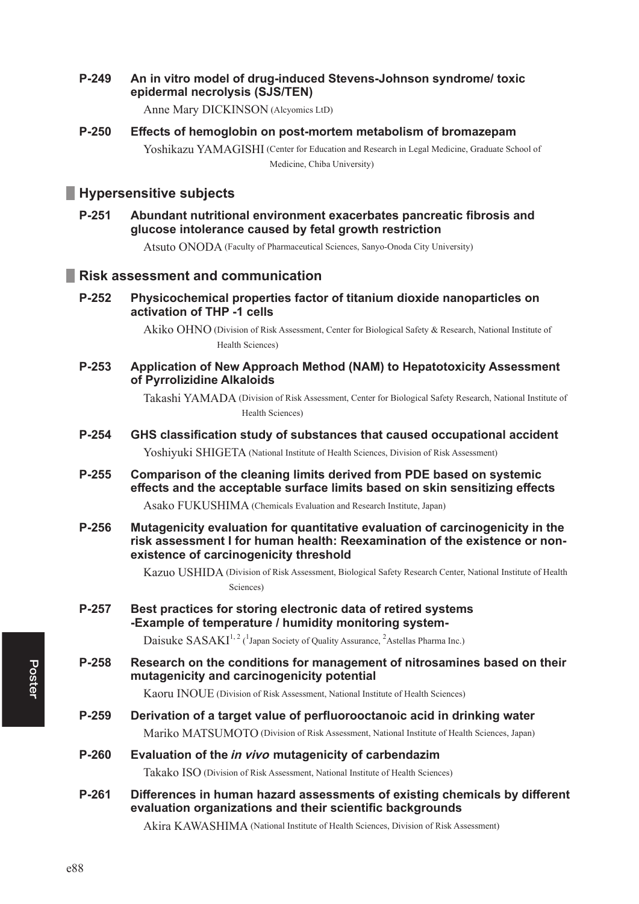**P-249 An in vitro model of drug-induced Stevens-Johnson syndrome/ toxic epidermal necrolysis (SJS/TEN)**

Anne Mary DICKINSON (Alcyomics LtD)

**P-250 Effects of hemoglobin on post-mortem metabolism of bromazepam**

Yoshikazu YAMAGISHI (Center for Education and Research in Legal Medicine, Graduate School of Medicine, Chiba University)

## Hypersensitive subjects

**P-251 Abundant nutritional environment exacerbates pancreatic fibrosis and glucose intolerance caused by fetal growth restriction**

Atsuto ONODA (Faculty of Pharmaceutical Sciences, Sanyo-Onoda City University)

## Risk assessment and communication

**P-252 Physicochemical properties factor of titanium dioxide nanoparticles on activation of THP -1 cells**

Akiko OHNO (Division of Risk Assessment, Center for Biological Safety & Research, National Institute of Health Sciences)

**P-253 Application of New Approach Method (NAM) to Hepatotoxicity Assessment of Pyrrolizidine Alkaloids**

Takashi YAMADA (Division of Risk Assessment, Center for Biological Safety Research, National Institute of Health Sciences)

**P-254 GHS classification study of substances that caused occupational accident**

Yoshiyuki SHIGETA (National Institute of Health Sciences, Division of Risk Assessment)

**P-255 Comparison of the cleaning limits derived from PDE based on systemic effects and the acceptable surface limits based on skin sensitizing effects**

Asako FUKUSHIMA (Chemicals Evaluation and Research Institute, Japan)

**P-256 Mutagenicity evaluation for quantitative evaluation of carcinogenicity in the risk assessment I for human health: Reexamination of the existence or non-existence of carcinogenicity threshold**

Kazuo USHIDA (Division of Risk Assessment, Biological Safety Research Center, National Institute of Health Sciences)

**P-257 Best practices for storing electronic data of retired systems -Example of temperature / humidity monitoring system-**

Daisuke SASAKI[1,2] ([1]Japan Society of Quality Assurance, [2]Astellas Pharma Inc.)

**P-258 Research on the conditions for management of nitrosamines based on their mutagenicity and carcinogenicity potential**

Kaoru INOUE (Division of Risk Assessment, National Institute of Health Sciences)

**P-259 Derivation of a target value of perfluorooctanoic acid in drinking water**

Mariko MATSUMOTO (Division of Risk Assessment, National Institute of Health Sciences, Japan)

**P-260 Evaluation of the *in vivo* mutagenicity of carbendazim**

Takako ISO (Division of Risk Assessment, National Institute of Health Sciences)

**P-261 Differences in human hazard assessments of existing chemicals by different evaluation organizations and their scientific backgrounds**

Akira KAWASHIMA (National Institute of Health Sciences, Division of Risk Assessment)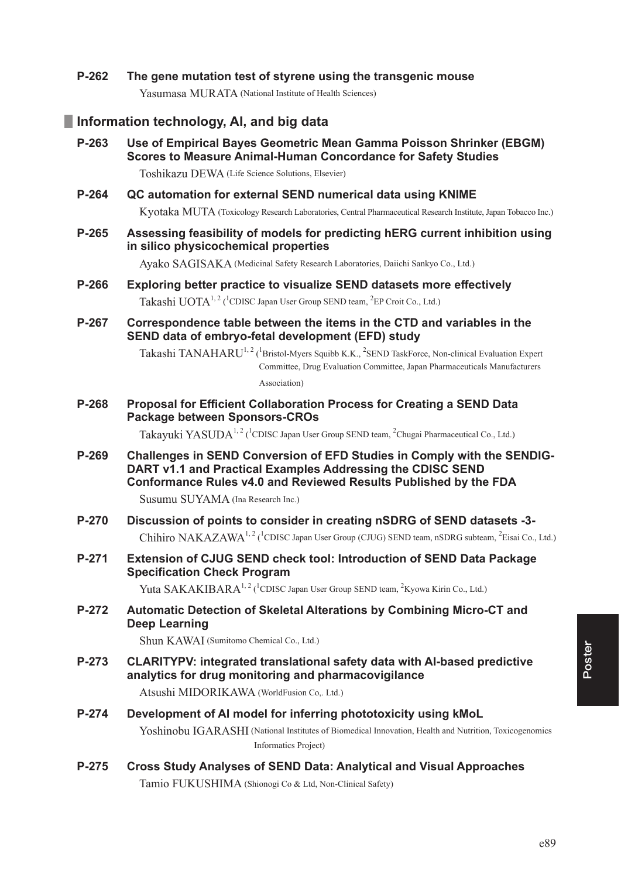**P-262 The gene mutation test of styrene using the transgenic mouse**

Yasumasa MURATA (National Institute of Health Sciences)

## Information technology, AI, and big data

**P-263 Use of Empirical Bayes Geometric Mean Gamma Poisson Shrinker (EBGM) Scores to Measure Animal-Human Concordance for Safety Studies**

Toshikazu DEWA (Life Science Solutions, Elsevier)

**P-264 QC automation for external SEND numerical data using KNIME**

Kyotaka MUTA (Toxicology Research Laboratories, Central Pharmaceutical Research Institute, Japan Tobacco Inc.)

**P-265 Assessing feasibility of models for predicting hERG current inhibition using in silico physicochemical properties**

Ayako SAGISAKA (Medicinal Safety Research Laboratories, Daiichi Sankyo Co., Ltd.)

**P-266 Exploring better practice to visualize SEND datasets more effectively**

Takashi UOTA[1,2] ([1]CDISC Japan User Group SEND team, [2]EP Croit Co., Ltd.)

**P-267 Correspondence table between the items in the CTD and variables in the SEND data of embryo-fetal development (EFD) study**

Takashi TANAHARU[1,2] ([1]Bristol-Myers Squibb K.K., [2]SEND TaskForce, Non-clinical Evaluation Expert Committee, Drug Evaluation Committee, Japan Pharmaceuticals Manufacturers Association)

**P-268 Proposal for Efficient Collaboration Process for Creating a SEND Data Package between Sponsors-CROs**

Takayuki YASUDA[1,2] ([1]CDISC Japan User Group SEND team, [2]Chugai Pharmaceutical Co., Ltd.)

**P-269 Challenges in SEND Conversion of EFD Studies in Comply with the SENDIG-DART v1.1 and Practical Examples Addressing the CDISC SEND Conformance Rules v4.0 and Reviewed Results Published by the FDA**

Susumu SUYAMA (Ina Research Inc.)

**P-270 Discussion of points to consider in creating nSDRG of SEND datasets -3-**

Chihiro NAKAZAWA[1,2] ([1]CDISC Japan User Group (CJUG) SEND team, nSDRG subteam, [2]Eisai Co., Ltd.)

**P-271 Extension of CJUG SEND check tool: Introduction of SEND Data Package Specification Check Program**

Yuta SAKAKIBARA[1,2] ([1]CDISC Japan User Group SEND team, [2]Kyowa Kirin Co., Ltd.)

**P-272 Automatic Detection of Skeletal Alterations by Combining Micro-CT and Deep Learning**

Shun KAWAI (Sumitomo Chemical Co., Ltd.)

**P-273 CLARITYPV: integrated translational safety data with AI-based predictive analytics for drug monitoring and pharmacovigilance**

Atsushi MIDORIKAWA (WorldFusion Co,. Ltd.)

**P-274 Development of AI model for inferring phototoxicity using kMoL**

Yoshinobu IGARASHI (National Institutes of Biomedical Innovation, Health and Nutrition, Toxicogenomics Informatics Project)

**P-275 Cross Study Analyses of SEND Data: Analytical and Visual Approaches**

Tamio FUKUSHIMA (Shionogi Co & Ltd, Non-Clinical Safety)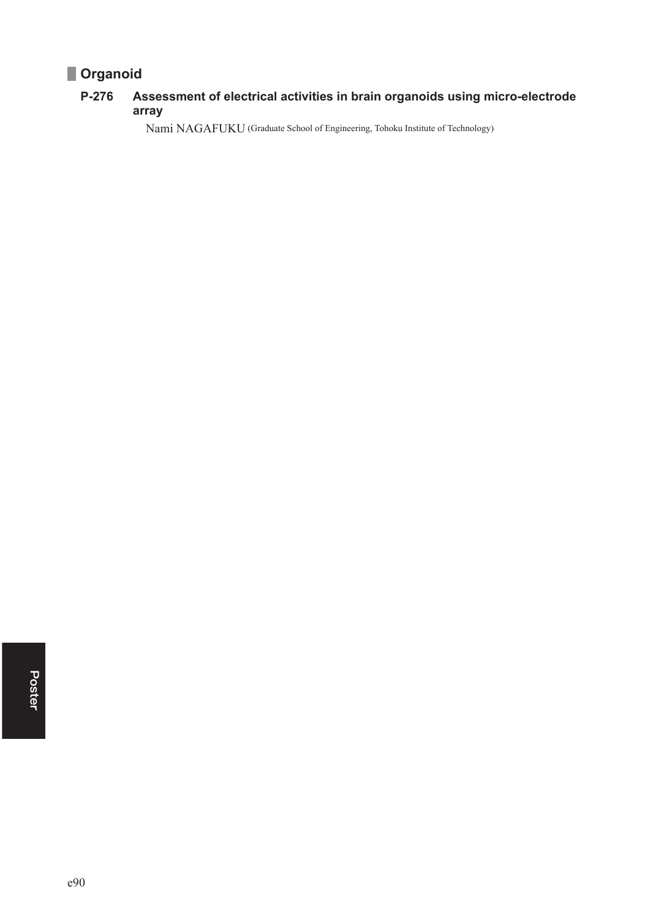## Organoid

### P-276 Assessment of electrical activities in brain organoids using micro-electrode array

Nami NAGAFUKU (Graduate School of Engineering, Tohoku Institute of Technology)